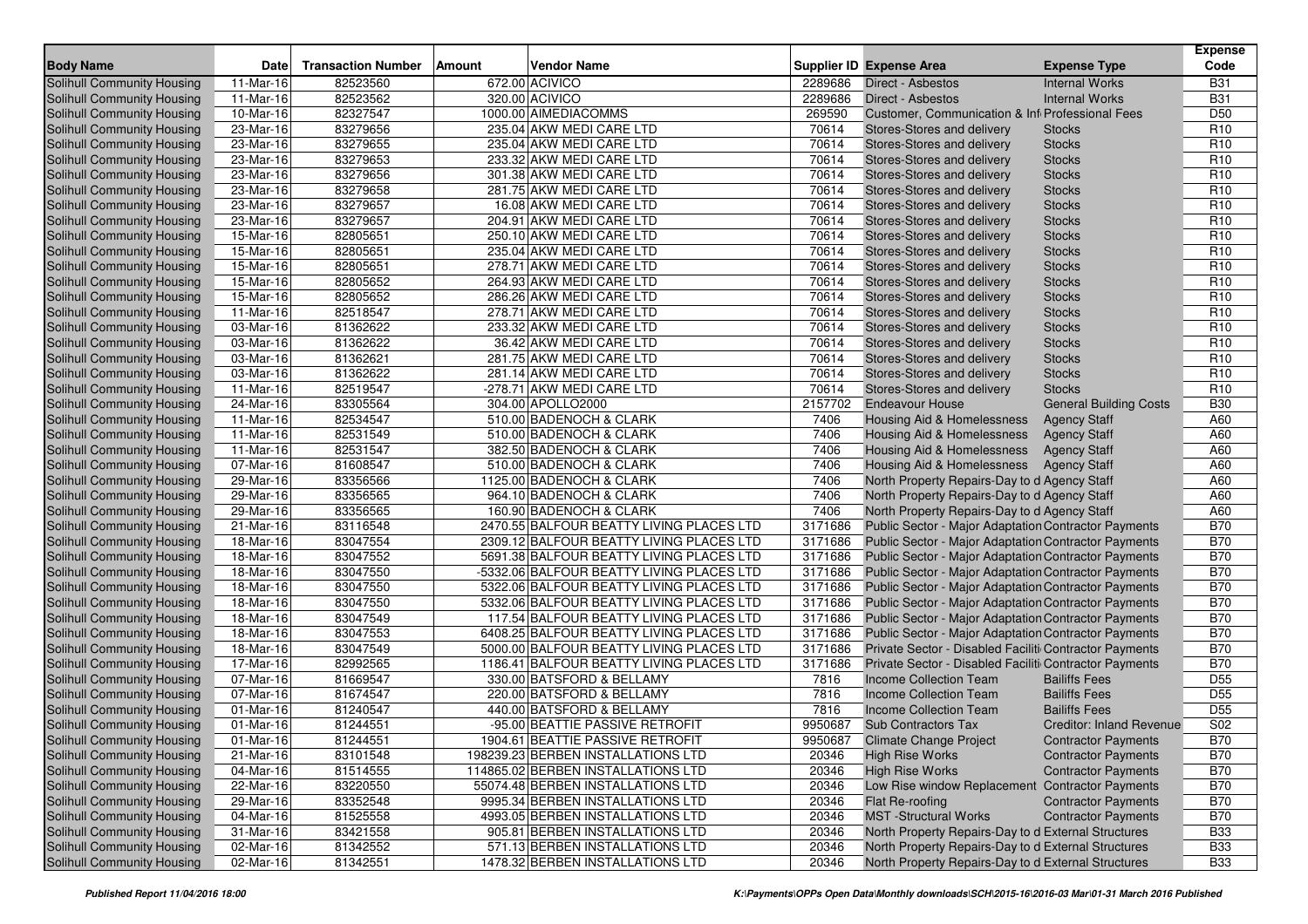| Body Name | Date | Transaction Number | Amount | Vendor Name | Supplier ID | Expense Area | Expense Type | Expense Code |
|---|---|---|---|---|---|---|---|---|
| Solihull Community Housing | 11-Mar-16 | 82523560 | 672.00 | ACIVICO | 2289686 | Direct - Asbestos | Internal Works | B31 |
| Solihull Community Housing | 11-Mar-16 | 82523562 | 320.00 | ACIVICO | 2289686 | Direct - Asbestos | Internal Works | B31 |
| Solihull Community Housing | 10-Mar-16 | 82327547 | 1000.00 | AIMEDIACOMMS | 269590 | Customer, Communication & Inf | Professional Fees | D50 |
| Solihull Community Housing | 23-Mar-16 | 83279656 | 235.04 | AKW MEDI CARE LTD | 70614 | Stores-Stores and delivery | Stocks | R10 |
| Solihull Community Housing | 23-Mar-16 | 83279655 | 235.04 | AKW MEDI CARE LTD | 70614 | Stores-Stores and delivery | Stocks | R10 |
| Solihull Community Housing | 23-Mar-16 | 83279653 | 233.32 | AKW MEDI CARE LTD | 70614 | Stores-Stores and delivery | Stocks | R10 |
| Solihull Community Housing | 23-Mar-16 | 83279656 | 301.38 | AKW MEDI CARE LTD | 70614 | Stores-Stores and delivery | Stocks | R10 |
| Solihull Community Housing | 23-Mar-16 | 83279658 | 281.75 | AKW MEDI CARE LTD | 70614 | Stores-Stores and delivery | Stocks | R10 |
| Solihull Community Housing | 23-Mar-16 | 83279657 | 16.08 | AKW MEDI CARE LTD | 70614 | Stores-Stores and delivery | Stocks | R10 |
| Solihull Community Housing | 23-Mar-16 | 83279657 | 204.91 | AKW MEDI CARE LTD | 70614 | Stores-Stores and delivery | Stocks | R10 |
| Solihull Community Housing | 15-Mar-16 | 82805651 | 250.10 | AKW MEDI CARE LTD | 70614 | Stores-Stores and delivery | Stocks | R10 |
| Solihull Community Housing | 15-Mar-16 | 82805651 | 235.04 | AKW MEDI CARE LTD | 70614 | Stores-Stores and delivery | Stocks | R10 |
| Solihull Community Housing | 15-Mar-16 | 82805651 | 278.71 | AKW MEDI CARE LTD | 70614 | Stores-Stores and delivery | Stocks | R10 |
| Solihull Community Housing | 15-Mar-16 | 82805652 | 264.93 | AKW MEDI CARE LTD | 70614 | Stores-Stores and delivery | Stocks | R10 |
| Solihull Community Housing | 15-Mar-16 | 82805652 | 286.26 | AKW MEDI CARE LTD | 70614 | Stores-Stores and delivery | Stocks | R10 |
| Solihull Community Housing | 11-Mar-16 | 82518547 | 278.71 | AKW MEDI CARE LTD | 70614 | Stores-Stores and delivery | Stocks | R10 |
| Solihull Community Housing | 03-Mar-16 | 81362622 | 233.32 | AKW MEDI CARE LTD | 70614 | Stores-Stores and delivery | Stocks | R10 |
| Solihull Community Housing | 03-Mar-16 | 81362622 | 36.42 | AKW MEDI CARE LTD | 70614 | Stores-Stores and delivery | Stocks | R10 |
| Solihull Community Housing | 03-Mar-16 | 81362621 | 281.75 | AKW MEDI CARE LTD | 70614 | Stores-Stores and delivery | Stocks | R10 |
| Solihull Community Housing | 03-Mar-16 | 81362622 | 281.14 | AKW MEDI CARE LTD | 70614 | Stores-Stores and delivery | Stocks | R10 |
| Solihull Community Housing | 11-Mar-16 | 82519547 | -278.71 | AKW MEDI CARE LTD | 70614 | Stores-Stores and delivery | Stocks | R10 |
| Solihull Community Housing | 24-Mar-16 | 83305564 | 304.00 | APOLLO2000 | 2157702 | Endeavour House | General Building Costs | B30 |
| Solihull Community Housing | 11-Mar-16 | 82534547 | 510.00 | BADENOCH & CLARK | 7406 | Housing Aid & Homelessness | Agency Staff | A60 |
| Solihull Community Housing | 11-Mar-16 | 82531549 | 510.00 | BADENOCH & CLARK | 7406 | Housing Aid & Homelessness | Agency Staff | A60 |
| Solihull Community Housing | 11-Mar-16 | 82531547 | 382.50 | BADENOCH & CLARK | 7406 | Housing Aid & Homelessness | Agency Staff | A60 |
| Solihull Community Housing | 07-Mar-16 | 81608547 | 510.00 | BADENOCH & CLARK | 7406 | Housing Aid & Homelessness | Agency Staff | A60 |
| Solihull Community Housing | 29-Mar-16 | 83356566 | 1125.00 | BADENOCH & CLARK | 7406 | North Property Repairs-Day to d | Agency Staff | A60 |
| Solihull Community Housing | 29-Mar-16 | 83356565 | 964.10 | BADENOCH & CLARK | 7406 | North Property Repairs-Day to d | Agency Staff | A60 |
| Solihull Community Housing | 29-Mar-16 | 83356565 | 160.90 | BADENOCH & CLARK | 7406 | North Property Repairs-Day to d | Agency Staff | A60 |
| Solihull Community Housing | 21-Mar-16 | 83116548 | 2470.55 | BALFOUR BEATTY LIVING PLACES LTD | 3171686 | Public Sector - Major Adaptation | Contractor Payments | B70 |
| Solihull Community Housing | 18-Mar-16 | 83047554 | 2309.12 | BALFOUR BEATTY LIVING PLACES LTD | 3171686 | Public Sector - Major Adaptation | Contractor Payments | B70 |
| Solihull Community Housing | 18-Mar-16 | 83047552 | 5691.38 | BALFOUR BEATTY LIVING PLACES LTD | 3171686 | Public Sector - Major Adaptation | Contractor Payments | B70 |
| Solihull Community Housing | 18-Mar-16 | 83047550 | -5332.06 | BALFOUR BEATTY LIVING PLACES LTD | 3171686 | Public Sector - Major Adaptation | Contractor Payments | B70 |
| Solihull Community Housing | 18-Mar-16 | 83047550 | 5322.06 | BALFOUR BEATTY LIVING PLACES LTD | 3171686 | Public Sector - Major Adaptation | Contractor Payments | B70 |
| Solihull Community Housing | 18-Mar-16 | 83047550 | 5332.06 | BALFOUR BEATTY LIVING PLACES LTD | 3171686 | Public Sector - Major Adaptation | Contractor Payments | B70 |
| Solihull Community Housing | 18-Mar-16 | 83047549 | 117.54 | BALFOUR BEATTY LIVING PLACES LTD | 3171686 | Public Sector - Major Adaptation | Contractor Payments | B70 |
| Solihull Community Housing | 18-Mar-16 | 83047553 | 6408.25 | BALFOUR BEATTY LIVING PLACES LTD | 3171686 | Public Sector - Major Adaptation | Contractor Payments | B70 |
| Solihull Community Housing | 18-Mar-16 | 83047549 | 5000.00 | BALFOUR BEATTY LIVING PLACES LTD | 3171686 | Private Sector - Disabled Faciliti | Contractor Payments | B70 |
| Solihull Community Housing | 17-Mar-16 | 82992565 | 1186.41 | BALFOUR BEATTY LIVING PLACES LTD | 3171686 | Private Sector - Disabled Faciliti | Contractor Payments | B70 |
| Solihull Community Housing | 07-Mar-16 | 81669547 | 330.00 | BATSFORD & BELLAMY | 7816 | Income Collection Team | Bailiffs Fees | D55 |
| Solihull Community Housing | 07-Mar-16 | 81674547 | 220.00 | BATSFORD & BELLAMY | 7816 | Income Collection Team | Bailiffs Fees | D55 |
| Solihull Community Housing | 01-Mar-16 | 81240547 | 440.00 | BATSFORD & BELLAMY | 7816 | Income Collection Team | Bailiffs Fees | D55 |
| Solihull Community Housing | 01-Mar-16 | 81244551 | -95.00 | BEATTIE PASSIVE RETROFIT | 9950687 | Sub Contractors Tax | Creditor: Inland Revenue | S02 |
| Solihull Community Housing | 01-Mar-16 | 81244551 | 1904.61 | BEATTIE PASSIVE RETROFIT | 9950687 | Climate Change Project | Contractor Payments | B70 |
| Solihull Community Housing | 21-Mar-16 | 83101548 | 198239.23 | BERBEN INSTALLATIONS LTD | 20346 | High Rise Works | Contractor Payments | B70 |
| Solihull Community Housing | 04-Mar-16 | 81514555 | 114865.02 | BERBEN INSTALLATIONS LTD | 20346 | High Rise Works | Contractor Payments | B70 |
| Solihull Community Housing | 22-Mar-16 | 83220550 | 55074.48 | BERBEN INSTALLATIONS LTD | 20346 | Low Rise window Replacement | Contractor Payments | B70 |
| Solihull Community Housing | 29-Mar-16 | 83352548 | 9995.34 | BERBEN INSTALLATIONS LTD | 20346 | Flat Re-roofing | Contractor Payments | B70 |
| Solihull Community Housing | 04-Mar-16 | 81525558 | 4993.05 | BERBEN INSTALLATIONS LTD | 20346 | MST -Structural Works | Contractor Payments | B70 |
| Solihull Community Housing | 31-Mar-16 | 83421558 | 905.81 | BERBEN INSTALLATIONS LTD | 20346 | North Property Repairs-Day to d | External Structures | B33 |
| Solihull Community Housing | 02-Mar-16 | 81342552 | 571.13 | BERBEN INSTALLATIONS LTD | 20346 | North Property Repairs-Day to d | External Structures | B33 |
| Solihull Community Housing | 02-Mar-16 | 81342551 | 1478.32 | BERBEN INSTALLATIONS LTD | 20346 | North Property Repairs-Day to d | External Structures | B33 |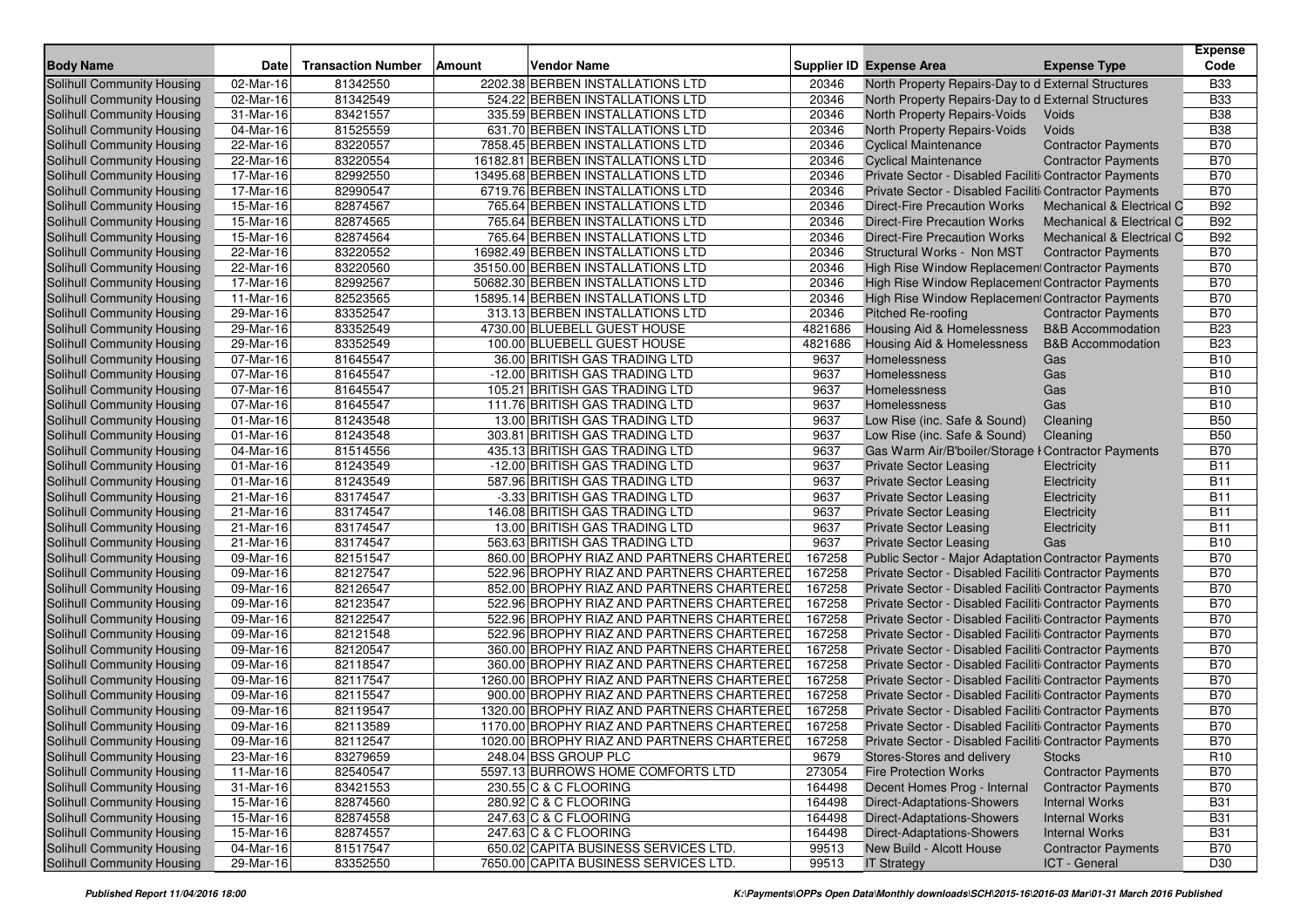| Body Name | Date | Transaction Number | Amount | Vendor Name | Supplier ID | Expense Area | Expense Type | Expense Code |
|---|---|---|---|---|---|---|---|---|
| Solihull Community Housing | 02-Mar-16 | 81342550 | 2202.38 | BERBEN INSTALLATIONS LTD | 20346 | North Property Repairs-Day to d | External Structures | B33 |
| Solihull Community Housing | 02-Mar-16 | 81342549 | 524.22 | BERBEN INSTALLATIONS LTD | 20346 | North Property Repairs-Day to d | External Structures | B33 |
| Solihull Community Housing | 31-Mar-16 | 83421557 | 335.59 | BERBEN INSTALLATIONS LTD | 20346 | North Property Repairs-Voids | Voids | B38 |
| Solihull Community Housing | 04-Mar-16 | 81525559 | 631.70 | BERBEN INSTALLATIONS LTD | 20346 | North Property Repairs-Voids | Voids | B38 |
| Solihull Community Housing | 22-Mar-16 | 83220557 | 7858.45 | BERBEN INSTALLATIONS LTD | 20346 | Cyclical Maintenance | Contractor Payments | B70 |
| Solihull Community Housing | 22-Mar-16 | 83220554 | 16182.81 | BERBEN INSTALLATIONS LTD | 20346 | Cyclical Maintenance | Contractor Payments | B70 |
| Solihull Community Housing | 17-Mar-16 | 82992550 | 13495.68 | BERBEN INSTALLATIONS LTD | 20346 | Private Sector - Disabled Faciliti | Contractor Payments | B70 |
| Solihull Community Housing | 17-Mar-16 | 82990547 | 6719.76 | BERBEN INSTALLATIONS LTD | 20346 | Private Sector - Disabled Faciliti | Contractor Payments | B70 |
| Solihull Community Housing | 15-Mar-16 | 82874567 | 765.64 | BERBEN INSTALLATIONS LTD | 20346 | Direct-Fire Precaution Works | Mechanical & Electrical C | B92 |
| Solihull Community Housing | 15-Mar-16 | 82874565 | 765.64 | BERBEN INSTALLATIONS LTD | 20346 | Direct-Fire Precaution Works | Mechanical & Electrical C | B92 |
| Solihull Community Housing | 15-Mar-16 | 82874564 | 765.64 | BERBEN INSTALLATIONS LTD | 20346 | Direct-Fire Precaution Works | Mechanical & Electrical C | B92 |
| Solihull Community Housing | 22-Mar-16 | 83220552 | 16982.49 | BERBEN INSTALLATIONS LTD | 20346 | Structural Works - Non MST | Contractor Payments | B70 |
| Solihull Community Housing | 22-Mar-16 | 83220560 | 35150.00 | BERBEN INSTALLATIONS LTD | 20346 | High Rise Window Replacement | Contractor Payments | B70 |
| Solihull Community Housing | 17-Mar-16 | 82992567 | 50682.30 | BERBEN INSTALLATIONS LTD | 20346 | High Rise Window Replacement | Contractor Payments | B70 |
| Solihull Community Housing | 11-Mar-16 | 82523565 | 15895.14 | BERBEN INSTALLATIONS LTD | 20346 | High Rise Window Replacement | Contractor Payments | B70 |
| Solihull Community Housing | 29-Mar-16 | 83352547 | 313.13 | BERBEN INSTALLATIONS LTD | 20346 | Pitched Re-roofing | Contractor Payments | B70 |
| Solihull Community Housing | 29-Mar-16 | 83352549 | 4730.00 | BLUEBELL GUEST HOUSE | 4821686 | Housing Aid & Homelessness | B&B Accommodation | B23 |
| Solihull Community Housing | 29-Mar-16 | 83352549 | 100.00 | BLUEBELL GUEST HOUSE | 4821686 | Housing Aid & Homelessness | B&B Accommodation | B23 |
| Solihull Community Housing | 07-Mar-16 | 81645547 | 36.00 | BRITISH GAS TRADING LTD | 9637 | Homelessness | Gas | B10 |
| Solihull Community Housing | 07-Mar-16 | 81645547 | -12.00 | BRITISH GAS TRADING LTD | 9637 | Homelessness | Gas | B10 |
| Solihull Community Housing | 07-Mar-16 | 81645547 | 105.21 | BRITISH GAS TRADING LTD | 9637 | Homelessness | Gas | B10 |
| Solihull Community Housing | 07-Mar-16 | 81645547 | 111.76 | BRITISH GAS TRADING LTD | 9637 | Homelessness | Gas | B10 |
| Solihull Community Housing | 01-Mar-16 | 81243548 | 13.00 | BRITISH GAS TRADING LTD | 9637 | Low Rise (inc. Safe & Sound) | Cleaning | B50 |
| Solihull Community Housing | 01-Mar-16 | 81243548 | 303.81 | BRITISH GAS TRADING LTD | 9637 | Low Rise (inc. Safe & Sound) | Cleaning | B50 |
| Solihull Community Housing | 04-Mar-16 | 81514556 | 435.13 | BRITISH GAS TRADING LTD | 9637 | Gas Warm Air/B'boiler/Storage I | Contractor Payments | B70 |
| Solihull Community Housing | 01-Mar-16 | 81243549 | -12.00 | BRITISH GAS TRADING LTD | 9637 | Private Sector Leasing | Electricity | B11 |
| Solihull Community Housing | 01-Mar-16 | 81243549 | 587.96 | BRITISH GAS TRADING LTD | 9637 | Private Sector Leasing | Electricity | B11 |
| Solihull Community Housing | 21-Mar-16 | 83174547 | -3.33 | BRITISH GAS TRADING LTD | 9637 | Private Sector Leasing | Electricity | B11 |
| Solihull Community Housing | 21-Mar-16 | 83174547 | 146.08 | BRITISH GAS TRADING LTD | 9637 | Private Sector Leasing | Electricity | B11 |
| Solihull Community Housing | 21-Mar-16 | 83174547 | 13.00 | BRITISH GAS TRADING LTD | 9637 | Private Sector Leasing | Electricity | B11 |
| Solihull Community Housing | 21-Mar-16 | 83174547 | 563.63 | BRITISH GAS TRADING LTD | 9637 | Private Sector Leasing | Gas | B10 |
| Solihull Community Housing | 09-Mar-16 | 82151547 | 860.00 | BROPHY RIAZ AND PARTNERS CHARTERED | 167258 | Public Sector - Major Adaptation | Contractor Payments | B70 |
| Solihull Community Housing | 09-Mar-16 | 82127547 | 522.96 | BROPHY RIAZ AND PARTNERS CHARTERED | 167258 | Private Sector - Disabled Faciliti | Contractor Payments | B70 |
| Solihull Community Housing | 09-Mar-16 | 82126547 | 852.00 | BROPHY RIAZ AND PARTNERS CHARTERED | 167258 | Private Sector - Disabled Faciliti | Contractor Payments | B70 |
| Solihull Community Housing | 09-Mar-16 | 82123547 | 522.96 | BROPHY RIAZ AND PARTNERS CHARTERED | 167258 | Private Sector - Disabled Faciliti | Contractor Payments | B70 |
| Solihull Community Housing | 09-Mar-16 | 82122547 | 522.96 | BROPHY RIAZ AND PARTNERS CHARTERED | 167258 | Private Sector - Disabled Faciliti | Contractor Payments | B70 |
| Solihull Community Housing | 09-Mar-16 | 82121548 | 522.96 | BROPHY RIAZ AND PARTNERS CHARTERED | 167258 | Private Sector - Disabled Faciliti | Contractor Payments | B70 |
| Solihull Community Housing | 09-Mar-16 | 82120547 | 360.00 | BROPHY RIAZ AND PARTNERS CHARTERED | 167258 | Private Sector - Disabled Faciliti | Contractor Payments | B70 |
| Solihull Community Housing | 09-Mar-16 | 82118547 | 360.00 | BROPHY RIAZ AND PARTNERS CHARTERED | 167258 | Private Sector - Disabled Faciliti | Contractor Payments | B70 |
| Solihull Community Housing | 09-Mar-16 | 82117547 | 1260.00 | BROPHY RIAZ AND PARTNERS CHARTERED | 167258 | Private Sector - Disabled Faciliti | Contractor Payments | B70 |
| Solihull Community Housing | 09-Mar-16 | 82115547 | 900.00 | BROPHY RIAZ AND PARTNERS CHARTERED | 167258 | Private Sector - Disabled Faciliti | Contractor Payments | B70 |
| Solihull Community Housing | 09-Mar-16 | 82119547 | 1320.00 | BROPHY RIAZ AND PARTNERS CHARTERED | 167258 | Private Sector - Disabled Faciliti | Contractor Payments | B70 |
| Solihull Community Housing | 09-Mar-16 | 82113589 | 1170.00 | BROPHY RIAZ AND PARTNERS CHARTERED | 167258 | Private Sector - Disabled Faciliti | Contractor Payments | B70 |
| Solihull Community Housing | 09-Mar-16 | 82112547 | 1020.00 | BROPHY RIAZ AND PARTNERS CHARTERED | 167258 | Private Sector - Disabled Faciliti | Contractor Payments | B70 |
| Solihull Community Housing | 23-Mar-16 | 83279659 | 248.04 | BSS GROUP PLC | 9679 | Stores-Stores and delivery | Stocks | R10 |
| Solihull Community Housing | 11-Mar-16 | 82540547 | 5597.13 | BURROWS HOME COMFORTS LTD | 273054 | Fire Protection Works | Contractor Payments | B70 |
| Solihull Community Housing | 31-Mar-16 | 83421553 | 230.55 | C & C FLOORING | 164498 | Decent Homes Prog - Internal | Contractor Payments | B70 |
| Solihull Community Housing | 15-Mar-16 | 82874560 | 280.92 | C & C FLOORING | 164498 | Direct-Adaptations-Showers | Internal Works | B31 |
| Solihull Community Housing | 15-Mar-16 | 82874558 | 247.63 | C & C FLOORING | 164498 | Direct-Adaptations-Showers | Internal Works | B31 |
| Solihull Community Housing | 15-Mar-16 | 82874557 | 247.63 | C & C FLOORING | 164498 | Direct-Adaptations-Showers | Internal Works | B31 |
| Solihull Community Housing | 04-Mar-16 | 81517547 | 650.02 | CAPITA BUSINESS SERVICES LTD. | 99513 | New Build - Alcott House | Contractor Payments | B70 |
| Solihull Community Housing | 29-Mar-16 | 83352550 | 7650.00 | CAPITA BUSINESS SERVICES LTD. | 99513 | IT Strategy | ICT - General | D30 |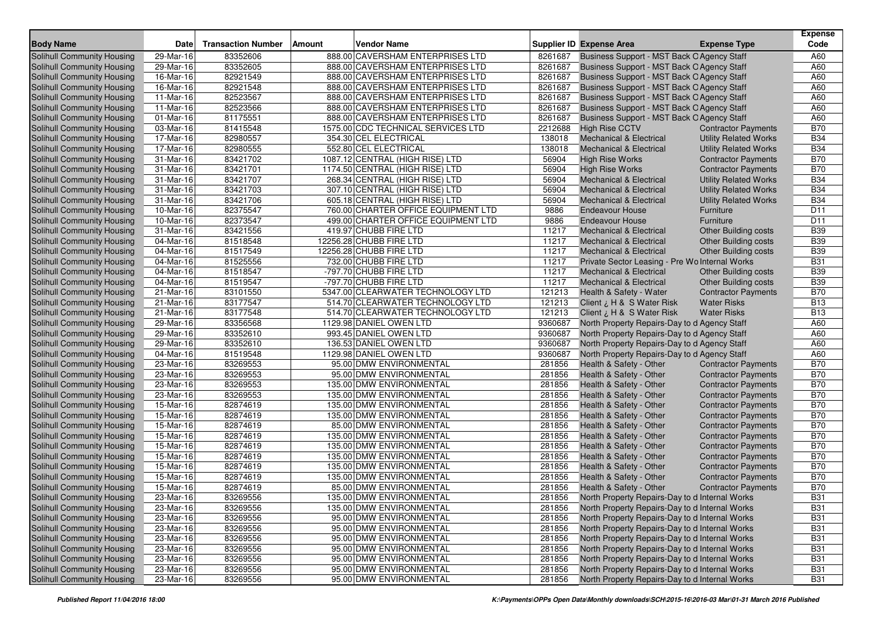| Body Name | Date | Transaction Number | Amount | Vendor Name | Supplier ID | Expense Area | Expense Type | Expense Code |
|---|---|---|---|---|---|---|---|---|
| Solihull Community Housing | 29-Mar-16 | 83352606 | 888.00 | CAVERSHAM ENTERPRISES LTD | 8261687 | Business Support - MST Back O | Agency Staff | A60 |
| Solihull Community Housing | 29-Mar-16 | 83352605 | 888.00 | CAVERSHAM ENTERPRISES LTD | 8261687 | Business Support - MST Back O | Agency Staff | A60 |
| Solihull Community Housing | 16-Mar-16 | 82921549 | 888.00 | CAVERSHAM ENTERPRISES LTD | 8261687 | Business Support - MST Back O | Agency Staff | A60 |
| Solihull Community Housing | 16-Mar-16 | 82921548 | 888.00 | CAVERSHAM ENTERPRISES LTD | 8261687 | Business Support - MST Back O | Agency Staff | A60 |
| Solihull Community Housing | 11-Mar-16 | 82523567 | 888.00 | CAVERSHAM ENTERPRISES LTD | 8261687 | Business Support - MST Back O | Agency Staff | A60 |
| Solihull Community Housing | 11-Mar-16 | 82523566 | 888.00 | CAVERSHAM ENTERPRISES LTD | 8261687 | Business Support - MST Back O | Agency Staff | A60 |
| Solihull Community Housing | 01-Mar-16 | 81175551 | 888.00 | CAVERSHAM ENTERPRISES LTD | 8261687 | Business Support - MST Back O | Agency Staff | A60 |
| Solihull Community Housing | 03-Mar-16 | 81415548 | 1575.00 | CDC TECHNICAL SERVICES LTD | 2212688 | High Rise CCTV | Contractor Payments | B70 |
| Solihull Community Housing | 17-Mar-16 | 82980557 | 354.30 | CEL ELECTRICAL | 138018 | Mechanical & Electrical | Utility Related Works | B34 |
| Solihull Community Housing | 17-Mar-16 | 82980555 | 552.80 | CEL ELECTRICAL | 138018 | Mechanical & Electrical | Utility Related Works | B34 |
| Solihull Community Housing | 31-Mar-16 | 83421702 | 1087.12 | CENTRAL (HIGH RISE) LTD | 56904 | High Rise Works | Contractor Payments | B70 |
| Solihull Community Housing | 31-Mar-16 | 83421701 | 1174.50 | CENTRAL (HIGH RISE) LTD | 56904 | High Rise Works | Contractor Payments | B70 |
| Solihull Community Housing | 31-Mar-16 | 83421707 | 268.34 | CENTRAL (HIGH RISE) LTD | 56904 | Mechanical & Electrical | Utility Related Works | B34 |
| Solihull Community Housing | 31-Mar-16 | 83421703 | 307.10 | CENTRAL (HIGH RISE) LTD | 56904 | Mechanical & Electrical | Utility Related Works | B34 |
| Solihull Community Housing | 31-Mar-16 | 83421706 | 605.18 | CENTRAL (HIGH RISE) LTD | 56904 | Mechanical & Electrical | Utility Related Works | B34 |
| Solihull Community Housing | 10-Mar-16 | 82375547 | 760.00 | CHARTER OFFICE EQUIPMENT LTD | 9886 | Endeavour House | Furniture | D11 |
| Solihull Community Housing | 10-Mar-16 | 82373547 | 499.00 | CHARTER OFFICE EQUIPMENT LTD | 9886 | Endeavour House | Furniture | D11 |
| Solihull Community Housing | 31-Mar-16 | 83421556 | 419.97 | CHUBB FIRE LTD | 11217 | Mechanical & Electrical | Other Building costs | B39 |
| Solihull Community Housing | 04-Mar-16 | 81518548 | 12256.28 | CHUBB FIRE LTD | 11217 | Mechanical & Electrical | Other Building costs | B39 |
| Solihull Community Housing | 04-Mar-16 | 81517549 | 12256.28 | CHUBB FIRE LTD | 11217 | Mechanical & Electrical | Other Building costs | B39 |
| Solihull Community Housing | 04-Mar-16 | 81525556 | 732.00 | CHUBB FIRE LTD | 11217 | Private Sector Leasing - Pre Wo | Internal Works | B31 |
| Solihull Community Housing | 04-Mar-16 | 81518547 | -797.70 | CHUBB FIRE LTD | 11217 | Mechanical & Electrical | Other Building costs | B39 |
| Solihull Community Housing | 04-Mar-16 | 81519547 | -797.70 | CHUBB FIRE LTD | 11217 | Mechanical & Electrical | Other Building costs | B39 |
| Solihull Community Housing | 21-Mar-16 | 83101550 | 5347.00 | CLEARWATER TECHNOLOGY LTD | 121213 | Health & Safety - Water | Contractor Payments | B70 |
| Solihull Community Housing | 21-Mar-16 | 83177547 | 514.70 | CLEARWATER TECHNOLOGY LTD | 121213 | Client ¿ H & S Water Risk | Water Risks | B13 |
| Solihull Community Housing | 21-Mar-16 | 83177548 | 514.70 | CLEARWATER TECHNOLOGY LTD | 121213 | Client ¿ H & S Water Risk | Water Risks | B13 |
| Solihull Community Housing | 29-Mar-16 | 83356568 | 1129.98 | DANIEL OWEN LTD | 9360687 | North Property Repairs-Day to d | Agency Staff | A60 |
| Solihull Community Housing | 29-Mar-16 | 83352610 | 993.45 | DANIEL OWEN LTD | 9360687 | North Property Repairs-Day to d | Agency Staff | A60 |
| Solihull Community Housing | 29-Mar-16 | 83352610 | 136.53 | DANIEL OWEN LTD | 9360687 | North Property Repairs-Day to d | Agency Staff | A60 |
| Solihull Community Housing | 04-Mar-16 | 81519548 | 1129.98 | DANIEL OWEN LTD | 9360687 | North Property Repairs-Day to d | Agency Staff | A60 |
| Solihull Community Housing | 23-Mar-16 | 83269553 | 95.00 | DMW ENVIRONMENTAL | 281856 | Health & Safety - Other | Contractor Payments | B70 |
| Solihull Community Housing | 23-Mar-16 | 83269553 | 95.00 | DMW ENVIRONMENTAL | 281856 | Health & Safety - Other | Contractor Payments | B70 |
| Solihull Community Housing | 23-Mar-16 | 83269553 | 135.00 | DMW ENVIRONMENTAL | 281856 | Health & Safety - Other | Contractor Payments | B70 |
| Solihull Community Housing | 23-Mar-16 | 83269553 | 135.00 | DMW ENVIRONMENTAL | 281856 | Health & Safety - Other | Contractor Payments | B70 |
| Solihull Community Housing | 15-Mar-16 | 82874619 | 135.00 | DMW ENVIRONMENTAL | 281856 | Health & Safety - Other | Contractor Payments | B70 |
| Solihull Community Housing | 15-Mar-16 | 82874619 | 135.00 | DMW ENVIRONMENTAL | 281856 | Health & Safety - Other | Contractor Payments | B70 |
| Solihull Community Housing | 15-Mar-16 | 82874619 | 85.00 | DMW ENVIRONMENTAL | 281856 | Health & Safety - Other | Contractor Payments | B70 |
| Solihull Community Housing | 15-Mar-16 | 82874619 | 135.00 | DMW ENVIRONMENTAL | 281856 | Health & Safety - Other | Contractor Payments | B70 |
| Solihull Community Housing | 15-Mar-16 | 82874619 | 135.00 | DMW ENVIRONMENTAL | 281856 | Health & Safety - Other | Contractor Payments | B70 |
| Solihull Community Housing | 15-Mar-16 | 82874619 | 135.00 | DMW ENVIRONMENTAL | 281856 | Health & Safety - Other | Contractor Payments | B70 |
| Solihull Community Housing | 15-Mar-16 | 82874619 | 135.00 | DMW ENVIRONMENTAL | 281856 | Health & Safety - Other | Contractor Payments | B70 |
| Solihull Community Housing | 15-Mar-16 | 82874619 | 135.00 | DMW ENVIRONMENTAL | 281856 | Health & Safety - Other | Contractor Payments | B70 |
| Solihull Community Housing | 15-Mar-16 | 82874619 | 85.00 | DMW ENVIRONMENTAL | 281856 | Health & Safety - Other | Contractor Payments | B70 |
| Solihull Community Housing | 23-Mar-16 | 83269556 | 135.00 | DMW ENVIRONMENTAL | 281856 | North Property Repairs-Day to d | Internal Works | B31 |
| Solihull Community Housing | 23-Mar-16 | 83269556 | 135.00 | DMW ENVIRONMENTAL | 281856 | North Property Repairs-Day to d | Internal Works | B31 |
| Solihull Community Housing | 23-Mar-16 | 83269556 | 95.00 | DMW ENVIRONMENTAL | 281856 | North Property Repairs-Day to d | Internal Works | B31 |
| Solihull Community Housing | 23-Mar-16 | 83269556 | 95.00 | DMW ENVIRONMENTAL | 281856 | North Property Repairs-Day to d | Internal Works | B31 |
| Solihull Community Housing | 23-Mar-16 | 83269556 | 95.00 | DMW ENVIRONMENTAL | 281856 | North Property Repairs-Day to d | Internal Works | B31 |
| Solihull Community Housing | 23-Mar-16 | 83269556 | 95.00 | DMW ENVIRONMENTAL | 281856 | North Property Repairs-Day to d | Internal Works | B31 |
| Solihull Community Housing | 23-Mar-16 | 83269556 | 95.00 | DMW ENVIRONMENTAL | 281856 | North Property Repairs-Day to d | Internal Works | B31 |
| Solihull Community Housing | 23-Mar-16 | 83269556 | 95.00 | DMW ENVIRONMENTAL | 281856 | North Property Repairs-Day to d | Internal Works | B31 |
| Solihull Community Housing | 23-Mar-16 | 83269556 | 95.00 | DMW ENVIRONMENTAL | 281856 | North Property Repairs-Day to d | Internal Works | B31 |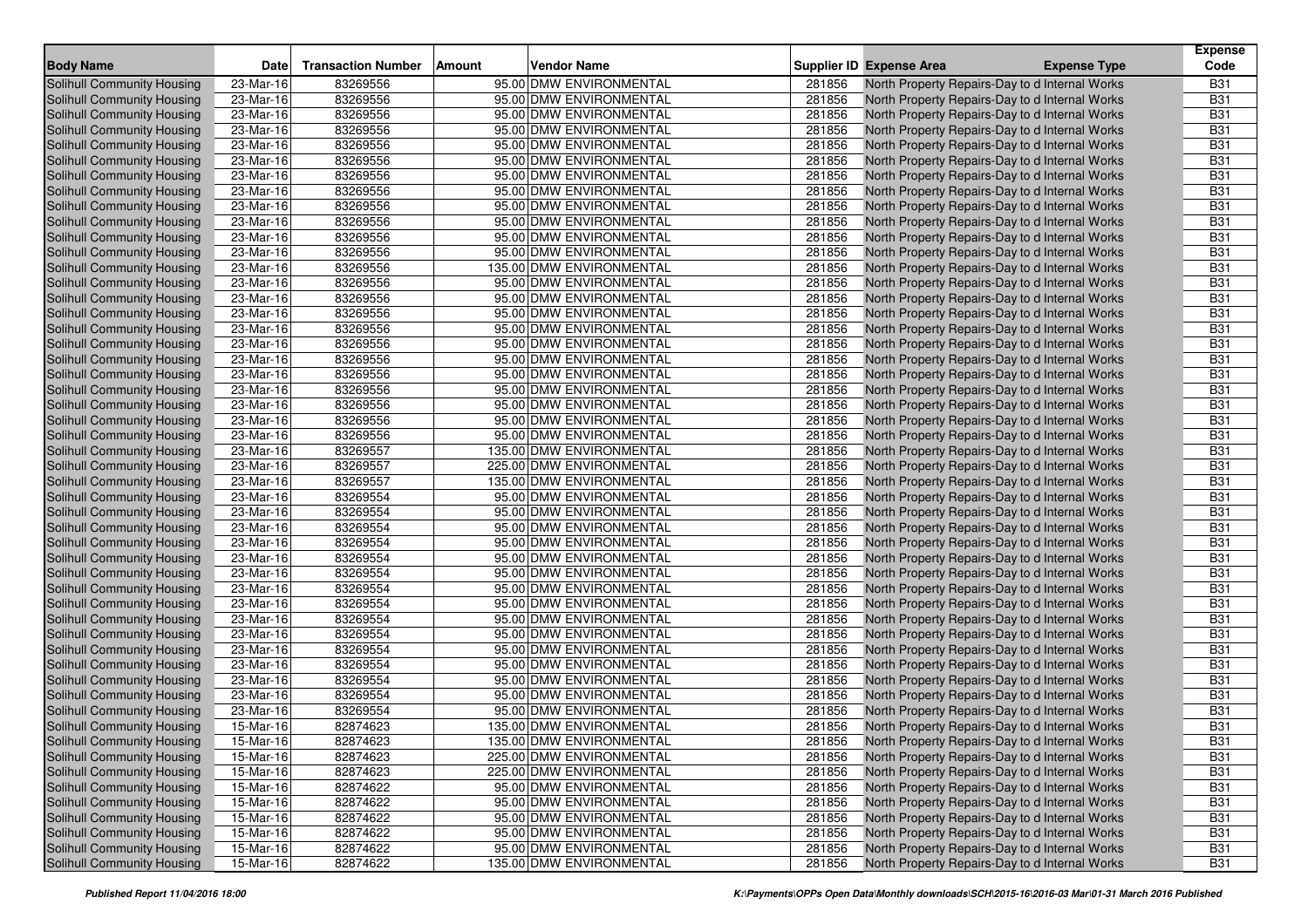| Body Name | Date | Transaction Number | Amount | Vendor Name | Supplier ID | Expense Area | Expense Type | Expense Code |
|---|---|---|---|---|---|---|---|---|
| Solihull Community Housing | 23-Mar-16 | 83269556 | 95.00 | DMW ENVIRONMENTAL | 281856 | North Property Repairs-Day to d | Internal Works | B31 |
| Solihull Community Housing | 23-Mar-16 | 83269556 | 95.00 | DMW ENVIRONMENTAL | 281856 | North Property Repairs-Day to d | Internal Works | B31 |
| Solihull Community Housing | 23-Mar-16 | 83269556 | 95.00 | DMW ENVIRONMENTAL | 281856 | North Property Repairs-Day to d | Internal Works | B31 |
| Solihull Community Housing | 23-Mar-16 | 83269556 | 95.00 | DMW ENVIRONMENTAL | 281856 | North Property Repairs-Day to d | Internal Works | B31 |
| Solihull Community Housing | 23-Mar-16 | 83269556 | 95.00 | DMW ENVIRONMENTAL | 281856 | North Property Repairs-Day to d | Internal Works | B31 |
| Solihull Community Housing | 23-Mar-16 | 83269556 | 95.00 | DMW ENVIRONMENTAL | 281856 | North Property Repairs-Day to d | Internal Works | B31 |
| Solihull Community Housing | 23-Mar-16 | 83269556 | 95.00 | DMW ENVIRONMENTAL | 281856 | North Property Repairs-Day to d | Internal Works | B31 |
| Solihull Community Housing | 23-Mar-16 | 83269556 | 95.00 | DMW ENVIRONMENTAL | 281856 | North Property Repairs-Day to d | Internal Works | B31 |
| Solihull Community Housing | 23-Mar-16 | 83269556 | 95.00 | DMW ENVIRONMENTAL | 281856 | North Property Repairs-Day to d | Internal Works | B31 |
| Solihull Community Housing | 23-Mar-16 | 83269556 | 95.00 | DMW ENVIRONMENTAL | 281856 | North Property Repairs-Day to d | Internal Works | B31 |
| Solihull Community Housing | 23-Mar-16 | 83269556 | 95.00 | DMW ENVIRONMENTAL | 281856 | North Property Repairs-Day to d | Internal Works | B31 |
| Solihull Community Housing | 23-Mar-16 | 83269556 | 95.00 | DMW ENVIRONMENTAL | 281856 | North Property Repairs-Day to d | Internal Works | B31 |
| Solihull Community Housing | 23-Mar-16 | 83269556 | 135.00 | DMW ENVIRONMENTAL | 281856 | North Property Repairs-Day to d | Internal Works | B31 |
| Solihull Community Housing | 23-Mar-16 | 83269556 | 95.00 | DMW ENVIRONMENTAL | 281856 | North Property Repairs-Day to d | Internal Works | B31 |
| Solihull Community Housing | 23-Mar-16 | 83269556 | 95.00 | DMW ENVIRONMENTAL | 281856 | North Property Repairs-Day to d | Internal Works | B31 |
| Solihull Community Housing | 23-Mar-16 | 83269556 | 95.00 | DMW ENVIRONMENTAL | 281856 | North Property Repairs-Day to d | Internal Works | B31 |
| Solihull Community Housing | 23-Mar-16 | 83269556 | 95.00 | DMW ENVIRONMENTAL | 281856 | North Property Repairs-Day to d | Internal Works | B31 |
| Solihull Community Housing | 23-Mar-16 | 83269556 | 95.00 | DMW ENVIRONMENTAL | 281856 | North Property Repairs-Day to d | Internal Works | B31 |
| Solihull Community Housing | 23-Mar-16 | 83269556 | 95.00 | DMW ENVIRONMENTAL | 281856 | North Property Repairs-Day to d | Internal Works | B31 |
| Solihull Community Housing | 23-Mar-16 | 83269556 | 95.00 | DMW ENVIRONMENTAL | 281856 | North Property Repairs-Day to d | Internal Works | B31 |
| Solihull Community Housing | 23-Mar-16 | 83269556 | 95.00 | DMW ENVIRONMENTAL | 281856 | North Property Repairs-Day to d | Internal Works | B31 |
| Solihull Community Housing | 23-Mar-16 | 83269556 | 95.00 | DMW ENVIRONMENTAL | 281856 | North Property Repairs-Day to d | Internal Works | B31 |
| Solihull Community Housing | 23-Mar-16 | 83269556 | 95.00 | DMW ENVIRONMENTAL | 281856 | North Property Repairs-Day to d | Internal Works | B31 |
| Solihull Community Housing | 23-Mar-16 | 83269556 | 95.00 | DMW ENVIRONMENTAL | 281856 | North Property Repairs-Day to d | Internal Works | B31 |
| Solihull Community Housing | 23-Mar-16 | 83269557 | 135.00 | DMW ENVIRONMENTAL | 281856 | North Property Repairs-Day to d | Internal Works | B31 |
| Solihull Community Housing | 23-Mar-16 | 83269557 | 225.00 | DMW ENVIRONMENTAL | 281856 | North Property Repairs-Day to d | Internal Works | B31 |
| Solihull Community Housing | 23-Mar-16 | 83269557 | 135.00 | DMW ENVIRONMENTAL | 281856 | North Property Repairs-Day to d | Internal Works | B31 |
| Solihull Community Housing | 23-Mar-16 | 83269554 | 95.00 | DMW ENVIRONMENTAL | 281856 | North Property Repairs-Day to d | Internal Works | B31 |
| Solihull Community Housing | 23-Mar-16 | 83269554 | 95.00 | DMW ENVIRONMENTAL | 281856 | North Property Repairs-Day to d | Internal Works | B31 |
| Solihull Community Housing | 23-Mar-16 | 83269554 | 95.00 | DMW ENVIRONMENTAL | 281856 | North Property Repairs-Day to d | Internal Works | B31 |
| Solihull Community Housing | 23-Mar-16 | 83269554 | 95.00 | DMW ENVIRONMENTAL | 281856 | North Property Repairs-Day to d | Internal Works | B31 |
| Solihull Community Housing | 23-Mar-16 | 83269554 | 95.00 | DMW ENVIRONMENTAL | 281856 | North Property Repairs-Day to d | Internal Works | B31 |
| Solihull Community Housing | 23-Mar-16 | 83269554 | 95.00 | DMW ENVIRONMENTAL | 281856 | North Property Repairs-Day to d | Internal Works | B31 |
| Solihull Community Housing | 23-Mar-16 | 83269554 | 95.00 | DMW ENVIRONMENTAL | 281856 | North Property Repairs-Day to d | Internal Works | B31 |
| Solihull Community Housing | 23-Mar-16 | 83269554 | 95.00 | DMW ENVIRONMENTAL | 281856 | North Property Repairs-Day to d | Internal Works | B31 |
| Solihull Community Housing | 23-Mar-16 | 83269554 | 95.00 | DMW ENVIRONMENTAL | 281856 | North Property Repairs-Day to d | Internal Works | B31 |
| Solihull Community Housing | 23-Mar-16 | 83269554 | 95.00 | DMW ENVIRONMENTAL | 281856 | North Property Repairs-Day to d | Internal Works | B31 |
| Solihull Community Housing | 23-Mar-16 | 83269554 | 95.00 | DMW ENVIRONMENTAL | 281856 | North Property Repairs-Day to d | Internal Works | B31 |
| Solihull Community Housing | 23-Mar-16 | 83269554 | 95.00 | DMW ENVIRONMENTAL | 281856 | North Property Repairs-Day to d | Internal Works | B31 |
| Solihull Community Housing | 23-Mar-16 | 83269554 | 95.00 | DMW ENVIRONMENTAL | 281856 | North Property Repairs-Day to d | Internal Works | B31 |
| Solihull Community Housing | 23-Mar-16 | 83269554 | 95.00 | DMW ENVIRONMENTAL | 281856 | North Property Repairs-Day to d | Internal Works | B31 |
| Solihull Community Housing | 23-Mar-16 | 83269554 | 95.00 | DMW ENVIRONMENTAL | 281856 | North Property Repairs-Day to d | Internal Works | B31 |
| Solihull Community Housing | 15-Mar-16 | 82874623 | 135.00 | DMW ENVIRONMENTAL | 281856 | North Property Repairs-Day to d | Internal Works | B31 |
| Solihull Community Housing | 15-Mar-16 | 82874623 | 135.00 | DMW ENVIRONMENTAL | 281856 | North Property Repairs-Day to d | Internal Works | B31 |
| Solihull Community Housing | 15-Mar-16 | 82874623 | 225.00 | DMW ENVIRONMENTAL | 281856 | North Property Repairs-Day to d | Internal Works | B31 |
| Solihull Community Housing | 15-Mar-16 | 82874623 | 225.00 | DMW ENVIRONMENTAL | 281856 | North Property Repairs-Day to d | Internal Works | B31 |
| Solihull Community Housing | 15-Mar-16 | 82874622 | 95.00 | DMW ENVIRONMENTAL | 281856 | North Property Repairs-Day to d | Internal Works | B31 |
| Solihull Community Housing | 15-Mar-16 | 82874622 | 95.00 | DMW ENVIRONMENTAL | 281856 | North Property Repairs-Day to d | Internal Works | B31 |
| Solihull Community Housing | 15-Mar-16 | 82874622 | 95.00 | DMW ENVIRONMENTAL | 281856 | North Property Repairs-Day to d | Internal Works | B31 |
| Solihull Community Housing | 15-Mar-16 | 82874622 | 95.00 | DMW ENVIRONMENTAL | 281856 | North Property Repairs-Day to d | Internal Works | B31 |
| Solihull Community Housing | 15-Mar-16 | 82874622 | 95.00 | DMW ENVIRONMENTAL | 281856 | North Property Repairs-Day to d | Internal Works | B31 |
| Solihull Community Housing | 15-Mar-16 | 82874622 | 135.00 | DMW ENVIRONMENTAL | 281856 | North Property Repairs-Day to d | Internal Works | B31 |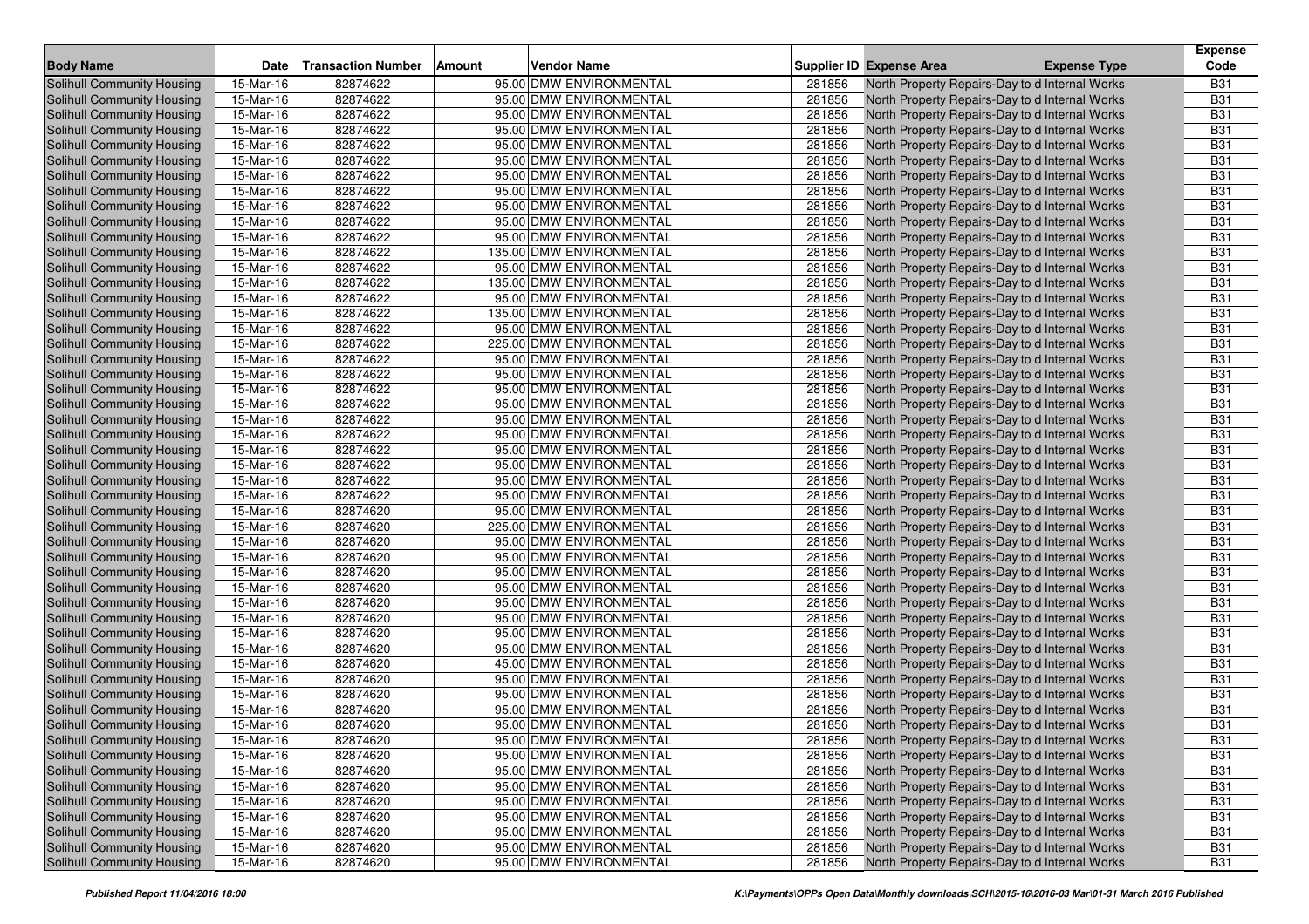| Body Name | Date | Transaction Number | Amount | Vendor Name | Supplier ID | Expense Area | Expense Type | Expense Code |
|---|---|---|---|---|---|---|---|---|
| Solihull Community Housing | 15-Mar-16 | 82874622 | 95.00 | DMW ENVIRONMENTAL | 281856 | North Property Repairs-Day to d | Internal Works | B31 |
| Solihull Community Housing | 15-Mar-16 | 82874622 | 95.00 | DMW ENVIRONMENTAL | 281856 | North Property Repairs-Day to d | Internal Works | B31 |
| Solihull Community Housing | 15-Mar-16 | 82874622 | 95.00 | DMW ENVIRONMENTAL | 281856 | North Property Repairs-Day to d | Internal Works | B31 |
| Solihull Community Housing | 15-Mar-16 | 82874622 | 95.00 | DMW ENVIRONMENTAL | 281856 | North Property Repairs-Day to d | Internal Works | B31 |
| Solihull Community Housing | 15-Mar-16 | 82874622 | 95.00 | DMW ENVIRONMENTAL | 281856 | North Property Repairs-Day to d | Internal Works | B31 |
| Solihull Community Housing | 15-Mar-16 | 82874622 | 95.00 | DMW ENVIRONMENTAL | 281856 | North Property Repairs-Day to d | Internal Works | B31 |
| Solihull Community Housing | 15-Mar-16 | 82874622 | 95.00 | DMW ENVIRONMENTAL | 281856 | North Property Repairs-Day to d | Internal Works | B31 |
| Solihull Community Housing | 15-Mar-16 | 82874622 | 95.00 | DMW ENVIRONMENTAL | 281856 | North Property Repairs-Day to d | Internal Works | B31 |
| Solihull Community Housing | 15-Mar-16 | 82874622 | 95.00 | DMW ENVIRONMENTAL | 281856 | North Property Repairs-Day to d | Internal Works | B31 |
| Solihull Community Housing | 15-Mar-16 | 82874622 | 95.00 | DMW ENVIRONMENTAL | 281856 | North Property Repairs-Day to d | Internal Works | B31 |
| Solihull Community Housing | 15-Mar-16 | 82874622 | 95.00 | DMW ENVIRONMENTAL | 281856 | North Property Repairs-Day to d | Internal Works | B31 |
| Solihull Community Housing | 15-Mar-16 | 82874622 | 135.00 | DMW ENVIRONMENTAL | 281856 | North Property Repairs-Day to d | Internal Works | B31 |
| Solihull Community Housing | 15-Mar-16 | 82874622 | 95.00 | DMW ENVIRONMENTAL | 281856 | North Property Repairs-Day to d | Internal Works | B31 |
| Solihull Community Housing | 15-Mar-16 | 82874622 | 135.00 | DMW ENVIRONMENTAL | 281856 | North Property Repairs-Day to d | Internal Works | B31 |
| Solihull Community Housing | 15-Mar-16 | 82874622 | 95.00 | DMW ENVIRONMENTAL | 281856 | North Property Repairs-Day to d | Internal Works | B31 |
| Solihull Community Housing | 15-Mar-16 | 82874622 | 135.00 | DMW ENVIRONMENTAL | 281856 | North Property Repairs-Day to d | Internal Works | B31 |
| Solihull Community Housing | 15-Mar-16 | 82874622 | 95.00 | DMW ENVIRONMENTAL | 281856 | North Property Repairs-Day to d | Internal Works | B31 |
| Solihull Community Housing | 15-Mar-16 | 82874622 | 225.00 | DMW ENVIRONMENTAL | 281856 | North Property Repairs-Day to d | Internal Works | B31 |
| Solihull Community Housing | 15-Mar-16 | 82874622 | 95.00 | DMW ENVIRONMENTAL | 281856 | North Property Repairs-Day to d | Internal Works | B31 |
| Solihull Community Housing | 15-Mar-16 | 82874622 | 95.00 | DMW ENVIRONMENTAL | 281856 | North Property Repairs-Day to d | Internal Works | B31 |
| Solihull Community Housing | 15-Mar-16 | 82874622 | 95.00 | DMW ENVIRONMENTAL | 281856 | North Property Repairs-Day to d | Internal Works | B31 |
| Solihull Community Housing | 15-Mar-16 | 82874622 | 95.00 | DMW ENVIRONMENTAL | 281856 | North Property Repairs-Day to d | Internal Works | B31 |
| Solihull Community Housing | 15-Mar-16 | 82874622 | 95.00 | DMW ENVIRONMENTAL | 281856 | North Property Repairs-Day to d | Internal Works | B31 |
| Solihull Community Housing | 15-Mar-16 | 82874622 | 95.00 | DMW ENVIRONMENTAL | 281856 | North Property Repairs-Day to d | Internal Works | B31 |
| Solihull Community Housing | 15-Mar-16 | 82874622 | 95.00 | DMW ENVIRONMENTAL | 281856 | North Property Repairs-Day to d | Internal Works | B31 |
| Solihull Community Housing | 15-Mar-16 | 82874622 | 95.00 | DMW ENVIRONMENTAL | 281856 | North Property Repairs-Day to d | Internal Works | B31 |
| Solihull Community Housing | 15-Mar-16 | 82874622 | 95.00 | DMW ENVIRONMENTAL | 281856 | North Property Repairs-Day to d | Internal Works | B31 |
| Solihull Community Housing | 15-Mar-16 | 82874622 | 95.00 | DMW ENVIRONMENTAL | 281856 | North Property Repairs-Day to d | Internal Works | B31 |
| Solihull Community Housing | 15-Mar-16 | 82874620 | 95.00 | DMW ENVIRONMENTAL | 281856 | North Property Repairs-Day to d | Internal Works | B31 |
| Solihull Community Housing | 15-Mar-16 | 82874620 | 225.00 | DMW ENVIRONMENTAL | 281856 | North Property Repairs-Day to d | Internal Works | B31 |
| Solihull Community Housing | 15-Mar-16 | 82874620 | 95.00 | DMW ENVIRONMENTAL | 281856 | North Property Repairs-Day to d | Internal Works | B31 |
| Solihull Community Housing | 15-Mar-16 | 82874620 | 95.00 | DMW ENVIRONMENTAL | 281856 | North Property Repairs-Day to d | Internal Works | B31 |
| Solihull Community Housing | 15-Mar-16 | 82874620 | 95.00 | DMW ENVIRONMENTAL | 281856 | North Property Repairs-Day to d | Internal Works | B31 |
| Solihull Community Housing | 15-Mar-16 | 82874620 | 95.00 | DMW ENVIRONMENTAL | 281856 | North Property Repairs-Day to d | Internal Works | B31 |
| Solihull Community Housing | 15-Mar-16 | 82874620 | 95.00 | DMW ENVIRONMENTAL | 281856 | North Property Repairs-Day to d | Internal Works | B31 |
| Solihull Community Housing | 15-Mar-16 | 82874620 | 95.00 | DMW ENVIRONMENTAL | 281856 | North Property Repairs-Day to d | Internal Works | B31 |
| Solihull Community Housing | 15-Mar-16 | 82874620 | 95.00 | DMW ENVIRONMENTAL | 281856 | North Property Repairs-Day to d | Internal Works | B31 |
| Solihull Community Housing | 15-Mar-16 | 82874620 | 95.00 | DMW ENVIRONMENTAL | 281856 | North Property Repairs-Day to d | Internal Works | B31 |
| Solihull Community Housing | 15-Mar-16 | 82874620 | 45.00 | DMW ENVIRONMENTAL | 281856 | North Property Repairs-Day to d | Internal Works | B31 |
| Solihull Community Housing | 15-Mar-16 | 82874620 | 95.00 | DMW ENVIRONMENTAL | 281856 | North Property Repairs-Day to d | Internal Works | B31 |
| Solihull Community Housing | 15-Mar-16 | 82874620 | 95.00 | DMW ENVIRONMENTAL | 281856 | North Property Repairs-Day to d | Internal Works | B31 |
| Solihull Community Housing | 15-Mar-16 | 82874620 | 95.00 | DMW ENVIRONMENTAL | 281856 | North Property Repairs-Day to d | Internal Works | B31 |
| Solihull Community Housing | 15-Mar-16 | 82874620 | 95.00 | DMW ENVIRONMENTAL | 281856 | North Property Repairs-Day to d | Internal Works | B31 |
| Solihull Community Housing | 15-Mar-16 | 82874620 | 95.00 | DMW ENVIRONMENTAL | 281856 | North Property Repairs-Day to d | Internal Works | B31 |
| Solihull Community Housing | 15-Mar-16 | 82874620 | 95.00 | DMW ENVIRONMENTAL | 281856 | North Property Repairs-Day to d | Internal Works | B31 |
| Solihull Community Housing | 15-Mar-16 | 82874620 | 95.00 | DMW ENVIRONMENTAL | 281856 | North Property Repairs-Day to d | Internal Works | B31 |
| Solihull Community Housing | 15-Mar-16 | 82874620 | 95.00 | DMW ENVIRONMENTAL | 281856 | North Property Repairs-Day to d | Internal Works | B31 |
| Solihull Community Housing | 15-Mar-16 | 82874620 | 95.00 | DMW ENVIRONMENTAL | 281856 | North Property Repairs-Day to d | Internal Works | B31 |
| Solihull Community Housing | 15-Mar-16 | 82874620 | 95.00 | DMW ENVIRONMENTAL | 281856 | North Property Repairs-Day to d | Internal Works | B31 |
| Solihull Community Housing | 15-Mar-16 | 82874620 | 95.00 | DMW ENVIRONMENTAL | 281856 | North Property Repairs-Day to d | Internal Works | B31 |
| Solihull Community Housing | 15-Mar-16 | 82874620 | 95.00 | DMW ENVIRONMENTAL | 281856 | North Property Repairs-Day to d | Internal Works | B31 |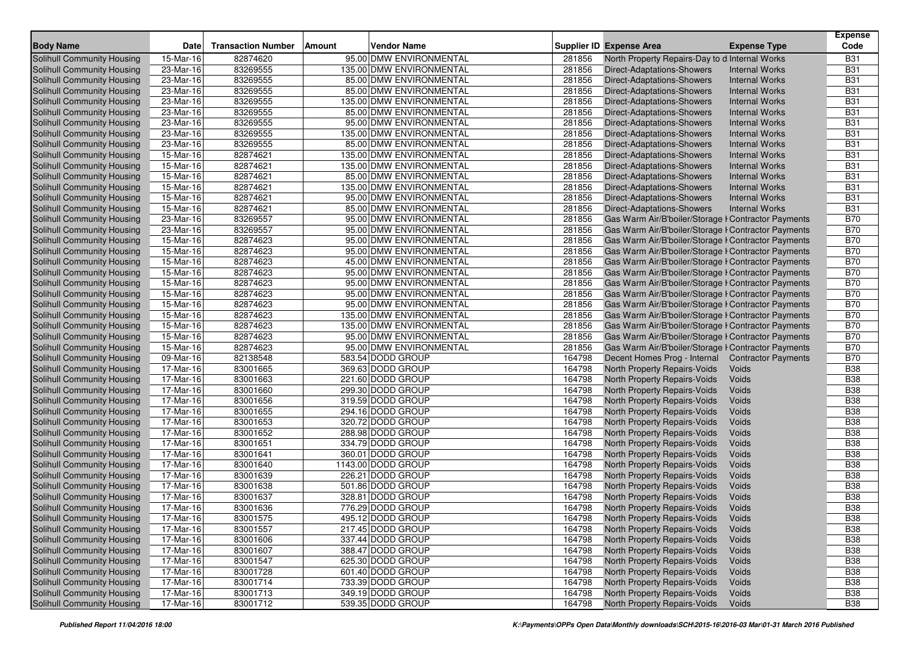| Body Name | Date | Transaction Number | Amount | Vendor Name | Supplier ID | Expense Area | Expense Type | Expense Code |
|---|---|---|---|---|---|---|---|---|
| Solihull Community Housing | 15-Mar-16 | 82874620 | 95.00 | DMW ENVIRONMENTAL | 281856 | North Property Repairs-Day to d | Internal Works | B31 |
| Solihull Community Housing | 23-Mar-16 | 83269555 | 135.00 | DMW ENVIRONMENTAL | 281856 | Direct-Adaptations-Showers | Internal Works | B31 |
| Solihull Community Housing | 23-Mar-16 | 83269555 | 85.00 | DMW ENVIRONMENTAL | 281856 | Direct-Adaptations-Showers | Internal Works | B31 |
| Solihull Community Housing | 23-Mar-16 | 83269555 | 85.00 | DMW ENVIRONMENTAL | 281856 | Direct-Adaptations-Showers | Internal Works | B31 |
| Solihull Community Housing | 23-Mar-16 | 83269555 | 135.00 | DMW ENVIRONMENTAL | 281856 | Direct-Adaptations-Showers | Internal Works | B31 |
| Solihull Community Housing | 23-Mar-16 | 83269555 | 85.00 | DMW ENVIRONMENTAL | 281856 | Direct-Adaptations-Showers | Internal Works | B31 |
| Solihull Community Housing | 23-Mar-16 | 83269555 | 95.00 | DMW ENVIRONMENTAL | 281856 | Direct-Adaptations-Showers | Internal Works | B31 |
| Solihull Community Housing | 23-Mar-16 | 83269555 | 135.00 | DMW ENVIRONMENTAL | 281856 | Direct-Adaptations-Showers | Internal Works | B31 |
| Solihull Community Housing | 23-Mar-16 | 83269555 | 85.00 | DMW ENVIRONMENTAL | 281856 | Direct-Adaptations-Showers | Internal Works | B31 |
| Solihull Community Housing | 15-Mar-16 | 82874621 | 135.00 | DMW ENVIRONMENTAL | 281856 | Direct-Adaptations-Showers | Internal Works | B31 |
| Solihull Community Housing | 15-Mar-16 | 82874621 | 135.00 | DMW ENVIRONMENTAL | 281856 | Direct-Adaptations-Showers | Internal Works | B31 |
| Solihull Community Housing | 15-Mar-16 | 82874621 | 85.00 | DMW ENVIRONMENTAL | 281856 | Direct-Adaptations-Showers | Internal Works | B31 |
| Solihull Community Housing | 15-Mar-16 | 82874621 | 135.00 | DMW ENVIRONMENTAL | 281856 | Direct-Adaptations-Showers | Internal Works | B31 |
| Solihull Community Housing | 15-Mar-16 | 82874621 | 95.00 | DMW ENVIRONMENTAL | 281856 | Direct-Adaptations-Showers | Internal Works | B31 |
| Solihull Community Housing | 15-Mar-16 | 82874621 | 85.00 | DMW ENVIRONMENTAL | 281856 | Direct-Adaptations-Showers | Internal Works | B31 |
| Solihull Community Housing | 23-Mar-16 | 83269557 | 95.00 | DMW ENVIRONMENTAL | 281856 | Gas Warm Air/B'boiler/Storage H | Contractor Payments | B70 |
| Solihull Community Housing | 23-Mar-16 | 83269557 | 95.00 | DMW ENVIRONMENTAL | 281856 | Gas Warm Air/B'boiler/Storage H | Contractor Payments | B70 |
| Solihull Community Housing | 15-Mar-16 | 82874623 | 95.00 | DMW ENVIRONMENTAL | 281856 | Gas Warm Air/B'boiler/Storage H | Contractor Payments | B70 |
| Solihull Community Housing | 15-Mar-16 | 82874623 | 95.00 | DMW ENVIRONMENTAL | 281856 | Gas Warm Air/B'boiler/Storage H | Contractor Payments | B70 |
| Solihull Community Housing | 15-Mar-16 | 82874623 | 45.00 | DMW ENVIRONMENTAL | 281856 | Gas Warm Air/B'boiler/Storage H | Contractor Payments | B70 |
| Solihull Community Housing | 15-Mar-16 | 82874623 | 95.00 | DMW ENVIRONMENTAL | 281856 | Gas Warm Air/B'boiler/Storage H | Contractor Payments | B70 |
| Solihull Community Housing | 15-Mar-16 | 82874623 | 95.00 | DMW ENVIRONMENTAL | 281856 | Gas Warm Air/B'boiler/Storage H | Contractor Payments | B70 |
| Solihull Community Housing | 15-Mar-16 | 82874623 | 95.00 | DMW ENVIRONMENTAL | 281856 | Gas Warm Air/B'boiler/Storage H | Contractor Payments | B70 |
| Solihull Community Housing | 15-Mar-16 | 82874623 | 95.00 | DMW ENVIRONMENTAL | 281856 | Gas Warm Air/B'boiler/Storage H | Contractor Payments | B70 |
| Solihull Community Housing | 15-Mar-16 | 82874623 | 135.00 | DMW ENVIRONMENTAL | 281856 | Gas Warm Air/B'boiler/Storage H | Contractor Payments | B70 |
| Solihull Community Housing | 15-Mar-16 | 82874623 | 135.00 | DMW ENVIRONMENTAL | 281856 | Gas Warm Air/B'boiler/Storage H | Contractor Payments | B70 |
| Solihull Community Housing | 15-Mar-16 | 82874623 | 95.00 | DMW ENVIRONMENTAL | 281856 | Gas Warm Air/B'boiler/Storage H | Contractor Payments | B70 |
| Solihull Community Housing | 15-Mar-16 | 82874623 | 95.00 | DMW ENVIRONMENTAL | 281856 | Gas Warm Air/B'boiler/Storage H | Contractor Payments | B70 |
| Solihull Community Housing | 09-Mar-16 | 82138548 | 583.54 | DODD GROUP | 164798 | Decent Homes Prog - Internal | Contractor Payments | B70 |
| Solihull Community Housing | 17-Mar-16 | 83001665 | 369.63 | DODD GROUP | 164798 | North Property Repairs-Voids | Voids | B38 |
| Solihull Community Housing | 17-Mar-16 | 83001663 | 221.60 | DODD GROUP | 164798 | North Property Repairs-Voids | Voids | B38 |
| Solihull Community Housing | 17-Mar-16 | 83001660 | 299.30 | DODD GROUP | 164798 | North Property Repairs-Voids | Voids | B38 |
| Solihull Community Housing | 17-Mar-16 | 83001656 | 319.59 | DODD GROUP | 164798 | North Property Repairs-Voids | Voids | B38 |
| Solihull Community Housing | 17-Mar-16 | 83001655 | 294.16 | DODD GROUP | 164798 | North Property Repairs-Voids | Voids | B38 |
| Solihull Community Housing | 17-Mar-16 | 83001653 | 320.72 | DODD GROUP | 164798 | North Property Repairs-Voids | Voids | B38 |
| Solihull Community Housing | 17-Mar-16 | 83001652 | 288.98 | DODD GROUP | 164798 | North Property Repairs-Voids | Voids | B38 |
| Solihull Community Housing | 17-Mar-16 | 83001651 | 334.79 | DODD GROUP | 164798 | North Property Repairs-Voids | Voids | B38 |
| Solihull Community Housing | 17-Mar-16 | 83001641 | 360.01 | DODD GROUP | 164798 | North Property Repairs-Voids | Voids | B38 |
| Solihull Community Housing | 17-Mar-16 | 83001640 | 1143.00 | DODD GROUP | 164798 | North Property Repairs-Voids | Voids | B38 |
| Solihull Community Housing | 17-Mar-16 | 83001639 | 226.21 | DODD GROUP | 164798 | North Property Repairs-Voids | Voids | B38 |
| Solihull Community Housing | 17-Mar-16 | 83001638 | 501.86 | DODD GROUP | 164798 | North Property Repairs-Voids | Voids | B38 |
| Solihull Community Housing | 17-Mar-16 | 83001637 | 328.81 | DODD GROUP | 164798 | North Property Repairs-Voids | Voids | B38 |
| Solihull Community Housing | 17-Mar-16 | 83001636 | 776.29 | DODD GROUP | 164798 | North Property Repairs-Voids | Voids | B38 |
| Solihull Community Housing | 17-Mar-16 | 83001575 | 495.12 | DODD GROUP | 164798 | North Property Repairs-Voids | Voids | B38 |
| Solihull Community Housing | 17-Mar-16 | 83001557 | 217.45 | DODD GROUP | 164798 | North Property Repairs-Voids | Voids | B38 |
| Solihull Community Housing | 17-Mar-16 | 83001606 | 337.44 | DODD GROUP | 164798 | North Property Repairs-Voids | Voids | B38 |
| Solihull Community Housing | 17-Mar-16 | 83001607 | 388.47 | DODD GROUP | 164798 | North Property Repairs-Voids | Voids | B38 |
| Solihull Community Housing | 17-Mar-16 | 83001547 | 625.30 | DODD GROUP | 164798 | North Property Repairs-Voids | Voids | B38 |
| Solihull Community Housing | 17-Mar-16 | 83001728 | 601.40 | DODD GROUP | 164798 | North Property Repairs-Voids | Voids | B38 |
| Solihull Community Housing | 17-Mar-16 | 83001714 | 733.39 | DODD GROUP | 164798 | North Property Repairs-Voids | Voids | B38 |
| Solihull Community Housing | 17-Mar-16 | 83001713 | 349.19 | DODD GROUP | 164798 | North Property Repairs-Voids | Voids | B38 |
| Solihull Community Housing | 17-Mar-16 | 83001712 | 539.35 | DODD GROUP | 164798 | North Property Repairs-Voids | Voids | B38 |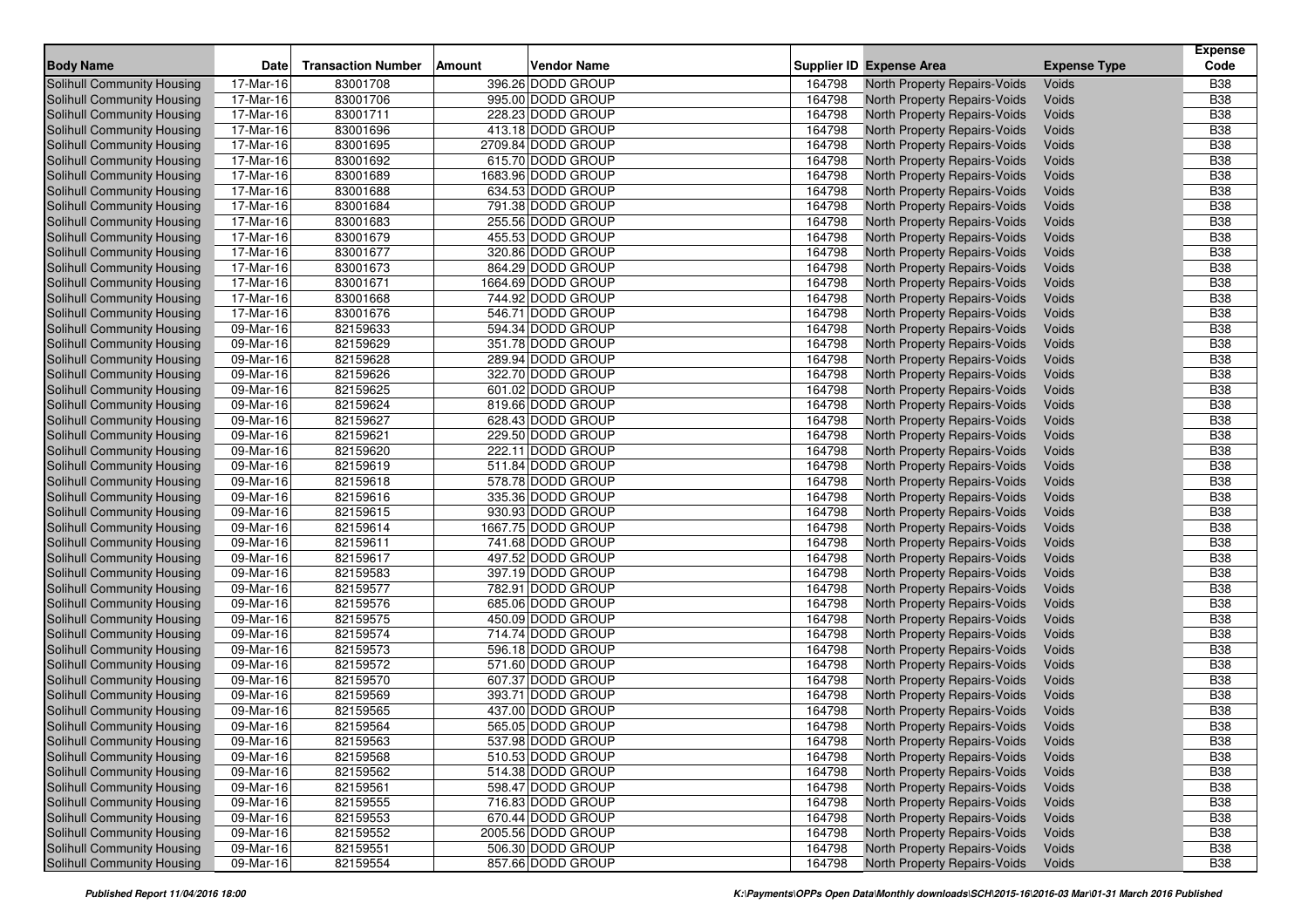| Body Name | Date | Transaction Number | Amount | Vendor Name | Supplier ID | Expense Area | Expense Type | Expense Code |
|---|---|---|---|---|---|---|---|---|
| Solihull Community Housing | 17-Mar-16 | 83001708 | 396.26 | DODD GROUP | 164798 | North Property Repairs-Voids | Voids | B38 |
| Solihull Community Housing | 17-Mar-16 | 83001706 | 995.00 | DODD GROUP | 164798 | North Property Repairs-Voids | Voids | B38 |
| Solihull Community Housing | 17-Mar-16 | 83001711 | 228.23 | DODD GROUP | 164798 | North Property Repairs-Voids | Voids | B38 |
| Solihull Community Housing | 17-Mar-16 | 83001696 | 413.18 | DODD GROUP | 164798 | North Property Repairs-Voids | Voids | B38 |
| Solihull Community Housing | 17-Mar-16 | 83001695 | 2709.84 | DODD GROUP | 164798 | North Property Repairs-Voids | Voids | B38 |
| Solihull Community Housing | 17-Mar-16 | 83001692 | 615.70 | DODD GROUP | 164798 | North Property Repairs-Voids | Voids | B38 |
| Solihull Community Housing | 17-Mar-16 | 83001689 | 1683.96 | DODD GROUP | 164798 | North Property Repairs-Voids | Voids | B38 |
| Solihull Community Housing | 17-Mar-16 | 83001688 | 634.53 | DODD GROUP | 164798 | North Property Repairs-Voids | Voids | B38 |
| Solihull Community Housing | 17-Mar-16 | 83001684 | 791.38 | DODD GROUP | 164798 | North Property Repairs-Voids | Voids | B38 |
| Solihull Community Housing | 17-Mar-16 | 83001683 | 255.56 | DODD GROUP | 164798 | North Property Repairs-Voids | Voids | B38 |
| Solihull Community Housing | 17-Mar-16 | 83001679 | 455.53 | DODD GROUP | 164798 | North Property Repairs-Voids | Voids | B38 |
| Solihull Community Housing | 17-Mar-16 | 83001677 | 320.86 | DODD GROUP | 164798 | North Property Repairs-Voids | Voids | B38 |
| Solihull Community Housing | 17-Mar-16 | 83001673 | 864.29 | DODD GROUP | 164798 | North Property Repairs-Voids | Voids | B38 |
| Solihull Community Housing | 17-Mar-16 | 83001671 | 1664.69 | DODD GROUP | 164798 | North Property Repairs-Voids | Voids | B38 |
| Solihull Community Housing | 17-Mar-16 | 83001668 | 744.92 | DODD GROUP | 164798 | North Property Repairs-Voids | Voids | B38 |
| Solihull Community Housing | 17-Mar-16 | 83001676 | 546.71 | DODD GROUP | 164798 | North Property Repairs-Voids | Voids | B38 |
| Solihull Community Housing | 09-Mar-16 | 82159633 | 594.34 | DODD GROUP | 164798 | North Property Repairs-Voids | Voids | B38 |
| Solihull Community Housing | 09-Mar-16 | 82159629 | 351.78 | DODD GROUP | 164798 | North Property Repairs-Voids | Voids | B38 |
| Solihull Community Housing | 09-Mar-16 | 82159628 | 289.94 | DODD GROUP | 164798 | North Property Repairs-Voids | Voids | B38 |
| Solihull Community Housing | 09-Mar-16 | 82159626 | 322.70 | DODD GROUP | 164798 | North Property Repairs-Voids | Voids | B38 |
| Solihull Community Housing | 09-Mar-16 | 82159625 | 601.02 | DODD GROUP | 164798 | North Property Repairs-Voids | Voids | B38 |
| Solihull Community Housing | 09-Mar-16 | 82159624 | 819.66 | DODD GROUP | 164798 | North Property Repairs-Voids | Voids | B38 |
| Solihull Community Housing | 09-Mar-16 | 82159627 | 628.43 | DODD GROUP | 164798 | North Property Repairs-Voids | Voids | B38 |
| Solihull Community Housing | 09-Mar-16 | 82159621 | 229.50 | DODD GROUP | 164798 | North Property Repairs-Voids | Voids | B38 |
| Solihull Community Housing | 09-Mar-16 | 82159620 | 222.11 | DODD GROUP | 164798 | North Property Repairs-Voids | Voids | B38 |
| Solihull Community Housing | 09-Mar-16 | 82159619 | 511.84 | DODD GROUP | 164798 | North Property Repairs-Voids | Voids | B38 |
| Solihull Community Housing | 09-Mar-16 | 82159618 | 578.78 | DODD GROUP | 164798 | North Property Repairs-Voids | Voids | B38 |
| Solihull Community Housing | 09-Mar-16 | 82159616 | 335.36 | DODD GROUP | 164798 | North Property Repairs-Voids | Voids | B38 |
| Solihull Community Housing | 09-Mar-16 | 82159615 | 930.93 | DODD GROUP | 164798 | North Property Repairs-Voids | Voids | B38 |
| Solihull Community Housing | 09-Mar-16 | 82159614 | 1667.75 | DODD GROUP | 164798 | North Property Repairs-Voids | Voids | B38 |
| Solihull Community Housing | 09-Mar-16 | 82159611 | 741.68 | DODD GROUP | 164798 | North Property Repairs-Voids | Voids | B38 |
| Solihull Community Housing | 09-Mar-16 | 82159617 | 497.52 | DODD GROUP | 164798 | North Property Repairs-Voids | Voids | B38 |
| Solihull Community Housing | 09-Mar-16 | 82159583 | 397.19 | DODD GROUP | 164798 | North Property Repairs-Voids | Voids | B38 |
| Solihull Community Housing | 09-Mar-16 | 82159577 | 782.91 | DODD GROUP | 164798 | North Property Repairs-Voids | Voids | B38 |
| Solihull Community Housing | 09-Mar-16 | 82159576 | 685.06 | DODD GROUP | 164798 | North Property Repairs-Voids | Voids | B38 |
| Solihull Community Housing | 09-Mar-16 | 82159575 | 450.09 | DODD GROUP | 164798 | North Property Repairs-Voids | Voids | B38 |
| Solihull Community Housing | 09-Mar-16 | 82159574 | 714.74 | DODD GROUP | 164798 | North Property Repairs-Voids | Voids | B38 |
| Solihull Community Housing | 09-Mar-16 | 82159573 | 596.18 | DODD GROUP | 164798 | North Property Repairs-Voids | Voids | B38 |
| Solihull Community Housing | 09-Mar-16 | 82159572 | 571.60 | DODD GROUP | 164798 | North Property Repairs-Voids | Voids | B38 |
| Solihull Community Housing | 09-Mar-16 | 82159570 | 607.37 | DODD GROUP | 164798 | North Property Repairs-Voids | Voids | B38 |
| Solihull Community Housing | 09-Mar-16 | 82159569 | 393.71 | DODD GROUP | 164798 | North Property Repairs-Voids | Voids | B38 |
| Solihull Community Housing | 09-Mar-16 | 82159565 | 437.00 | DODD GROUP | 164798 | North Property Repairs-Voids | Voids | B38 |
| Solihull Community Housing | 09-Mar-16 | 82159564 | 565.05 | DODD GROUP | 164798 | North Property Repairs-Voids | Voids | B38 |
| Solihull Community Housing | 09-Mar-16 | 82159563 | 537.98 | DODD GROUP | 164798 | North Property Repairs-Voids | Voids | B38 |
| Solihull Community Housing | 09-Mar-16 | 82159568 | 510.53 | DODD GROUP | 164798 | North Property Repairs-Voids | Voids | B38 |
| Solihull Community Housing | 09-Mar-16 | 82159562 | 514.38 | DODD GROUP | 164798 | North Property Repairs-Voids | Voids | B38 |
| Solihull Community Housing | 09-Mar-16 | 82159561 | 598.47 | DODD GROUP | 164798 | North Property Repairs-Voids | Voids | B38 |
| Solihull Community Housing | 09-Mar-16 | 82159555 | 716.83 | DODD GROUP | 164798 | North Property Repairs-Voids | Voids | B38 |
| Solihull Community Housing | 09-Mar-16 | 82159553 | 670.44 | DODD GROUP | 164798 | North Property Repairs-Voids | Voids | B38 |
| Solihull Community Housing | 09-Mar-16 | 82159552 | 2005.56 | DODD GROUP | 164798 | North Property Repairs-Voids | Voids | B38 |
| Solihull Community Housing | 09-Mar-16 | 82159551 | 506.30 | DODD GROUP | 164798 | North Property Repairs-Voids | Voids | B38 |
| Solihull Community Housing | 09-Mar-16 | 82159554 | 857.66 | DODD GROUP | 164798 | North Property Repairs-Voids | Voids | B38 |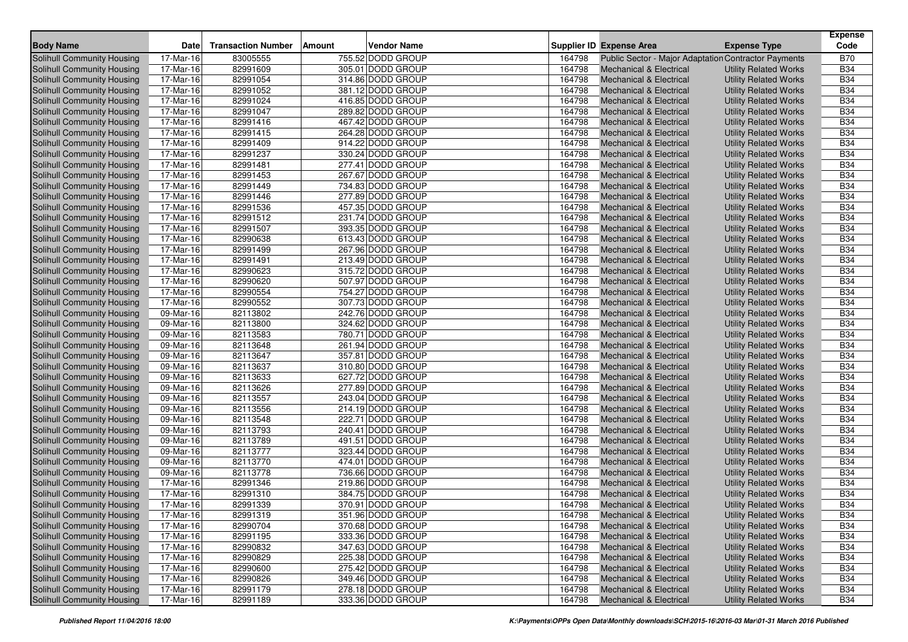| Body Name | Date | Transaction Number | Amount | Vendor Name | Supplier ID | Expense Area | Expense Type | Expense Code |
|---|---|---|---|---|---|---|---|---|
| Solihull Community Housing | 17-Mar-16 | 83005555 | 755.52 | DODD GROUP | 164798 | Public Sector - Major Adaptation | Contractor Payments | B70 |
| Solihull Community Housing | 17-Mar-16 | 82991609 | 305.01 | DODD GROUP | 164798 | Mechanical & Electrical | Utility Related Works | B34 |
| Solihull Community Housing | 17-Mar-16 | 82991054 | 314.86 | DODD GROUP | 164798 | Mechanical & Electrical | Utility Related Works | B34 |
| Solihull Community Housing | 17-Mar-16 | 82991052 | 381.12 | DODD GROUP | 164798 | Mechanical & Electrical | Utility Related Works | B34 |
| Solihull Community Housing | 17-Mar-16 | 82991024 | 416.85 | DODD GROUP | 164798 | Mechanical & Electrical | Utility Related Works | B34 |
| Solihull Community Housing | 17-Mar-16 | 82991047 | 289.82 | DODD GROUP | 164798 | Mechanical & Electrical | Utility Related Works | B34 |
| Solihull Community Housing | 17-Mar-16 | 82991416 | 467.42 | DODD GROUP | 164798 | Mechanical & Electrical | Utility Related Works | B34 |
| Solihull Community Housing | 17-Mar-16 | 82991415 | 264.28 | DODD GROUP | 164798 | Mechanical & Electrical | Utility Related Works | B34 |
| Solihull Community Housing | 17-Mar-16 | 82991409 | 914.22 | DODD GROUP | 164798 | Mechanical & Electrical | Utility Related Works | B34 |
| Solihull Community Housing | 17-Mar-16 | 82991237 | 330.24 | DODD GROUP | 164798 | Mechanical & Electrical | Utility Related Works | B34 |
| Solihull Community Housing | 17-Mar-16 | 82991481 | 277.41 | DODD GROUP | 164798 | Mechanical & Electrical | Utility Related Works | B34 |
| Solihull Community Housing | 17-Mar-16 | 82991453 | 267.67 | DODD GROUP | 164798 | Mechanical & Electrical | Utility Related Works | B34 |
| Solihull Community Housing | 17-Mar-16 | 82991449 | 734.83 | DODD GROUP | 164798 | Mechanical & Electrical | Utility Related Works | B34 |
| Solihull Community Housing | 17-Mar-16 | 82991446 | 277.89 | DODD GROUP | 164798 | Mechanical & Electrical | Utility Related Works | B34 |
| Solihull Community Housing | 17-Mar-16 | 82991536 | 457.35 | DODD GROUP | 164798 | Mechanical & Electrical | Utility Related Works | B34 |
| Solihull Community Housing | 17-Mar-16 | 82991512 | 231.74 | DODD GROUP | 164798 | Mechanical & Electrical | Utility Related Works | B34 |
| Solihull Community Housing | 17-Mar-16 | 82991507 | 393.35 | DODD GROUP | 164798 | Mechanical & Electrical | Utility Related Works | B34 |
| Solihull Community Housing | 17-Mar-16 | 82990638 | 613.43 | DODD GROUP | 164798 | Mechanical & Electrical | Utility Related Works | B34 |
| Solihull Community Housing | 17-Mar-16 | 82991499 | 267.96 | DODD GROUP | 164798 | Mechanical & Electrical | Utility Related Works | B34 |
| Solihull Community Housing | 17-Mar-16 | 82991491 | 213.49 | DODD GROUP | 164798 | Mechanical & Electrical | Utility Related Works | B34 |
| Solihull Community Housing | 17-Mar-16 | 82990623 | 315.72 | DODD GROUP | 164798 | Mechanical & Electrical | Utility Related Works | B34 |
| Solihull Community Housing | 17-Mar-16 | 82990620 | 507.97 | DODD GROUP | 164798 | Mechanical & Electrical | Utility Related Works | B34 |
| Solihull Community Housing | 17-Mar-16 | 82990554 | 754.27 | DODD GROUP | 164798 | Mechanical & Electrical | Utility Related Works | B34 |
| Solihull Community Housing | 17-Mar-16 | 82990552 | 307.73 | DODD GROUP | 164798 | Mechanical & Electrical | Utility Related Works | B34 |
| Solihull Community Housing | 09-Mar-16 | 82113802 | 242.76 | DODD GROUP | 164798 | Mechanical & Electrical | Utility Related Works | B34 |
| Solihull Community Housing | 09-Mar-16 | 82113800 | 324.62 | DODD GROUP | 164798 | Mechanical & Electrical | Utility Related Works | B34 |
| Solihull Community Housing | 09-Mar-16 | 82113583 | 780.71 | DODD GROUP | 164798 | Mechanical & Electrical | Utility Related Works | B34 |
| Solihull Community Housing | 09-Mar-16 | 82113648 | 261.94 | DODD GROUP | 164798 | Mechanical & Electrical | Utility Related Works | B34 |
| Solihull Community Housing | 09-Mar-16 | 82113647 | 357.81 | DODD GROUP | 164798 | Mechanical & Electrical | Utility Related Works | B34 |
| Solihull Community Housing | 09-Mar-16 | 82113637 | 310.80 | DODD GROUP | 164798 | Mechanical & Electrical | Utility Related Works | B34 |
| Solihull Community Housing | 09-Mar-16 | 82113633 | 627.72 | DODD GROUP | 164798 | Mechanical & Electrical | Utility Related Works | B34 |
| Solihull Community Housing | 09-Mar-16 | 82113626 | 277.89 | DODD GROUP | 164798 | Mechanical & Electrical | Utility Related Works | B34 |
| Solihull Community Housing | 09-Mar-16 | 82113557 | 243.04 | DODD GROUP | 164798 | Mechanical & Electrical | Utility Related Works | B34 |
| Solihull Community Housing | 09-Mar-16 | 82113556 | 214.19 | DODD GROUP | 164798 | Mechanical & Electrical | Utility Related Works | B34 |
| Solihull Community Housing | 09-Mar-16 | 82113548 | 222.71 | DODD GROUP | 164798 | Mechanical & Electrical | Utility Related Works | B34 |
| Solihull Community Housing | 09-Mar-16 | 82113793 | 240.41 | DODD GROUP | 164798 | Mechanical & Electrical | Utility Related Works | B34 |
| Solihull Community Housing | 09-Mar-16 | 82113789 | 491.51 | DODD GROUP | 164798 | Mechanical & Electrical | Utility Related Works | B34 |
| Solihull Community Housing | 09-Mar-16 | 82113777 | 323.44 | DODD GROUP | 164798 | Mechanical & Electrical | Utility Related Works | B34 |
| Solihull Community Housing | 09-Mar-16 | 82113770 | 474.01 | DODD GROUP | 164798 | Mechanical & Electrical | Utility Related Works | B34 |
| Solihull Community Housing | 09-Mar-16 | 82113778 | 736.66 | DODD GROUP | 164798 | Mechanical & Electrical | Utility Related Works | B34 |
| Solihull Community Housing | 17-Mar-16 | 82991346 | 219.86 | DODD GROUP | 164798 | Mechanical & Electrical | Utility Related Works | B34 |
| Solihull Community Housing | 17-Mar-16 | 82991310 | 384.75 | DODD GROUP | 164798 | Mechanical & Electrical | Utility Related Works | B34 |
| Solihull Community Housing | 17-Mar-16 | 82991339 | 370.91 | DODD GROUP | 164798 | Mechanical & Electrical | Utility Related Works | B34 |
| Solihull Community Housing | 17-Mar-16 | 82991319 | 351.96 | DODD GROUP | 164798 | Mechanical & Electrical | Utility Related Works | B34 |
| Solihull Community Housing | 17-Mar-16 | 82990704 | 370.68 | DODD GROUP | 164798 | Mechanical & Electrical | Utility Related Works | B34 |
| Solihull Community Housing | 17-Mar-16 | 82991195 | 333.36 | DODD GROUP | 164798 | Mechanical & Electrical | Utility Related Works | B34 |
| Solihull Community Housing | 17-Mar-16 | 82990832 | 347.63 | DODD GROUP | 164798 | Mechanical & Electrical | Utility Related Works | B34 |
| Solihull Community Housing | 17-Mar-16 | 82990829 | 225.38 | DODD GROUP | 164798 | Mechanical & Electrical | Utility Related Works | B34 |
| Solihull Community Housing | 17-Mar-16 | 82990600 | 275.42 | DODD GROUP | 164798 | Mechanical & Electrical | Utility Related Works | B34 |
| Solihull Community Housing | 17-Mar-16 | 82990826 | 349.46 | DODD GROUP | 164798 | Mechanical & Electrical | Utility Related Works | B34 |
| Solihull Community Housing | 17-Mar-16 | 82991179 | 278.18 | DODD GROUP | 164798 | Mechanical & Electrical | Utility Related Works | B34 |
| Solihull Community Housing | 17-Mar-16 | 82991189 | 333.36 | DODD GROUP | 164798 | Mechanical & Electrical | Utility Related Works | B34 |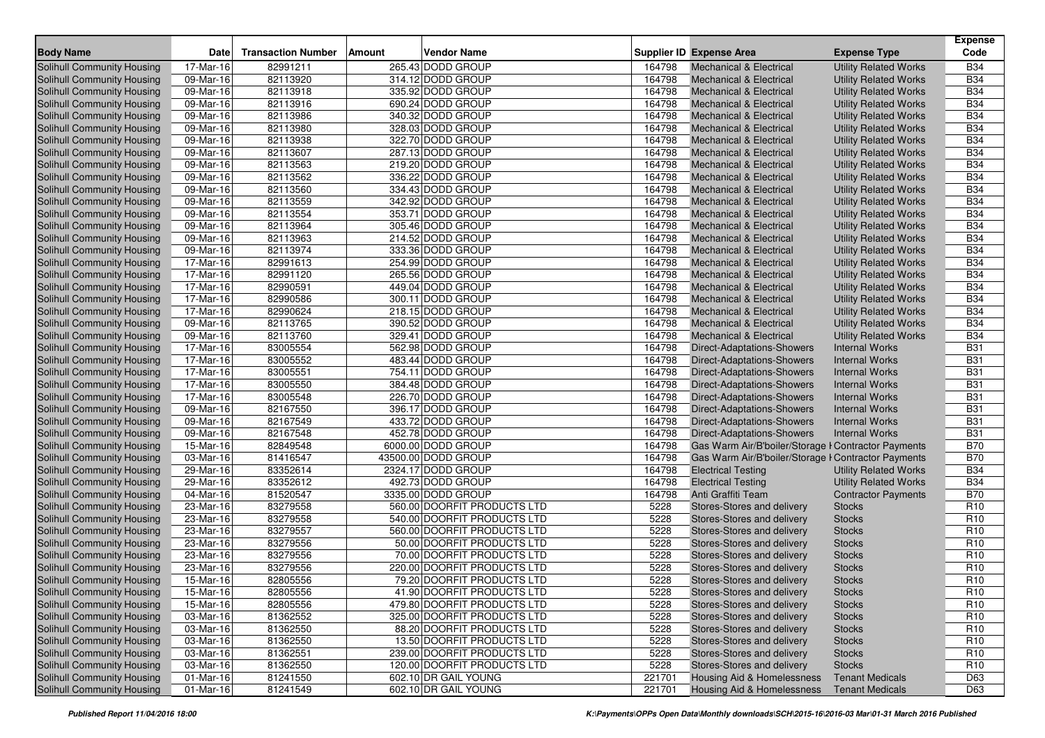| Body Name | Date | Transaction Number | Amount | Vendor Name | Supplier ID | Expense Area | Expense Type | Expense Code |
|---|---|---|---|---|---|---|---|---|
| Solihull Community Housing | 17-Mar-16 | 82991211 | 265.43 | DODD GROUP | 164798 | Mechanical & Electrical | Utility Related Works | B34 |
| Solihull Community Housing | 09-Mar-16 | 82113920 | 314.12 | DODD GROUP | 164798 | Mechanical & Electrical | Utility Related Works | B34 |
| Solihull Community Housing | 09-Mar-16 | 82113918 | 335.92 | DODD GROUP | 164798 | Mechanical & Electrical | Utility Related Works | B34 |
| Solihull Community Housing | 09-Mar-16 | 82113916 | 690.24 | DODD GROUP | 164798 | Mechanical & Electrical | Utility Related Works | B34 |
| Solihull Community Housing | 09-Mar-16 | 82113986 | 340.32 | DODD GROUP | 164798 | Mechanical & Electrical | Utility Related Works | B34 |
| Solihull Community Housing | 09-Mar-16 | 82113980 | 328.03 | DODD GROUP | 164798 | Mechanical & Electrical | Utility Related Works | B34 |
| Solihull Community Housing | 09-Mar-16 | 82113938 | 322.70 | DODD GROUP | 164798 | Mechanical & Electrical | Utility Related Works | B34 |
| Solihull Community Housing | 09-Mar-16 | 82113607 | 287.13 | DODD GROUP | 164798 | Mechanical & Electrical | Utility Related Works | B34 |
| Solihull Community Housing | 09-Mar-16 | 82113563 | 219.20 | DODD GROUP | 164798 | Mechanical & Electrical | Utility Related Works | B34 |
| Solihull Community Housing | 09-Mar-16 | 82113562 | 336.22 | DODD GROUP | 164798 | Mechanical & Electrical | Utility Related Works | B34 |
| Solihull Community Housing | 09-Mar-16 | 82113560 | 334.43 | DODD GROUP | 164798 | Mechanical & Electrical | Utility Related Works | B34 |
| Solihull Community Housing | 09-Mar-16 | 82113559 | 342.92 | DODD GROUP | 164798 | Mechanical & Electrical | Utility Related Works | B34 |
| Solihull Community Housing | 09-Mar-16 | 82113554 | 353.71 | DODD GROUP | 164798 | Mechanical & Electrical | Utility Related Works | B34 |
| Solihull Community Housing | 09-Mar-16 | 82113964 | 305.46 | DODD GROUP | 164798 | Mechanical & Electrical | Utility Related Works | B34 |
| Solihull Community Housing | 09-Mar-16 | 82113963 | 214.52 | DODD GROUP | 164798 | Mechanical & Electrical | Utility Related Works | B34 |
| Solihull Community Housing | 09-Mar-16 | 82113974 | 333.36 | DODD GROUP | 164798 | Mechanical & Electrical | Utility Related Works | B34 |
| Solihull Community Housing | 17-Mar-16 | 82991613 | 254.99 | DODD GROUP | 164798 | Mechanical & Electrical | Utility Related Works | B34 |
| Solihull Community Housing | 17-Mar-16 | 82991120 | 265.56 | DODD GROUP | 164798 | Mechanical & Electrical | Utility Related Works | B34 |
| Solihull Community Housing | 17-Mar-16 | 82990591 | 449.04 | DODD GROUP | 164798 | Mechanical & Electrical | Utility Related Works | B34 |
| Solihull Community Housing | 17-Mar-16 | 82990586 | 300.11 | DODD GROUP | 164798 | Mechanical & Electrical | Utility Related Works | B34 |
| Solihull Community Housing | 17-Mar-16 | 82990624 | 218.15 | DODD GROUP | 164798 | Mechanical & Electrical | Utility Related Works | B34 |
| Solihull Community Housing | 09-Mar-16 | 82113765 | 390.52 | DODD GROUP | 164798 | Mechanical & Electrical | Utility Related Works | B34 |
| Solihull Community Housing | 09-Mar-16 | 82113760 | 329.41 | DODD GROUP | 164798 | Mechanical & Electrical | Utility Related Works | B34 |
| Solihull Community Housing | 17-Mar-16 | 83005554 | 562.98 | DODD GROUP | 164798 | Direct-Adaptations-Showers | Internal Works | B31 |
| Solihull Community Housing | 17-Mar-16 | 83005552 | 483.44 | DODD GROUP | 164798 | Direct-Adaptations-Showers | Internal Works | B31 |
| Solihull Community Housing | 17-Mar-16 | 83005551 | 754.11 | DODD GROUP | 164798 | Direct-Adaptations-Showers | Internal Works | B31 |
| Solihull Community Housing | 17-Mar-16 | 83005550 | 384.48 | DODD GROUP | 164798 | Direct-Adaptations-Showers | Internal Works | B31 |
| Solihull Community Housing | 17-Mar-16 | 83005548 | 226.70 | DODD GROUP | 164798 | Direct-Adaptations-Showers | Internal Works | B31 |
| Solihull Community Housing | 09-Mar-16 | 82167550 | 396.17 | DODD GROUP | 164798 | Direct-Adaptations-Showers | Internal Works | B31 |
| Solihull Community Housing | 09-Mar-16 | 82167549 | 433.72 | DODD GROUP | 164798 | Direct-Adaptations-Showers | Internal Works | B31 |
| Solihull Community Housing | 09-Mar-16 | 82167548 | 452.78 | DODD GROUP | 164798 | Direct-Adaptations-Showers | Internal Works | B31 |
| Solihull Community Housing | 15-Mar-16 | 82849548 | 6000.00 | DODD GROUP | 164798 | Gas Warm Air/B'boiler/Storage I | Contractor Payments | B70 |
| Solihull Community Housing | 03-Mar-16 | 81416547 | 43500.00 | DODD GROUP | 164798 | Gas Warm Air/B'boiler/Storage I | Contractor Payments | B70 |
| Solihull Community Housing | 29-Mar-16 | 83352614 | 2324.17 | DODD GROUP | 164798 | Electrical Testing | Utility Related Works | B34 |
| Solihull Community Housing | 29-Mar-16 | 83352612 | 492.73 | DODD GROUP | 164798 | Electrical Testing | Utility Related Works | B34 |
| Solihull Community Housing | 04-Mar-16 | 81520547 | 3335.00 | DODD GROUP | 164798 | Anti Graffiti Team | Contractor Payments | B70 |
| Solihull Community Housing | 23-Mar-16 | 83279558 | 560.00 | DOORFIT PRODUCTS LTD | 5228 | Stores-Stores and delivery | Stocks | R10 |
| Solihull Community Housing | 23-Mar-16 | 83279558 | 540.00 | DOORFIT PRODUCTS LTD | 5228 | Stores-Stores and delivery | Stocks | R10 |
| Solihull Community Housing | 23-Mar-16 | 83279557 | 560.00 | DOORFIT PRODUCTS LTD | 5228 | Stores-Stores and delivery | Stocks | R10 |
| Solihull Community Housing | 23-Mar-16 | 83279556 | 50.00 | DOORFIT PRODUCTS LTD | 5228 | Stores-Stores and delivery | Stocks | R10 |
| Solihull Community Housing | 23-Mar-16 | 83279556 | 70.00 | DOORFIT PRODUCTS LTD | 5228 | Stores-Stores and delivery | Stocks | R10 |
| Solihull Community Housing | 23-Mar-16 | 83279556 | 220.00 | DOORFIT PRODUCTS LTD | 5228 | Stores-Stores and delivery | Stocks | R10 |
| Solihull Community Housing | 15-Mar-16 | 82805556 | 79.20 | DOORFIT PRODUCTS LTD | 5228 | Stores-Stores and delivery | Stocks | R10 |
| Solihull Community Housing | 15-Mar-16 | 82805556 | 41.90 | DOORFIT PRODUCTS LTD | 5228 | Stores-Stores and delivery | Stocks | R10 |
| Solihull Community Housing | 15-Mar-16 | 82805556 | 479.80 | DOORFIT PRODUCTS LTD | 5228 | Stores-Stores and delivery | Stocks | R10 |
| Solihull Community Housing | 03-Mar-16 | 81362552 | 325.00 | DOORFIT PRODUCTS LTD | 5228 | Stores-Stores and delivery | Stocks | R10 |
| Solihull Community Housing | 03-Mar-16 | 81362550 | 88.20 | DOORFIT PRODUCTS LTD | 5228 | Stores-Stores and delivery | Stocks | R10 |
| Solihull Community Housing | 03-Mar-16 | 81362550 | 13.50 | DOORFIT PRODUCTS LTD | 5228 | Stores-Stores and delivery | Stocks | R10 |
| Solihull Community Housing | 03-Mar-16 | 81362551 | 239.00 | DOORFIT PRODUCTS LTD | 5228 | Stores-Stores and delivery | Stocks | R10 |
| Solihull Community Housing | 03-Mar-16 | 81362550 | 120.00 | DOORFIT PRODUCTS LTD | 5228 | Stores-Stores and delivery | Stocks | R10 |
| Solihull Community Housing | 01-Mar-16 | 81241550 | 602.10 | DR GAIL YOUNG | 221701 | Housing Aid & Homelessness | Tenant Medicals | D63 |
| Solihull Community Housing | 01-Mar-16 | 81241549 | 602.10 | DR GAIL YOUNG | 221701 | Housing Aid & Homelessness | Tenant Medicals | D63 |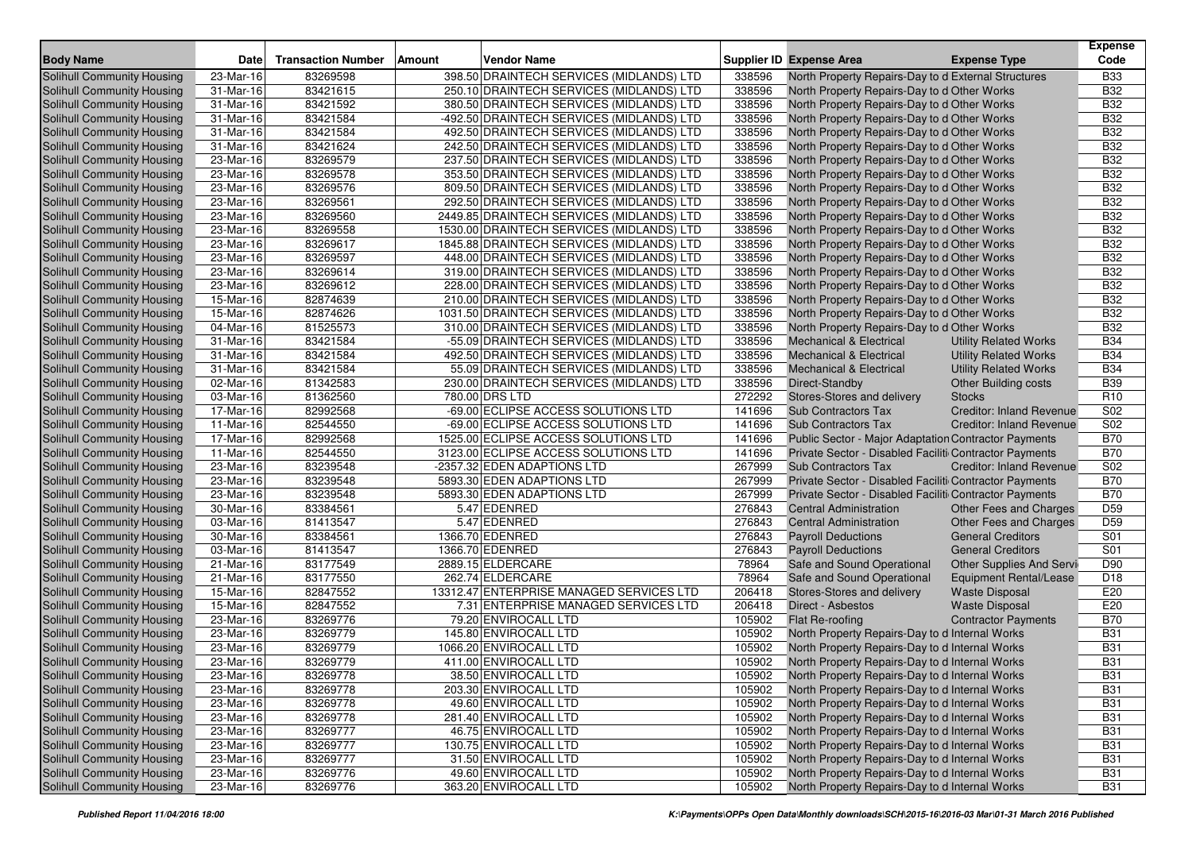| Body Name | Date | Transaction Number | Amount | Vendor Name | Supplier ID | Expense Area | Expense Type | Expense Code |
|---|---|---|---|---|---|---|---|---|
| Solihull Community Housing | 23-Mar-16 | 83269598 | 398.50 | DRAINTECH SERVICES (MIDLANDS) LTD | 338596 | North Property Repairs-Day to d | External Structures | B33 |
| Solihull Community Housing | 31-Mar-16 | 83421615 | 250.10 | DRAINTECH SERVICES (MIDLANDS) LTD | 338596 | North Property Repairs-Day to d | Other Works | B32 |
| Solihull Community Housing | 31-Mar-16 | 83421592 | 380.50 | DRAINTECH SERVICES (MIDLANDS) LTD | 338596 | North Property Repairs-Day to d | Other Works | B32 |
| Solihull Community Housing | 31-Mar-16 | 83421584 | -492.50 | DRAINTECH SERVICES (MIDLANDS) LTD | 338596 | North Property Repairs-Day to d | Other Works | B32 |
| Solihull Community Housing | 31-Mar-16 | 83421584 | 492.50 | DRAINTECH SERVICES (MIDLANDS) LTD | 338596 | North Property Repairs-Day to d | Other Works | B32 |
| Solihull Community Housing | 31-Mar-16 | 83421624 | 242.50 | DRAINTECH SERVICES (MIDLANDS) LTD | 338596 | North Property Repairs-Day to d | Other Works | B32 |
| Solihull Community Housing | 23-Mar-16 | 83269579 | 237.50 | DRAINTECH SERVICES (MIDLANDS) LTD | 338596 | North Property Repairs-Day to d | Other Works | B32 |
| Solihull Community Housing | 23-Mar-16 | 83269578 | 353.50 | DRAINTECH SERVICES (MIDLANDS) LTD | 338596 | North Property Repairs-Day to d | Other Works | B32 |
| Solihull Community Housing | 23-Mar-16 | 83269576 | 809.50 | DRAINTECH SERVICES (MIDLANDS) LTD | 338596 | North Property Repairs-Day to d | Other Works | B32 |
| Solihull Community Housing | 23-Mar-16 | 83269561 | 292.50 | DRAINTECH SERVICES (MIDLANDS) LTD | 338596 | North Property Repairs-Day to d | Other Works | B32 |
| Solihull Community Housing | 23-Mar-16 | 83269560 | 2449.85 | DRAINTECH SERVICES (MIDLANDS) LTD | 338596 | North Property Repairs-Day to d | Other Works | B32 |
| Solihull Community Housing | 23-Mar-16 | 83269558 | 1530.00 | DRAINTECH SERVICES (MIDLANDS) LTD | 338596 | North Property Repairs-Day to d | Other Works | B32 |
| Solihull Community Housing | 23-Mar-16 | 83269617 | 1845.88 | DRAINTECH SERVICES (MIDLANDS) LTD | 338596 | North Property Repairs-Day to d | Other Works | B32 |
| Solihull Community Housing | 23-Mar-16 | 83269597 | 448.00 | DRAINTECH SERVICES (MIDLANDS) LTD | 338596 | North Property Repairs-Day to d | Other Works | B32 |
| Solihull Community Housing | 23-Mar-16 | 83269614 | 319.00 | DRAINTECH SERVICES (MIDLANDS) LTD | 338596 | North Property Repairs-Day to d | Other Works | B32 |
| Solihull Community Housing | 23-Mar-16 | 83269612 | 228.00 | DRAINTECH SERVICES (MIDLANDS) LTD | 338596 | North Property Repairs-Day to d | Other Works | B32 |
| Solihull Community Housing | 15-Mar-16 | 82874639 | 210.00 | DRAINTECH SERVICES (MIDLANDS) LTD | 338596 | North Property Repairs-Day to d | Other Works | B32 |
| Solihull Community Housing | 15-Mar-16 | 82874626 | 1031.50 | DRAINTECH SERVICES (MIDLANDS) LTD | 338596 | North Property Repairs-Day to d | Other Works | B32 |
| Solihull Community Housing | 04-Mar-16 | 81525573 | 310.00 | DRAINTECH SERVICES (MIDLANDS) LTD | 338596 | North Property Repairs-Day to d | Other Works | B32 |
| Solihull Community Housing | 31-Mar-16 | 83421584 | -55.09 | DRAINTECH SERVICES (MIDLANDS) LTD | 338596 | Mechanical & Electrical | Utility Related Works | B34 |
| Solihull Community Housing | 31-Mar-16 | 83421584 | 492.50 | DRAINTECH SERVICES (MIDLANDS) LTD | 338596 | Mechanical & Electrical | Utility Related Works | B34 |
| Solihull Community Housing | 31-Mar-16 | 83421584 | 55.09 | DRAINTECH SERVICES (MIDLANDS) LTD | 338596 | Mechanical & Electrical | Utility Related Works | B34 |
| Solihull Community Housing | 02-Mar-16 | 81342583 | 230.00 | DRAINTECH SERVICES (MIDLANDS) LTD | 338596 | Direct-Standby | Other Building costs | B39 |
| Solihull Community Housing | 03-Mar-16 | 81362560 | 780.00 | DRS LTD | 272292 | Stores-Stores and delivery | Stocks | R10 |
| Solihull Community Housing | 17-Mar-16 | 82992568 | -69.00 | ECLIPSE ACCESS SOLUTIONS LTD | 141696 | Sub Contractors Tax | Creditor: Inland Revenue | S02 |
| Solihull Community Housing | 11-Mar-16 | 82544550 | -69.00 | ECLIPSE ACCESS SOLUTIONS LTD | 141696 | Sub Contractors Tax | Creditor: Inland Revenue | S02 |
| Solihull Community Housing | 17-Mar-16 | 82992568 | 1525.00 | ECLIPSE ACCESS SOLUTIONS LTD | 141696 | Public Sector - Major Adaptation | Contractor Payments | B70 |
| Solihull Community Housing | 11-Mar-16 | 82544550 | 3123.00 | ECLIPSE ACCESS SOLUTIONS LTD | 141696 | Private Sector - Disabled Faciliti | Contractor Payments | B70 |
| Solihull Community Housing | 23-Mar-16 | 83239548 | -2357.32 | EDEN ADAPTIONS LTD | 267999 | Sub Contractors Tax | Creditor: Inland Revenue | S02 |
| Solihull Community Housing | 23-Mar-16 | 83239548 | 5893.30 | EDEN ADAPTIONS LTD | 267999 | Private Sector - Disabled Faciliti | Contractor Payments | B70 |
| Solihull Community Housing | 23-Mar-16 | 83239548 | 5893.30 | EDEN ADAPTIONS LTD | 267999 | Private Sector - Disabled Faciliti | Contractor Payments | B70 |
| Solihull Community Housing | 30-Mar-16 | 83384561 | 5.47 | EDENRED | 276843 | Central Administration | Other Fees and Charges | D59 |
| Solihull Community Housing | 03-Mar-16 | 81413547 | 5.47 | EDENRED | 276843 | Central Administration | Other Fees and Charges | D59 |
| Solihull Community Housing | 30-Mar-16 | 83384561 | 1366.70 | EDENRED | 276843 | Payroll Deductions | General Creditors | S01 |
| Solihull Community Housing | 03-Mar-16 | 81413547 | 1366.70 | EDENRED | 276843 | Payroll Deductions | General Creditors | S01 |
| Solihull Community Housing | 21-Mar-16 | 83177549 | 2889.15 | ELDERCARE | 78964 | Safe and Sound Operational | Other Supplies And Servi | D90 |
| Solihull Community Housing | 21-Mar-16 | 83177550 | 262.74 | ELDERCARE | 78964 | Safe and Sound Operational | Equipment Rental/Lease | D18 |
| Solihull Community Housing | 15-Mar-16 | 82847552 | 13312.47 | ENTERPRISE MANAGED SERVICES LTD | 206418 | Stores-Stores and delivery | Waste Disposal | E20 |
| Solihull Community Housing | 15-Mar-16 | 82847552 | 7.31 | ENTERPRISE MANAGED SERVICES LTD | 206418 | Direct - Asbestos | Waste Disposal | E20 |
| Solihull Community Housing | 23-Mar-16 | 83269776 | 79.20 | ENVIROCALL LTD | 105902 | Flat Re-roofing | Contractor Payments | B70 |
| Solihull Community Housing | 23-Mar-16 | 83269779 | 145.80 | ENVIROCALL LTD | 105902 | North Property Repairs-Day to d | Internal Works | B31 |
| Solihull Community Housing | 23-Mar-16 | 83269779 | 1066.20 | ENVIROCALL LTD | 105902 | North Property Repairs-Day to d | Internal Works | B31 |
| Solihull Community Housing | 23-Mar-16 | 83269779 | 411.00 | ENVIROCALL LTD | 105902 | North Property Repairs-Day to d | Internal Works | B31 |
| Solihull Community Housing | 23-Mar-16 | 83269778 | 38.50 | ENVIROCALL LTD | 105902 | North Property Repairs-Day to d | Internal Works | B31 |
| Solihull Community Housing | 23-Mar-16 | 83269778 | 203.30 | ENVIROCALL LTD | 105902 | North Property Repairs-Day to d | Internal Works | B31 |
| Solihull Community Housing | 23-Mar-16 | 83269778 | 49.60 | ENVIROCALL LTD | 105902 | North Property Repairs-Day to d | Internal Works | B31 |
| Solihull Community Housing | 23-Mar-16 | 83269778 | 281.40 | ENVIROCALL LTD | 105902 | North Property Repairs-Day to d | Internal Works | B31 |
| Solihull Community Housing | 23-Mar-16 | 83269777 | 46.75 | ENVIROCALL LTD | 105902 | North Property Repairs-Day to d | Internal Works | B31 |
| Solihull Community Housing | 23-Mar-16 | 83269777 | 130.75 | ENVIROCALL LTD | 105902 | North Property Repairs-Day to d | Internal Works | B31 |
| Solihull Community Housing | 23-Mar-16 | 83269777 | 31.50 | ENVIROCALL LTD | 105902 | North Property Repairs-Day to d | Internal Works | B31 |
| Solihull Community Housing | 23-Mar-16 | 83269776 | 49.60 | ENVIROCALL LTD | 105902 | North Property Repairs-Day to d | Internal Works | B31 |
| Solihull Community Housing | 23-Mar-16 | 83269776 | 363.20 | ENVIROCALL LTD | 105902 | North Property Repairs-Day to d | Internal Works | B31 |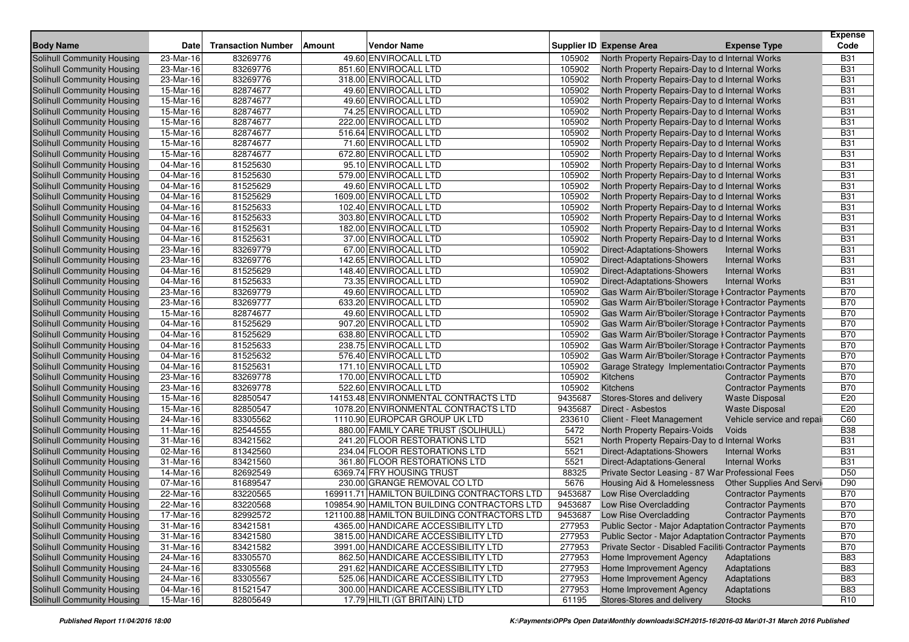| Body Name | Date | Transaction Number | Amount | Vendor Name | Supplier ID | Expense Area | Expense Type | Expense Code |
|---|---|---|---|---|---|---|---|---|
| Solihull Community Housing | 23-Mar-16 | 83269776 | 49.60 | ENVIROCALL LTD | 105902 | North Property Repairs-Day to d | Internal Works | B31 |
| Solihull Community Housing | 23-Mar-16 | 83269776 | 851.60 | ENVIROCALL LTD | 105902 | North Property Repairs-Day to d | Internal Works | B31 |
| Solihull Community Housing | 23-Mar-16 | 83269776 | 318.00 | ENVIROCALL LTD | 105902 | North Property Repairs-Day to d | Internal Works | B31 |
| Solihull Community Housing | 15-Mar-16 | 82874677 | 49.60 | ENVIROCALL LTD | 105902 | North Property Repairs-Day to d | Internal Works | B31 |
| Solihull Community Housing | 15-Mar-16 | 82874677 | 49.60 | ENVIROCALL LTD | 105902 | North Property Repairs-Day to d | Internal Works | B31 |
| Solihull Community Housing | 15-Mar-16 | 82874677 | 74.25 | ENVIROCALL LTD | 105902 | North Property Repairs-Day to d | Internal Works | B31 |
| Solihull Community Housing | 15-Mar-16 | 82874677 | 222.00 | ENVIROCALL LTD | 105902 | North Property Repairs-Day to d | Internal Works | B31 |
| Solihull Community Housing | 15-Mar-16 | 82874677 | 516.64 | ENVIROCALL LTD | 105902 | North Property Repairs-Day to d | Internal Works | B31 |
| Solihull Community Housing | 15-Mar-16 | 82874677 | 71.60 | ENVIROCALL LTD | 105902 | North Property Repairs-Day to d | Internal Works | B31 |
| Solihull Community Housing | 15-Mar-16 | 82874677 | 672.80 | ENVIROCALL LTD | 105902 | North Property Repairs-Day to d | Internal Works | B31 |
| Solihull Community Housing | 04-Mar-16 | 81525630 | 95.10 | ENVIROCALL LTD | 105902 | North Property Repairs-Day to d | Internal Works | B31 |
| Solihull Community Housing | 04-Mar-16 | 81525630 | 579.00 | ENVIROCALL LTD | 105902 | North Property Repairs-Day to d | Internal Works | B31 |
| Solihull Community Housing | 04-Mar-16 | 81525629 | 49.60 | ENVIROCALL LTD | 105902 | North Property Repairs-Day to d | Internal Works | B31 |
| Solihull Community Housing | 04-Mar-16 | 81525629 | 1609.00 | ENVIROCALL LTD | 105902 | North Property Repairs-Day to d | Internal Works | B31 |
| Solihull Community Housing | 04-Mar-16 | 81525633 | 102.40 | ENVIROCALL LTD | 105902 | North Property Repairs-Day to d | Internal Works | B31 |
| Solihull Community Housing | 04-Mar-16 | 81525633 | 303.80 | ENVIROCALL LTD | 105902 | North Property Repairs-Day to d | Internal Works | B31 |
| Solihull Community Housing | 04-Mar-16 | 81525631 | 182.00 | ENVIROCALL LTD | 105902 | North Property Repairs-Day to d | Internal Works | B31 |
| Solihull Community Housing | 04-Mar-16 | 81525631 | 37.00 | ENVIROCALL LTD | 105902 | North Property Repairs-Day to d | Internal Works | B31 |
| Solihull Community Housing | 23-Mar-16 | 83269779 | 67.00 | ENVIROCALL LTD | 105902 | Direct-Adaptations-Showers | Internal Works | B31 |
| Solihull Community Housing | 23-Mar-16 | 83269776 | 142.65 | ENVIROCALL LTD | 105902 | Direct-Adaptations-Showers | Internal Works | B31 |
| Solihull Community Housing | 04-Mar-16 | 81525629 | 148.40 | ENVIROCALL LTD | 105902 | Direct-Adaptations-Showers | Internal Works | B31 |
| Solihull Community Housing | 04-Mar-16 | 81525633 | 73.35 | ENVIROCALL LTD | 105902 | Direct-Adaptations-Showers | Internal Works | B31 |
| Solihull Community Housing | 23-Mar-16 | 83269779 | 49.60 | ENVIROCALL LTD | 105902 | Gas Warm Air/B'boiler/Storage I | Contractor Payments | B70 |
| Solihull Community Housing | 23-Mar-16 | 83269777 | 633.20 | ENVIROCALL LTD | 105902 | Gas Warm Air/B'boiler/Storage I | Contractor Payments | B70 |
| Solihull Community Housing | 15-Mar-16 | 82874677 | 49.60 | ENVIROCALL LTD | 105902 | Gas Warm Air/B'boiler/Storage I | Contractor Payments | B70 |
| Solihull Community Housing | 04-Mar-16 | 81525629 | 907.20 | ENVIROCALL LTD | 105902 | Gas Warm Air/B'boiler/Storage I | Contractor Payments | B70 |
| Solihull Community Housing | 04-Mar-16 | 81525629 | 638.80 | ENVIROCALL LTD | 105902 | Gas Warm Air/B'boiler/Storage I | Contractor Payments | B70 |
| Solihull Community Housing | 04-Mar-16 | 81525633 | 238.75 | ENVIROCALL LTD | 105902 | Gas Warm Air/B'boiler/Storage I | Contractor Payments | B70 |
| Solihull Community Housing | 04-Mar-16 | 81525632 | 576.40 | ENVIROCALL LTD | 105902 | Gas Warm Air/B'boiler/Storage I | Contractor Payments | B70 |
| Solihull Community Housing | 04-Mar-16 | 81525631 | 171.10 | ENVIROCALL LTD | 105902 | Garage Strategy Implementatio | Contractor Payments | B70 |
| Solihull Community Housing | 23-Mar-16 | 83269778 | 170.00 | ENVIROCALL LTD | 105902 | Kitchens | Contractor Payments | B70 |
| Solihull Community Housing | 23-Mar-16 | 83269778 | 522.60 | ENVIROCALL LTD | 105902 | Kitchens | Contractor Payments | B70 |
| Solihull Community Housing | 15-Mar-16 | 82850547 | 14153.48 | ENVIRONMENTAL CONTRACTS LTD | 9435687 | Stores-Stores and delivery | Waste Disposal | E20 |
| Solihull Community Housing | 15-Mar-16 | 82850547 | 1078.20 | ENVIRONMENTAL CONTRACTS LTD | 9435687 | Direct - Asbestos | Waste Disposal | E20 |
| Solihull Community Housing | 24-Mar-16 | 83305562 | 1110.90 | EUROPCAR GROUP UK LTD | 233610 | Client - Fleet Management | Vehicle service and repai | C60 |
| Solihull Community Housing | 11-Mar-16 | 82544555 | 880.00 | FAMILY CARE TRUST (SOLIHULL) | 5472 | North Property Repairs-Voids | Voids | B38 |
| Solihull Community Housing | 31-Mar-16 | 83421562 | 241.20 | FLOOR RESTORATIONS LTD | 5521 | North Property Repairs-Day to d | Internal Works | B31 |
| Solihull Community Housing | 02-Mar-16 | 81342560 | 234.04 | FLOOR RESTORATIONS LTD | 5521 | Direct-Adaptations-Showers | Internal Works | B31 |
| Solihull Community Housing | 31-Mar-16 | 83421560 | 361.80 | FLOOR RESTORATIONS LTD | 5521 | Direct-Adaptations-General | Internal Works | B31 |
| Solihull Community Housing | 14-Mar-16 | 82692549 | 6369.74 | FRY HOUSING TRUST | 88325 | Private Sector Leasing - 87 War | Professional Fees | D50 |
| Solihull Community Housing | 07-Mar-16 | 81689547 | 230.00 | GRANGE REMOVAL CO LTD | 5676 | Housing Aid & Homelessness | Other Supplies And Servi | D90 |
| Solihull Community Housing | 22-Mar-16 | 83220565 | 169911.71 | HAMILTON BUILDING CONTRACTORS LTD | 9453687 | Low Rise Overcladding | Contractor Payments | B70 |
| Solihull Community Housing | 22-Mar-16 | 83220568 | 109854.90 | HAMILTON BUILDING CONTRACTORS LTD | 9453687 | Low Rise Overcladding | Contractor Payments | B70 |
| Solihull Community Housing | 17-Mar-16 | 82992572 | 121100.88 | HAMILTON BUILDING CONTRACTORS LTD | 9453687 | Low Rise Overcladding | Contractor Payments | B70 |
| Solihull Community Housing | 31-Mar-16 | 83421581 | 4365.00 | HANDICARE ACCESSIBILITY LTD | 277953 | Public Sector - Major Adaption | Contractor Payments | B70 |
| Solihull Community Housing | 31-Mar-16 | 83421580 | 3815.00 | HANDICARE ACCESSIBILITY LTD | 277953 | Public Sector - Major Adaption | Contractor Payments | B70 |
| Solihull Community Housing | 31-Mar-16 | 83421582 | 3991.00 | HANDICARE ACCESSIBILITY LTD | 277953 | Private Sector - Disabled Faciliti | Contractor Payments | B70 |
| Solihull Community Housing | 24-Mar-16 | 83305570 | 862.50 | HANDICARE ACCESSIBILITY LTD | 277953 | Home Improvement Agency | Adaptations | B83 |
| Solihull Community Housing | 24-Mar-16 | 83305568 | 291.62 | HANDICARE ACCESSIBILITY LTD | 277953 | Home Improvement Agency | Adaptations | B83 |
| Solihull Community Housing | 24-Mar-16 | 83305567 | 525.06 | HANDICARE ACCESSIBILITY LTD | 277953 | Home Improvement Agency | Adaptations | B83 |
| Solihull Community Housing | 04-Mar-16 | 81521547 | 300.00 | HANDICARE ACCESSIBILITY LTD | 277953 | Home Improvement Agency | Adaptations | B83 |
| Solihull Community Housing | 15-Mar-16 | 82805649 | 17.79 | HILTI (GT BRITAIN) LTD | 61195 | Stores-Stores and delivery | Stocks | R10 |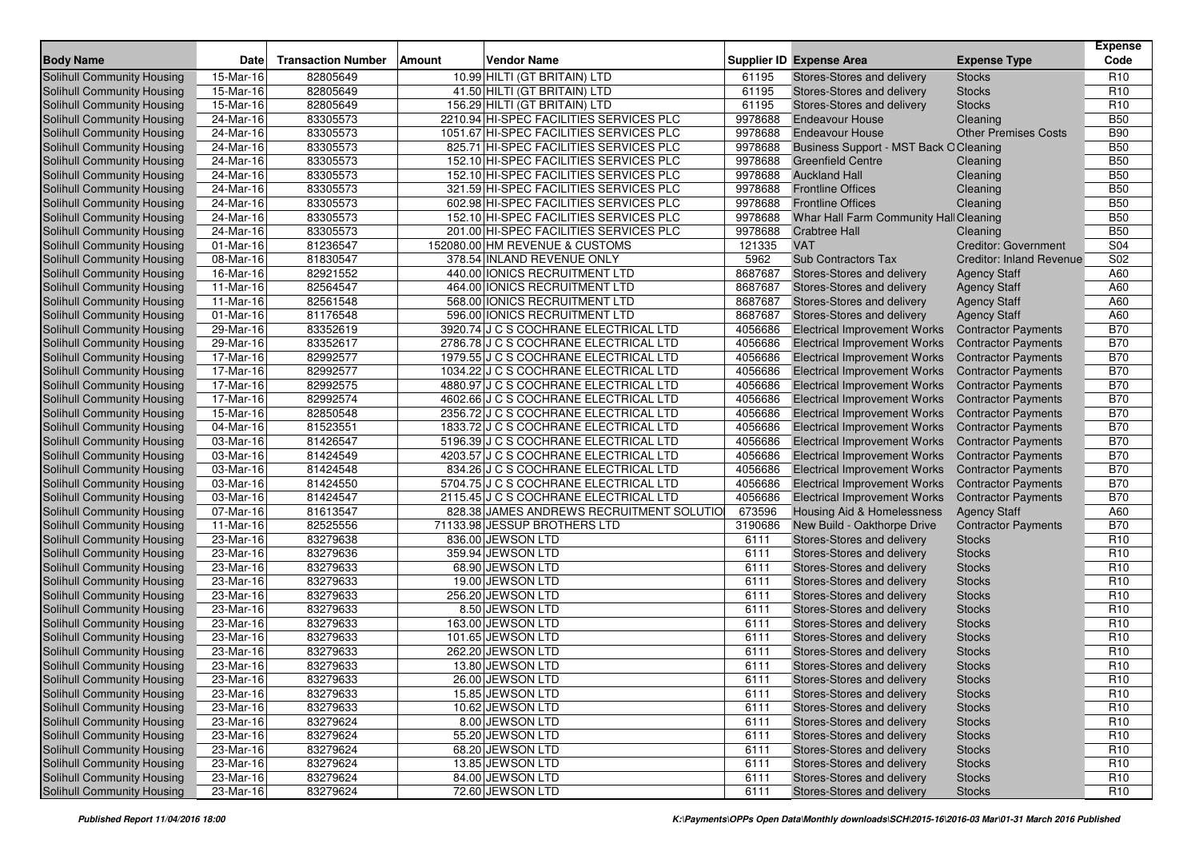| Body Name | Date | Transaction Number | Amount | Vendor Name | Supplier ID | Expense Area | Expense Type | Expense Code |
|---|---|---|---|---|---|---|---|---|
| Solihull Community Housing | 15-Mar-16 | 82805649 | 10.99 | HILTI (GT BRITAIN) LTD | 61195 | Stores-Stores and delivery | Stocks | R10 |
| Solihull Community Housing | 15-Mar-16 | 82805649 | 41.50 | HILTI (GT BRITAIN) LTD | 61195 | Stores-Stores and delivery | Stocks | R10 |
| Solihull Community Housing | 15-Mar-16 | 82805649 | 156.29 | HILTI (GT BRITAIN) LTD | 61195 | Stores-Stores and delivery | Stocks | R10 |
| Solihull Community Housing | 24-Mar-16 | 83305573 | 2210.94 | HI-SPEC FACILITIES SERVICES PLC | 9978688 | Endeavour House | Cleaning | B50 |
| Solihull Community Housing | 24-Mar-16 | 83305573 | 1051.67 | HI-SPEC FACILITIES SERVICES PLC | 9978688 | Endeavour House | Other Premises Costs | B90 |
| Solihull Community Housing | 24-Mar-16 | 83305573 | 825.71 | HI-SPEC FACILITIES SERVICES PLC | 9978688 | Business Support - MST Back O | Cleaning | B50 |
| Solihull Community Housing | 24-Mar-16 | 83305573 | 152.10 | HI-SPEC FACILITIES SERVICES PLC | 9978688 | Greenfield Centre | Cleaning | B50 |
| Solihull Community Housing | 24-Mar-16 | 83305573 | 152.10 | HI-SPEC FACILITIES SERVICES PLC | 9978688 | Auckland Hall | Cleaning | B50 |
| Solihull Community Housing | 24-Mar-16 | 83305573 | 321.59 | HI-SPEC FACILITIES SERVICES PLC | 9978688 | Frontline Offices | Cleaning | B50 |
| Solihull Community Housing | 24-Mar-16 | 83305573 | 602.98 | HI-SPEC FACILITIES SERVICES PLC | 9978688 | Frontline Offices | Cleaning | B50 |
| Solihull Community Housing | 24-Mar-16 | 83305573 | 152.10 | HI-SPEC FACILITIES SERVICES PLC | 9978688 | Whar Hall Farm Community Hall | Cleaning | B50 |
| Solihull Community Housing | 24-Mar-16 | 83305573 | 201.00 | HI-SPEC FACILITIES SERVICES PLC | 9978688 | Crabtree Hall | Cleaning | B50 |
| Solihull Community Housing | 01-Mar-16 | 81236547 | 152080.00 | HM REVENUE & CUSTOMS | 121335 | VAT | Creditor: Government | S04 |
| Solihull Community Housing | 08-Mar-16 | 81830547 | 378.54 | INLAND REVENUE ONLY | 5962 | Sub Contractors Tax | Creditor: Inland Revenue | S02 |
| Solihull Community Housing | 16-Mar-16 | 82921552 | 440.00 | IONICS RECRUITMENT LTD | 8687687 | Stores-Stores and delivery | Agency Staff | A60 |
| Solihull Community Housing | 11-Mar-16 | 82564547 | 464.00 | IONICS RECRUITMENT LTD | 8687687 | Stores-Stores and delivery | Agency Staff | A60 |
| Solihull Community Housing | 11-Mar-16 | 82561548 | 568.00 | IONICS RECRUITMENT LTD | 8687687 | Stores-Stores and delivery | Agency Staff | A60 |
| Solihull Community Housing | 01-Mar-16 | 81176548 | 596.00 | IONICS RECRUITMENT LTD | 8687687 | Stores-Stores and delivery | Agency Staff | A60 |
| Solihull Community Housing | 29-Mar-16 | 83352619 | 3920.74 | J C S COCHRANE ELECTRICAL LTD | 4056686 | Electrical Improvement Works | Contractor Payments | B70 |
| Solihull Community Housing | 29-Mar-16 | 83352617 | 2786.78 | J C S COCHRANE ELECTRICAL LTD | 4056686 | Electrical Improvement Works | Contractor Payments | B70 |
| Solihull Community Housing | 17-Mar-16 | 82992577 | 1979.55 | J C S COCHRANE ELECTRICAL LTD | 4056686 | Electrical Improvement Works | Contractor Payments | B70 |
| Solihull Community Housing | 17-Mar-16 | 82992577 | 1034.22 | J C S COCHRANE ELECTRICAL LTD | 4056686 | Electrical Improvement Works | Contractor Payments | B70 |
| Solihull Community Housing | 17-Mar-16 | 82992575 | 4880.97 | J C S COCHRANE ELECTRICAL LTD | 4056686 | Electrical Improvement Works | Contractor Payments | B70 |
| Solihull Community Housing | 17-Mar-16 | 82992574 | 4602.66 | J C S COCHRANE ELECTRICAL LTD | 4056686 | Electrical Improvement Works | Contractor Payments | B70 |
| Solihull Community Housing | 15-Mar-16 | 82850548 | 2356.72 | J C S COCHRANE ELECTRICAL LTD | 4056686 | Electrical Improvement Works | Contractor Payments | B70 |
| Solihull Community Housing | 04-Mar-16 | 81523551 | 1833.72 | J C S COCHRANE ELECTRICAL LTD | 4056686 | Electrical Improvement Works | Contractor Payments | B70 |
| Solihull Community Housing | 03-Mar-16 | 81426547 | 5196.39 | J C S COCHRANE ELECTRICAL LTD | 4056686 | Electrical Improvement Works | Contractor Payments | B70 |
| Solihull Community Housing | 03-Mar-16 | 81424549 | 4203.57 | J C S COCHRANE ELECTRICAL LTD | 4056686 | Electrical Improvement Works | Contractor Payments | B70 |
| Solihull Community Housing | 03-Mar-16 | 81424548 | 834.26 | J C S COCHRANE ELECTRICAL LTD | 4056686 | Electrical Improvement Works | Contractor Payments | B70 |
| Solihull Community Housing | 03-Mar-16 | 81424550 | 5704.75 | J C S COCHRANE ELECTRICAL LTD | 4056686 | Electrical Improvement Works | Contractor Payments | B70 |
| Solihull Community Housing | 03-Mar-16 | 81424547 | 2115.45 | J C S COCHRANE ELECTRICAL LTD | 4056686 | Electrical Improvement Works | Contractor Payments | B70 |
| Solihull Community Housing | 07-Mar-16 | 81613547 | 828.38 | JAMES ANDREWS RECRUITMENT SOLUTIO | 673596 | Housing Aid & Homelessness | Agency Staff | A60 |
| Solihull Community Housing | 11-Mar-16 | 82525556 | 71133.98 | JESSUP BROTHERS LTD | 3190686 | New Build - Oakthorpe Drive | Contractor Payments | B70 |
| Solihull Community Housing | 23-Mar-16 | 83279638 | 836.00 | JEWSON LTD | 6111 | Stores-Stores and delivery | Stocks | R10 |
| Solihull Community Housing | 23-Mar-16 | 83279636 | 359.94 | JEWSON LTD | 6111 | Stores-Stores and delivery | Stocks | R10 |
| Solihull Community Housing | 23-Mar-16 | 83279633 | 68.90 | JEWSON LTD | 6111 | Stores-Stores and delivery | Stocks | R10 |
| Solihull Community Housing | 23-Mar-16 | 83279633 | 19.00 | JEWSON LTD | 6111 | Stores-Stores and delivery | Stocks | R10 |
| Solihull Community Housing | 23-Mar-16 | 83279633 | 256.20 | JEWSON LTD | 6111 | Stores-Stores and delivery | Stocks | R10 |
| Solihull Community Housing | 23-Mar-16 | 83279633 | 8.50 | JEWSON LTD | 6111 | Stores-Stores and delivery | Stocks | R10 |
| Solihull Community Housing | 23-Mar-16 | 83279633 | 163.00 | JEWSON LTD | 6111 | Stores-Stores and delivery | Stocks | R10 |
| Solihull Community Housing | 23-Mar-16 | 83279633 | 101.65 | JEWSON LTD | 6111 | Stores-Stores and delivery | Stocks | R10 |
| Solihull Community Housing | 23-Mar-16 | 83279633 | 262.20 | JEWSON LTD | 6111 | Stores-Stores and delivery | Stocks | R10 |
| Solihull Community Housing | 23-Mar-16 | 83279633 | 13.80 | JEWSON LTD | 6111 | Stores-Stores and delivery | Stocks | R10 |
| Solihull Community Housing | 23-Mar-16 | 83279633 | 26.00 | JEWSON LTD | 6111 | Stores-Stores and delivery | Stocks | R10 |
| Solihull Community Housing | 23-Mar-16 | 83279633 | 15.85 | JEWSON LTD | 6111 | Stores-Stores and delivery | Stocks | R10 |
| Solihull Community Housing | 23-Mar-16 | 83279633 | 10.62 | JEWSON LTD | 6111 | Stores-Stores and delivery | Stocks | R10 |
| Solihull Community Housing | 23-Mar-16 | 83279624 | 8.00 | JEWSON LTD | 6111 | Stores-Stores and delivery | Stocks | R10 |
| Solihull Community Housing | 23-Mar-16 | 83279624 | 55.20 | JEWSON LTD | 6111 | Stores-Stores and delivery | Stocks | R10 |
| Solihull Community Housing | 23-Mar-16 | 83279624 | 68.20 | JEWSON LTD | 6111 | Stores-Stores and delivery | Stocks | R10 |
| Solihull Community Housing | 23-Mar-16 | 83279624 | 13.85 | JEWSON LTD | 6111 | Stores-Stores and delivery | Stocks | R10 |
| Solihull Community Housing | 23-Mar-16 | 83279624 | 84.00 | JEWSON LTD | 6111 | Stores-Stores and delivery | Stocks | R10 |
| Solihull Community Housing | 23-Mar-16 | 83279624 | 72.60 | JEWSON LTD | 6111 | Stores-Stores and delivery | Stocks | R10 |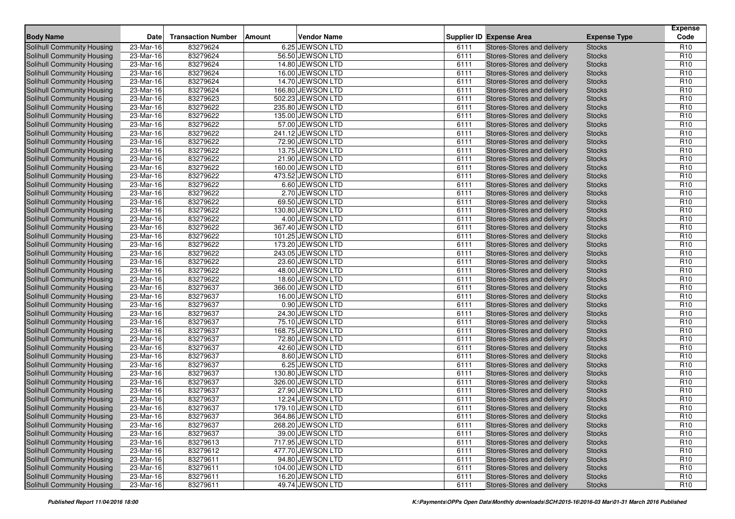| Body Name | Date | Transaction Number | Amount | Vendor Name | Supplier ID | Expense Area | Expense Type | Expense Code |
|---|---|---|---|---|---|---|---|---|
| Solihull Community Housing | 23-Mar-16 | 83279624 | 6.25 | JEWSON LTD | 6111 | Stores-Stores and delivery | Stocks | R10 |
| Solihull Community Housing | 23-Mar-16 | 83279624 | 56.50 | JEWSON LTD | 6111 | Stores-Stores and delivery | Stocks | R10 |
| Solihull Community Housing | 23-Mar-16 | 83279624 | 14.80 | JEWSON LTD | 6111 | Stores-Stores and delivery | Stocks | R10 |
| Solihull Community Housing | 23-Mar-16 | 83279624 | 16.00 | JEWSON LTD | 6111 | Stores-Stores and delivery | Stocks | R10 |
| Solihull Community Housing | 23-Mar-16 | 83279624 | 14.70 | JEWSON LTD | 6111 | Stores-Stores and delivery | Stocks | R10 |
| Solihull Community Housing | 23-Mar-16 | 83279624 | 166.80 | JEWSON LTD | 6111 | Stores-Stores and delivery | Stocks | R10 |
| Solihull Community Housing | 23-Mar-16 | 83279623 | 502.23 | JEWSON LTD | 6111 | Stores-Stores and delivery | Stocks | R10 |
| Solihull Community Housing | 23-Mar-16 | 83279622 | 235.80 | JEWSON LTD | 6111 | Stores-Stores and delivery | Stocks | R10 |
| Solihull Community Housing | 23-Mar-16 | 83279622 | 135.00 | JEWSON LTD | 6111 | Stores-Stores and delivery | Stocks | R10 |
| Solihull Community Housing | 23-Mar-16 | 83279622 | 57.00 | JEWSON LTD | 6111 | Stores-Stores and delivery | Stocks | R10 |
| Solihull Community Housing | 23-Mar-16 | 83279622 | 241.12 | JEWSON LTD | 6111 | Stores-Stores and delivery | Stocks | R10 |
| Solihull Community Housing | 23-Mar-16 | 83279622 | 72.90 | JEWSON LTD | 6111 | Stores-Stores and delivery | Stocks | R10 |
| Solihull Community Housing | 23-Mar-16 | 83279622 | 13.75 | JEWSON LTD | 6111 | Stores-Stores and delivery | Stocks | R10 |
| Solihull Community Housing | 23-Mar-16 | 83279622 | 21.90 | JEWSON LTD | 6111 | Stores-Stores and delivery | Stocks | R10 |
| Solihull Community Housing | 23-Mar-16 | 83279622 | 160.00 | JEWSON LTD | 6111 | Stores-Stores and delivery | Stocks | R10 |
| Solihull Community Housing | 23-Mar-16 | 83279622 | 473.52 | JEWSON LTD | 6111 | Stores-Stores and delivery | Stocks | R10 |
| Solihull Community Housing | 23-Mar-16 | 83279622 | 6.60 | JEWSON LTD | 6111 | Stores-Stores and delivery | Stocks | R10 |
| Solihull Community Housing | 23-Mar-16 | 83279622 | 2.70 | JEWSON LTD | 6111 | Stores-Stores and delivery | Stocks | R10 |
| Solihull Community Housing | 23-Mar-16 | 83279622 | 69.50 | JEWSON LTD | 6111 | Stores-Stores and delivery | Stocks | R10 |
| Solihull Community Housing | 23-Mar-16 | 83279622 | 130.80 | JEWSON LTD | 6111 | Stores-Stores and delivery | Stocks | R10 |
| Solihull Community Housing | 23-Mar-16 | 83279622 | 4.00 | JEWSON LTD | 6111 | Stores-Stores and delivery | Stocks | R10 |
| Solihull Community Housing | 23-Mar-16 | 83279622 | 367.40 | JEWSON LTD | 6111 | Stores-Stores and delivery | Stocks | R10 |
| Solihull Community Housing | 23-Mar-16 | 83279622 | 101.25 | JEWSON LTD | 6111 | Stores-Stores and delivery | Stocks | R10 |
| Solihull Community Housing | 23-Mar-16 | 83279622 | 173.20 | JEWSON LTD | 6111 | Stores-Stores and delivery | Stocks | R10 |
| Solihull Community Housing | 23-Mar-16 | 83279622 | 243.05 | JEWSON LTD | 6111 | Stores-Stores and delivery | Stocks | R10 |
| Solihull Community Housing | 23-Mar-16 | 83279622 | 23.60 | JEWSON LTD | 6111 | Stores-Stores and delivery | Stocks | R10 |
| Solihull Community Housing | 23-Mar-16 | 83279622 | 48.00 | JEWSON LTD | 6111 | Stores-Stores and delivery | Stocks | R10 |
| Solihull Community Housing | 23-Mar-16 | 83279622 | 18.60 | JEWSON LTD | 6111 | Stores-Stores and delivery | Stocks | R10 |
| Solihull Community Housing | 23-Mar-16 | 83279637 | 366.00 | JEWSON LTD | 6111 | Stores-Stores and delivery | Stocks | R10 |
| Solihull Community Housing | 23-Mar-16 | 83279637 | 16.00 | JEWSON LTD | 6111 | Stores-Stores and delivery | Stocks | R10 |
| Solihull Community Housing | 23-Mar-16 | 83279637 | 0.90 | JEWSON LTD | 6111 | Stores-Stores and delivery | Stocks | R10 |
| Solihull Community Housing | 23-Mar-16 | 83279637 | 24.30 | JEWSON LTD | 6111 | Stores-Stores and delivery | Stocks | R10 |
| Solihull Community Housing | 23-Mar-16 | 83279637 | 75.10 | JEWSON LTD | 6111 | Stores-Stores and delivery | Stocks | R10 |
| Solihull Community Housing | 23-Mar-16 | 83279637 | 168.75 | JEWSON LTD | 6111 | Stores-Stores and delivery | Stocks | R10 |
| Solihull Community Housing | 23-Mar-16 | 83279637 | 72.80 | JEWSON LTD | 6111 | Stores-Stores and delivery | Stocks | R10 |
| Solihull Community Housing | 23-Mar-16 | 83279637 | 42.60 | JEWSON LTD | 6111 | Stores-Stores and delivery | Stocks | R10 |
| Solihull Community Housing | 23-Mar-16 | 83279637 | 8.60 | JEWSON LTD | 6111 | Stores-Stores and delivery | Stocks | R10 |
| Solihull Community Housing | 23-Mar-16 | 83279637 | 6.25 | JEWSON LTD | 6111 | Stores-Stores and delivery | Stocks | R10 |
| Solihull Community Housing | 23-Mar-16 | 83279637 | 130.80 | JEWSON LTD | 6111 | Stores-Stores and delivery | Stocks | R10 |
| Solihull Community Housing | 23-Mar-16 | 83279637 | 326.00 | JEWSON LTD | 6111 | Stores-Stores and delivery | Stocks | R10 |
| Solihull Community Housing | 23-Mar-16 | 83279637 | 27.90 | JEWSON LTD | 6111 | Stores-Stores and delivery | Stocks | R10 |
| Solihull Community Housing | 23-Mar-16 | 83279637 | 12.24 | JEWSON LTD | 6111 | Stores-Stores and delivery | Stocks | R10 |
| Solihull Community Housing | 23-Mar-16 | 83279637 | 179.10 | JEWSON LTD | 6111 | Stores-Stores and delivery | Stocks | R10 |
| Solihull Community Housing | 23-Mar-16 | 83279637 | 364.86 | JEWSON LTD | 6111 | Stores-Stores and delivery | Stocks | R10 |
| Solihull Community Housing | 23-Mar-16 | 83279637 | 268.20 | JEWSON LTD | 6111 | Stores-Stores and delivery | Stocks | R10 |
| Solihull Community Housing | 23-Mar-16 | 83279637 | 39.00 | JEWSON LTD | 6111 | Stores-Stores and delivery | Stocks | R10 |
| Solihull Community Housing | 23-Mar-16 | 83279613 | 717.95 | JEWSON LTD | 6111 | Stores-Stores and delivery | Stocks | R10 |
| Solihull Community Housing | 23-Mar-16 | 83279612 | 477.70 | JEWSON LTD | 6111 | Stores-Stores and delivery | Stocks | R10 |
| Solihull Community Housing | 23-Mar-16 | 83279611 | 94.80 | JEWSON LTD | 6111 | Stores-Stores and delivery | Stocks | R10 |
| Solihull Community Housing | 23-Mar-16 | 83279611 | 104.00 | JEWSON LTD | 6111 | Stores-Stores and delivery | Stocks | R10 |
| Solihull Community Housing | 23-Mar-16 | 83279611 | 16.20 | JEWSON LTD | 6111 | Stores-Stores and delivery | Stocks | R10 |
| Solihull Community Housing | 23-Mar-16 | 83279611 | 49.74 | JEWSON LTD | 6111 | Stores-Stores and delivery | Stocks | R10 |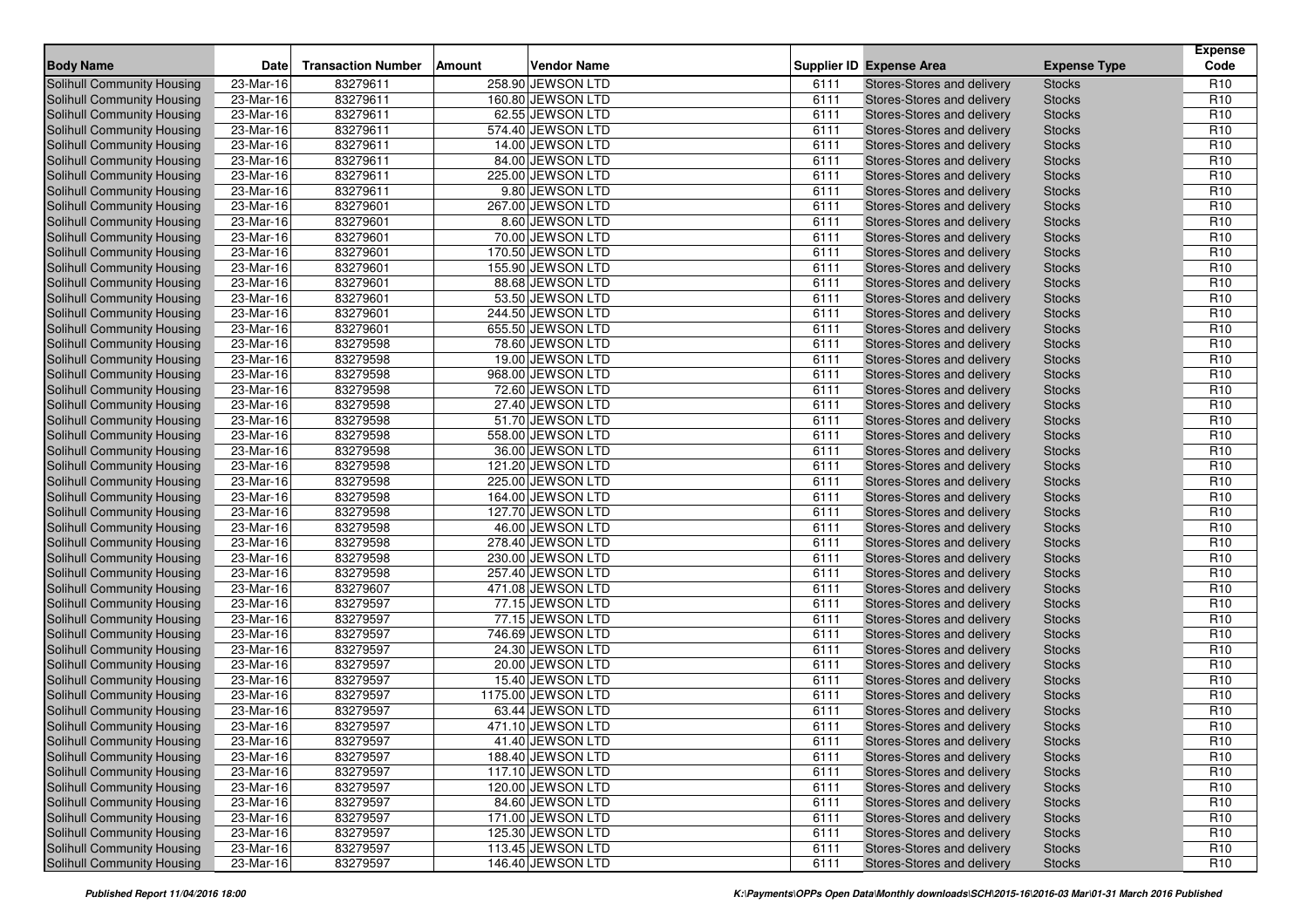| Body Name | Date | Transaction Number | Amount | Vendor Name | Supplier ID | Expense Area | Expense Type | Expense Code |
|---|---|---|---|---|---|---|---|---|
| Solihull Community Housing | 23-Mar-16 | 83279611 | 258.90 | JEWSON LTD | 6111 | Stores-Stores and delivery | Stocks | R10 |
| Solihull Community Housing | 23-Mar-16 | 83279611 | 160.80 | JEWSON LTD | 6111 | Stores-Stores and delivery | Stocks | R10 |
| Solihull Community Housing | 23-Mar-16 | 83279611 | 62.55 | JEWSON LTD | 6111 | Stores-Stores and delivery | Stocks | R10 |
| Solihull Community Housing | 23-Mar-16 | 83279611 | 574.40 | JEWSON LTD | 6111 | Stores-Stores and delivery | Stocks | R10 |
| Solihull Community Housing | 23-Mar-16 | 83279611 | 14.00 | JEWSON LTD | 6111 | Stores-Stores and delivery | Stocks | R10 |
| Solihull Community Housing | 23-Mar-16 | 83279611 | 84.00 | JEWSON LTD | 6111 | Stores-Stores and delivery | Stocks | R10 |
| Solihull Community Housing | 23-Mar-16 | 83279611 | 225.00 | JEWSON LTD | 6111 | Stores-Stores and delivery | Stocks | R10 |
| Solihull Community Housing | 23-Mar-16 | 83279611 | 9.80 | JEWSON LTD | 6111 | Stores-Stores and delivery | Stocks | R10 |
| Solihull Community Housing | 23-Mar-16 | 83279601 | 267.00 | JEWSON LTD | 6111 | Stores-Stores and delivery | Stocks | R10 |
| Solihull Community Housing | 23-Mar-16 | 83279601 | 8.60 | JEWSON LTD | 6111 | Stores-Stores and delivery | Stocks | R10 |
| Solihull Community Housing | 23-Mar-16 | 83279601 | 70.00 | JEWSON LTD | 6111 | Stores-Stores and delivery | Stocks | R10 |
| Solihull Community Housing | 23-Mar-16 | 83279601 | 170.50 | JEWSON LTD | 6111 | Stores-Stores and delivery | Stocks | R10 |
| Solihull Community Housing | 23-Mar-16 | 83279601 | 155.90 | JEWSON LTD | 6111 | Stores-Stores and delivery | Stocks | R10 |
| Solihull Community Housing | 23-Mar-16 | 83279601 | 88.68 | JEWSON LTD | 6111 | Stores-Stores and delivery | Stocks | R10 |
| Solihull Community Housing | 23-Mar-16 | 83279601 | 53.50 | JEWSON LTD | 6111 | Stores-Stores and delivery | Stocks | R10 |
| Solihull Community Housing | 23-Mar-16 | 83279601 | 244.50 | JEWSON LTD | 6111 | Stores-Stores and delivery | Stocks | R10 |
| Solihull Community Housing | 23-Mar-16 | 83279601 | 655.50 | JEWSON LTD | 6111 | Stores-Stores and delivery | Stocks | R10 |
| Solihull Community Housing | 23-Mar-16 | 83279598 | 78.60 | JEWSON LTD | 6111 | Stores-Stores and delivery | Stocks | R10 |
| Solihull Community Housing | 23-Mar-16 | 83279598 | 19.00 | JEWSON LTD | 6111 | Stores-Stores and delivery | Stocks | R10 |
| Solihull Community Housing | 23-Mar-16 | 83279598 | 968.00 | JEWSON LTD | 6111 | Stores-Stores and delivery | Stocks | R10 |
| Solihull Community Housing | 23-Mar-16 | 83279598 | 72.60 | JEWSON LTD | 6111 | Stores-Stores and delivery | Stocks | R10 |
| Solihull Community Housing | 23-Mar-16 | 83279598 | 27.40 | JEWSON LTD | 6111 | Stores-Stores and delivery | Stocks | R10 |
| Solihull Community Housing | 23-Mar-16 | 83279598 | 51.70 | JEWSON LTD | 6111 | Stores-Stores and delivery | Stocks | R10 |
| Solihull Community Housing | 23-Mar-16 | 83279598 | 558.00 | JEWSON LTD | 6111 | Stores-Stores and delivery | Stocks | R10 |
| Solihull Community Housing | 23-Mar-16 | 83279598 | 36.00 | JEWSON LTD | 6111 | Stores-Stores and delivery | Stocks | R10 |
| Solihull Community Housing | 23-Mar-16 | 83279598 | 121.20 | JEWSON LTD | 6111 | Stores-Stores and delivery | Stocks | R10 |
| Solihull Community Housing | 23-Mar-16 | 83279598 | 225.00 | JEWSON LTD | 6111 | Stores-Stores and delivery | Stocks | R10 |
| Solihull Community Housing | 23-Mar-16 | 83279598 | 164.00 | JEWSON LTD | 6111 | Stores-Stores and delivery | Stocks | R10 |
| Solihull Community Housing | 23-Mar-16 | 83279598 | 127.70 | JEWSON LTD | 6111 | Stores-Stores and delivery | Stocks | R10 |
| Solihull Community Housing | 23-Mar-16 | 83279598 | 46.00 | JEWSON LTD | 6111 | Stores-Stores and delivery | Stocks | R10 |
| Solihull Community Housing | 23-Mar-16 | 83279598 | 278.40 | JEWSON LTD | 6111 | Stores-Stores and delivery | Stocks | R10 |
| Solihull Community Housing | 23-Mar-16 | 83279598 | 230.00 | JEWSON LTD | 6111 | Stores-Stores and delivery | Stocks | R10 |
| Solihull Community Housing | 23-Mar-16 | 83279598 | 257.40 | JEWSON LTD | 6111 | Stores-Stores and delivery | Stocks | R10 |
| Solihull Community Housing | 23-Mar-16 | 83279607 | 471.08 | JEWSON LTD | 6111 | Stores-Stores and delivery | Stocks | R10 |
| Solihull Community Housing | 23-Mar-16 | 83279597 | 77.15 | JEWSON LTD | 6111 | Stores-Stores and delivery | Stocks | R10 |
| Solihull Community Housing | 23-Mar-16 | 83279597 | 77.15 | JEWSON LTD | 6111 | Stores-Stores and delivery | Stocks | R10 |
| Solihull Community Housing | 23-Mar-16 | 83279597 | 746.69 | JEWSON LTD | 6111 | Stores-Stores and delivery | Stocks | R10 |
| Solihull Community Housing | 23-Mar-16 | 83279597 | 24.30 | JEWSON LTD | 6111 | Stores-Stores and delivery | Stocks | R10 |
| Solihull Community Housing | 23-Mar-16 | 83279597 | 20.00 | JEWSON LTD | 6111 | Stores-Stores and delivery | Stocks | R10 |
| Solihull Community Housing | 23-Mar-16 | 83279597 | 15.40 | JEWSON LTD | 6111 | Stores-Stores and delivery | Stocks | R10 |
| Solihull Community Housing | 23-Mar-16 | 83279597 | 1175.00 | JEWSON LTD | 6111 | Stores-Stores and delivery | Stocks | R10 |
| Solihull Community Housing | 23-Mar-16 | 83279597 | 63.44 | JEWSON LTD | 6111 | Stores-Stores and delivery | Stocks | R10 |
| Solihull Community Housing | 23-Mar-16 | 83279597 | 471.10 | JEWSON LTD | 6111 | Stores-Stores and delivery | Stocks | R10 |
| Solihull Community Housing | 23-Mar-16 | 83279597 | 41.40 | JEWSON LTD | 6111 | Stores-Stores and delivery | Stocks | R10 |
| Solihull Community Housing | 23-Mar-16 | 83279597 | 188.40 | JEWSON LTD | 6111 | Stores-Stores and delivery | Stocks | R10 |
| Solihull Community Housing | 23-Mar-16 | 83279597 | 117.10 | JEWSON LTD | 6111 | Stores-Stores and delivery | Stocks | R10 |
| Solihull Community Housing | 23-Mar-16 | 83279597 | 120.00 | JEWSON LTD | 6111 | Stores-Stores and delivery | Stocks | R10 |
| Solihull Community Housing | 23-Mar-16 | 83279597 | 84.60 | JEWSON LTD | 6111 | Stores-Stores and delivery | Stocks | R10 |
| Solihull Community Housing | 23-Mar-16 | 83279597 | 171.00 | JEWSON LTD | 6111 | Stores-Stores and delivery | Stocks | R10 |
| Solihull Community Housing | 23-Mar-16 | 83279597 | 125.30 | JEWSON LTD | 6111 | Stores-Stores and delivery | Stocks | R10 |
| Solihull Community Housing | 23-Mar-16 | 83279597 | 113.45 | JEWSON LTD | 6111 | Stores-Stores and delivery | Stocks | R10 |
| Solihull Community Housing | 23-Mar-16 | 83279597 | 146.40 | JEWSON LTD | 6111 | Stores-Stores and delivery | Stocks | R10 |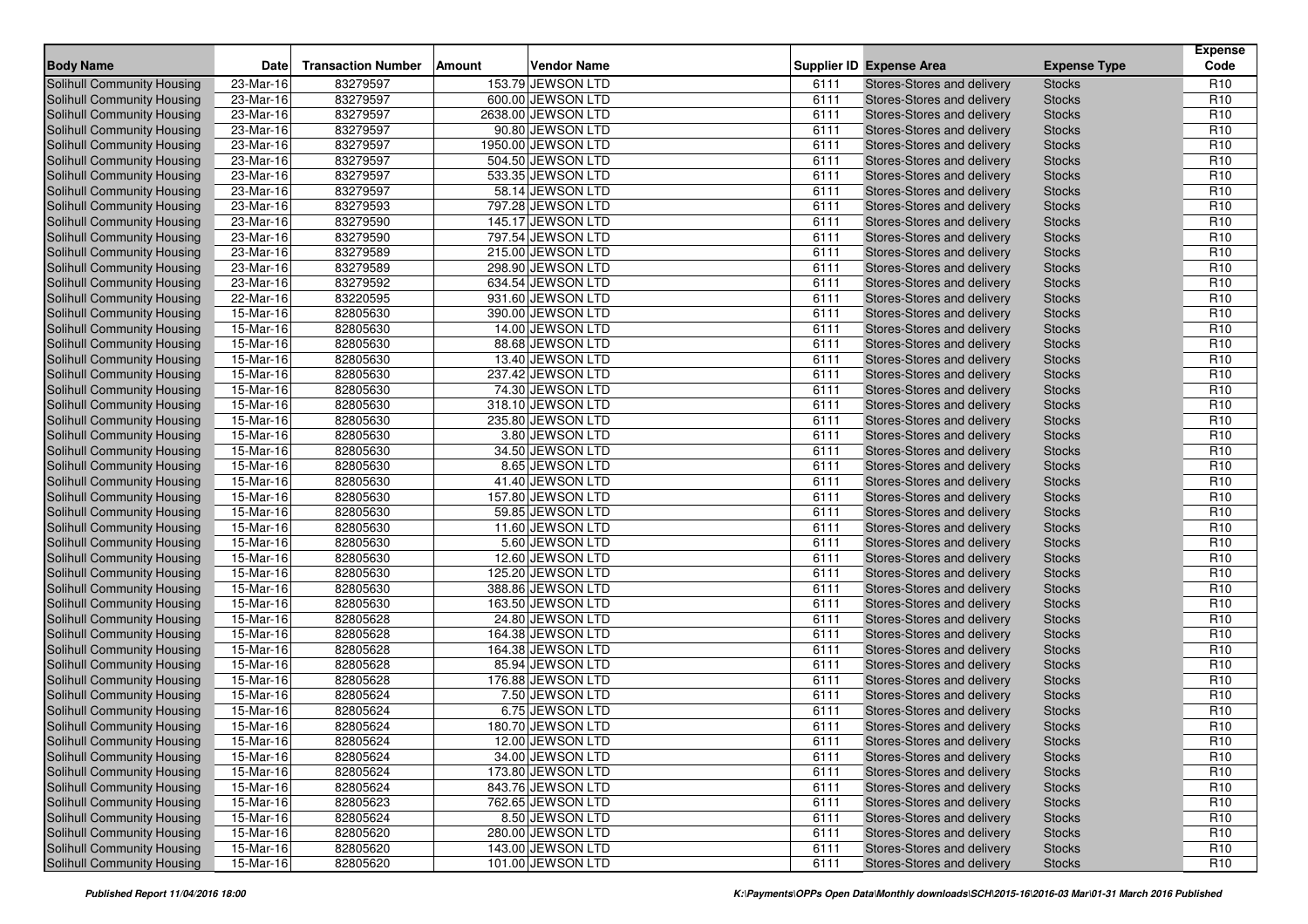| Body Name | Date | Transaction Number | Amount | Vendor Name | Supplier ID | Expense Area | Expense Type | Expense Code |
|---|---|---|---|---|---|---|---|---|
| Solihull Community Housing | 23-Mar-16 | 83279597 | 153.79 | JEWSON LTD | 6111 | Stores-Stores and delivery | Stocks | R10 |
| Solihull Community Housing | 23-Mar-16 | 83279597 | 600.00 | JEWSON LTD | 6111 | Stores-Stores and delivery | Stocks | R10 |
| Solihull Community Housing | 23-Mar-16 | 83279597 | 2638.00 | JEWSON LTD | 6111 | Stores-Stores and delivery | Stocks | R10 |
| Solihull Community Housing | 23-Mar-16 | 83279597 | 90.80 | JEWSON LTD | 6111 | Stores-Stores and delivery | Stocks | R10 |
| Solihull Community Housing | 23-Mar-16 | 83279597 | 1950.00 | JEWSON LTD | 6111 | Stores-Stores and delivery | Stocks | R10 |
| Solihull Community Housing | 23-Mar-16 | 83279597 | 504.50 | JEWSON LTD | 6111 | Stores-Stores and delivery | Stocks | R10 |
| Solihull Community Housing | 23-Mar-16 | 83279597 | 533.35 | JEWSON LTD | 6111 | Stores-Stores and delivery | Stocks | R10 |
| Solihull Community Housing | 23-Mar-16 | 83279597 | 58.14 | JEWSON LTD | 6111 | Stores-Stores and delivery | Stocks | R10 |
| Solihull Community Housing | 23-Mar-16 | 83279593 | 797.28 | JEWSON LTD | 6111 | Stores-Stores and delivery | Stocks | R10 |
| Solihull Community Housing | 23-Mar-16 | 83279590 | 145.17 | JEWSON LTD | 6111 | Stores-Stores and delivery | Stocks | R10 |
| Solihull Community Housing | 23-Mar-16 | 83279590 | 797.54 | JEWSON LTD | 6111 | Stores-Stores and delivery | Stocks | R10 |
| Solihull Community Housing | 23-Mar-16 | 83279589 | 215.00 | JEWSON LTD | 6111 | Stores-Stores and delivery | Stocks | R10 |
| Solihull Community Housing | 23-Mar-16 | 83279589 | 298.90 | JEWSON LTD | 6111 | Stores-Stores and delivery | Stocks | R10 |
| Solihull Community Housing | 23-Mar-16 | 83279592 | 634.54 | JEWSON LTD | 6111 | Stores-Stores and delivery | Stocks | R10 |
| Solihull Community Housing | 22-Mar-16 | 83220595 | 931.60 | JEWSON LTD | 6111 | Stores-Stores and delivery | Stocks | R10 |
| Solihull Community Housing | 15-Mar-16 | 82805630 | 390.00 | JEWSON LTD | 6111 | Stores-Stores and delivery | Stocks | R10 |
| Solihull Community Housing | 15-Mar-16 | 82805630 | 14.00 | JEWSON LTD | 6111 | Stores-Stores and delivery | Stocks | R10 |
| Solihull Community Housing | 15-Mar-16 | 82805630 | 88.68 | JEWSON LTD | 6111 | Stores-Stores and delivery | Stocks | R10 |
| Solihull Community Housing | 15-Mar-16 | 82805630 | 13.40 | JEWSON LTD | 6111 | Stores-Stores and delivery | Stocks | R10 |
| Solihull Community Housing | 15-Mar-16 | 82805630 | 237.42 | JEWSON LTD | 6111 | Stores-Stores and delivery | Stocks | R10 |
| Solihull Community Housing | 15-Mar-16 | 82805630 | 74.30 | JEWSON LTD | 6111 | Stores-Stores and delivery | Stocks | R10 |
| Solihull Community Housing | 15-Mar-16 | 82805630 | 318.10 | JEWSON LTD | 6111 | Stores-Stores and delivery | Stocks | R10 |
| Solihull Community Housing | 15-Mar-16 | 82805630 | 235.80 | JEWSON LTD | 6111 | Stores-Stores and delivery | Stocks | R10 |
| Solihull Community Housing | 15-Mar-16 | 82805630 | 3.80 | JEWSON LTD | 6111 | Stores-Stores and delivery | Stocks | R10 |
| Solihull Community Housing | 15-Mar-16 | 82805630 | 34.50 | JEWSON LTD | 6111 | Stores-Stores and delivery | Stocks | R10 |
| Solihull Community Housing | 15-Mar-16 | 82805630 | 8.65 | JEWSON LTD | 6111 | Stores-Stores and delivery | Stocks | R10 |
| Solihull Community Housing | 15-Mar-16 | 82805630 | 41.40 | JEWSON LTD | 6111 | Stores-Stores and delivery | Stocks | R10 |
| Solihull Community Housing | 15-Mar-16 | 82805630 | 157.80 | JEWSON LTD | 6111 | Stores-Stores and delivery | Stocks | R10 |
| Solihull Community Housing | 15-Mar-16 | 82805630 | 59.85 | JEWSON LTD | 6111 | Stores-Stores and delivery | Stocks | R10 |
| Solihull Community Housing | 15-Mar-16 | 82805630 | 11.60 | JEWSON LTD | 6111 | Stores-Stores and delivery | Stocks | R10 |
| Solihull Community Housing | 15-Mar-16 | 82805630 | 5.60 | JEWSON LTD | 6111 | Stores-Stores and delivery | Stocks | R10 |
| Solihull Community Housing | 15-Mar-16 | 82805630 | 12.60 | JEWSON LTD | 6111 | Stores-Stores and delivery | Stocks | R10 |
| Solihull Community Housing | 15-Mar-16 | 82805630 | 125.20 | JEWSON LTD | 6111 | Stores-Stores and delivery | Stocks | R10 |
| Solihull Community Housing | 15-Mar-16 | 82805630 | 388.86 | JEWSON LTD | 6111 | Stores-Stores and delivery | Stocks | R10 |
| Solihull Community Housing | 15-Mar-16 | 82805630 | 163.50 | JEWSON LTD | 6111 | Stores-Stores and delivery | Stocks | R10 |
| Solihull Community Housing | 15-Mar-16 | 82805628 | 24.80 | JEWSON LTD | 6111 | Stores-Stores and delivery | Stocks | R10 |
| Solihull Community Housing | 15-Mar-16 | 82805628 | 164.38 | JEWSON LTD | 6111 | Stores-Stores and delivery | Stocks | R10 |
| Solihull Community Housing | 15-Mar-16 | 82805628 | 164.38 | JEWSON LTD | 6111 | Stores-Stores and delivery | Stocks | R10 |
| Solihull Community Housing | 15-Mar-16 | 82805628 | 85.94 | JEWSON LTD | 6111 | Stores-Stores and delivery | Stocks | R10 |
| Solihull Community Housing | 15-Mar-16 | 82805628 | 176.88 | JEWSON LTD | 6111 | Stores-Stores and delivery | Stocks | R10 |
| Solihull Community Housing | 15-Mar-16 | 82805624 | 7.50 | JEWSON LTD | 6111 | Stores-Stores and delivery | Stocks | R10 |
| Solihull Community Housing | 15-Mar-16 | 82805624 | 6.75 | JEWSON LTD | 6111 | Stores-Stores and delivery | Stocks | R10 |
| Solihull Community Housing | 15-Mar-16 | 82805624 | 180.70 | JEWSON LTD | 6111 | Stores-Stores and delivery | Stocks | R10 |
| Solihull Community Housing | 15-Mar-16 | 82805624 | 12.00 | JEWSON LTD | 6111 | Stores-Stores and delivery | Stocks | R10 |
| Solihull Community Housing | 15-Mar-16 | 82805624 | 34.00 | JEWSON LTD | 6111 | Stores-Stores and delivery | Stocks | R10 |
| Solihull Community Housing | 15-Mar-16 | 82805624 | 173.80 | JEWSON LTD | 6111 | Stores-Stores and delivery | Stocks | R10 |
| Solihull Community Housing | 15-Mar-16 | 82805624 | 843.76 | JEWSON LTD | 6111 | Stores-Stores and delivery | Stocks | R10 |
| Solihull Community Housing | 15-Mar-16 | 82805623 | 762.65 | JEWSON LTD | 6111 | Stores-Stores and delivery | Stocks | R10 |
| Solihull Community Housing | 15-Mar-16 | 82805624 | 8.50 | JEWSON LTD | 6111 | Stores-Stores and delivery | Stocks | R10 |
| Solihull Community Housing | 15-Mar-16 | 82805620 | 280.00 | JEWSON LTD | 6111 | Stores-Stores and delivery | Stocks | R10 |
| Solihull Community Housing | 15-Mar-16 | 82805620 | 143.00 | JEWSON LTD | 6111 | Stores-Stores and delivery | Stocks | R10 |
| Solihull Community Housing | 15-Mar-16 | 82805620 | 101.00 | JEWSON LTD | 6111 | Stores-Stores and delivery | Stocks | R10 |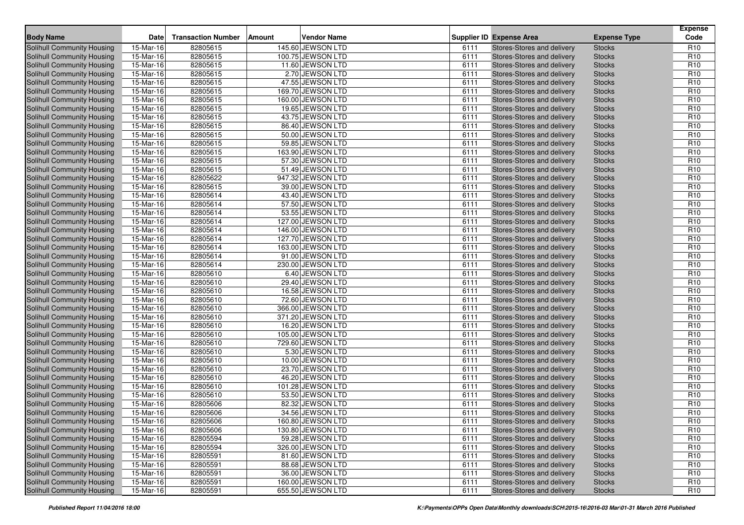| Body Name | Date | Transaction Number | Amount | Vendor Name | Supplier ID | Expense Area | Expense Type | Expense Code |
|---|---|---|---|---|---|---|---|---|
| Solihull Community Housing | 15-Mar-16 | 82805615 | 145.60 | JEWSON LTD | 6111 | Stores-Stores and delivery | Stocks | R10 |
| Solihull Community Housing | 15-Mar-16 | 82805615 | 100.75 | JEWSON LTD | 6111 | Stores-Stores and delivery | Stocks | R10 |
| Solihull Community Housing | 15-Mar-16 | 82805615 | 11.60 | JEWSON LTD | 6111 | Stores-Stores and delivery | Stocks | R10 |
| Solihull Community Housing | 15-Mar-16 | 82805615 | 2.70 | JEWSON LTD | 6111 | Stores-Stores and delivery | Stocks | R10 |
| Solihull Community Housing | 15-Mar-16 | 82805615 | 47.55 | JEWSON LTD | 6111 | Stores-Stores and delivery | Stocks | R10 |
| Solihull Community Housing | 15-Mar-16 | 82805615 | 169.70 | JEWSON LTD | 6111 | Stores-Stores and delivery | Stocks | R10 |
| Solihull Community Housing | 15-Mar-16 | 82805615 | 160.00 | JEWSON LTD | 6111 | Stores-Stores and delivery | Stocks | R10 |
| Solihull Community Housing | 15-Mar-16 | 82805615 | 19.65 | JEWSON LTD | 6111 | Stores-Stores and delivery | Stocks | R10 |
| Solihull Community Housing | 15-Mar-16 | 82805615 | 43.75 | JEWSON LTD | 6111 | Stores-Stores and delivery | Stocks | R10 |
| Solihull Community Housing | 15-Mar-16 | 82805615 | 86.40 | JEWSON LTD | 6111 | Stores-Stores and delivery | Stocks | R10 |
| Solihull Community Housing | 15-Mar-16 | 82805615 | 50.00 | JEWSON LTD | 6111 | Stores-Stores and delivery | Stocks | R10 |
| Solihull Community Housing | 15-Mar-16 | 82805615 | 59.85 | JEWSON LTD | 6111 | Stores-Stores and delivery | Stocks | R10 |
| Solihull Community Housing | 15-Mar-16 | 82805615 | 163.90 | JEWSON LTD | 6111 | Stores-Stores and delivery | Stocks | R10 |
| Solihull Community Housing | 15-Mar-16 | 82805615 | 57.30 | JEWSON LTD | 6111 | Stores-Stores and delivery | Stocks | R10 |
| Solihull Community Housing | 15-Mar-16 | 82805615 | 51.49 | JEWSON LTD | 6111 | Stores-Stores and delivery | Stocks | R10 |
| Solihull Community Housing | 15-Mar-16 | 82805622 | 947.32 | JEWSON LTD | 6111 | Stores-Stores and delivery | Stocks | R10 |
| Solihull Community Housing | 15-Mar-16 | 82805615 | 39.00 | JEWSON LTD | 6111 | Stores-Stores and delivery | Stocks | R10 |
| Solihull Community Housing | 15-Mar-16 | 82805614 | 43.40 | JEWSON LTD | 6111 | Stores-Stores and delivery | Stocks | R10 |
| Solihull Community Housing | 15-Mar-16 | 82805614 | 57.50 | JEWSON LTD | 6111 | Stores-Stores and delivery | Stocks | R10 |
| Solihull Community Housing | 15-Mar-16 | 82805614 | 53.55 | JEWSON LTD | 6111 | Stores-Stores and delivery | Stocks | R10 |
| Solihull Community Housing | 15-Mar-16 | 82805614 | 127.00 | JEWSON LTD | 6111 | Stores-Stores and delivery | Stocks | R10 |
| Solihull Community Housing | 15-Mar-16 | 82805614 | 146.00 | JEWSON LTD | 6111 | Stores-Stores and delivery | Stocks | R10 |
| Solihull Community Housing | 15-Mar-16 | 82805614 | 127.70 | JEWSON LTD | 6111 | Stores-Stores and delivery | Stocks | R10 |
| Solihull Community Housing | 15-Mar-16 | 82805614 | 163.00 | JEWSON LTD | 6111 | Stores-Stores and delivery | Stocks | R10 |
| Solihull Community Housing | 15-Mar-16 | 82805614 | 91.00 | JEWSON LTD | 6111 | Stores-Stores and delivery | Stocks | R10 |
| Solihull Community Housing | 15-Mar-16 | 82805614 | 230.00 | JEWSON LTD | 6111 | Stores-Stores and delivery | Stocks | R10 |
| Solihull Community Housing | 15-Mar-16 | 82805610 | 6.40 | JEWSON LTD | 6111 | Stores-Stores and delivery | Stocks | R10 |
| Solihull Community Housing | 15-Mar-16 | 82805610 | 29.40 | JEWSON LTD | 6111 | Stores-Stores and delivery | Stocks | R10 |
| Solihull Community Housing | 15-Mar-16 | 82805610 | 16.58 | JEWSON LTD | 6111 | Stores-Stores and delivery | Stocks | R10 |
| Solihull Community Housing | 15-Mar-16 | 82805610 | 72.60 | JEWSON LTD | 6111 | Stores-Stores and delivery | Stocks | R10 |
| Solihull Community Housing | 15-Mar-16 | 82805610 | 366.00 | JEWSON LTD | 6111 | Stores-Stores and delivery | Stocks | R10 |
| Solihull Community Housing | 15-Mar-16 | 82805610 | 371.20 | JEWSON LTD | 6111 | Stores-Stores and delivery | Stocks | R10 |
| Solihull Community Housing | 15-Mar-16 | 82805610 | 16.20 | JEWSON LTD | 6111 | Stores-Stores and delivery | Stocks | R10 |
| Solihull Community Housing | 15-Mar-16 | 82805610 | 105.00 | JEWSON LTD | 6111 | Stores-Stores and delivery | Stocks | R10 |
| Solihull Community Housing | 15-Mar-16 | 82805610 | 729.60 | JEWSON LTD | 6111 | Stores-Stores and delivery | Stocks | R10 |
| Solihull Community Housing | 15-Mar-16 | 82805610 | 5.30 | JEWSON LTD | 6111 | Stores-Stores and delivery | Stocks | R10 |
| Solihull Community Housing | 15-Mar-16 | 82805610 | 10.00 | JEWSON LTD | 6111 | Stores-Stores and delivery | Stocks | R10 |
| Solihull Community Housing | 15-Mar-16 | 82805610 | 23.70 | JEWSON LTD | 6111 | Stores-Stores and delivery | Stocks | R10 |
| Solihull Community Housing | 15-Mar-16 | 82805610 | 46.20 | JEWSON LTD | 6111 | Stores-Stores and delivery | Stocks | R10 |
| Solihull Community Housing | 15-Mar-16 | 82805610 | 101.28 | JEWSON LTD | 6111 | Stores-Stores and delivery | Stocks | R10 |
| Solihull Community Housing | 15-Mar-16 | 82805610 | 53.50 | JEWSON LTD | 6111 | Stores-Stores and delivery | Stocks | R10 |
| Solihull Community Housing | 15-Mar-16 | 82805606 | 82.32 | JEWSON LTD | 6111 | Stores-Stores and delivery | Stocks | R10 |
| Solihull Community Housing | 15-Mar-16 | 82805606 | 34.56 | JEWSON LTD | 6111 | Stores-Stores and delivery | Stocks | R10 |
| Solihull Community Housing | 15-Mar-16 | 82805606 | 160.80 | JEWSON LTD | 6111 | Stores-Stores and delivery | Stocks | R10 |
| Solihull Community Housing | 15-Mar-16 | 82805606 | 130.80 | JEWSON LTD | 6111 | Stores-Stores and delivery | Stocks | R10 |
| Solihull Community Housing | 15-Mar-16 | 82805594 | 59.28 | JEWSON LTD | 6111 | Stores-Stores and delivery | Stocks | R10 |
| Solihull Community Housing | 15-Mar-16 | 82805594 | 326.00 | JEWSON LTD | 6111 | Stores-Stores and delivery | Stocks | R10 |
| Solihull Community Housing | 15-Mar-16 | 82805591 | 81.60 | JEWSON LTD | 6111 | Stores-Stores and delivery | Stocks | R10 |
| Solihull Community Housing | 15-Mar-16 | 82805591 | 88.68 | JEWSON LTD | 6111 | Stores-Stores and delivery | Stocks | R10 |
| Solihull Community Housing | 15-Mar-16 | 82805591 | 36.00 | JEWSON LTD | 6111 | Stores-Stores and delivery | Stocks | R10 |
| Solihull Community Housing | 15-Mar-16 | 82805591 | 160.00 | JEWSON LTD | 6111 | Stores-Stores and delivery | Stocks | R10 |
| Solihull Community Housing | 15-Mar-16 | 82805591 | 655.50 | JEWSON LTD | 6111 | Stores-Stores and delivery | Stocks | R10 |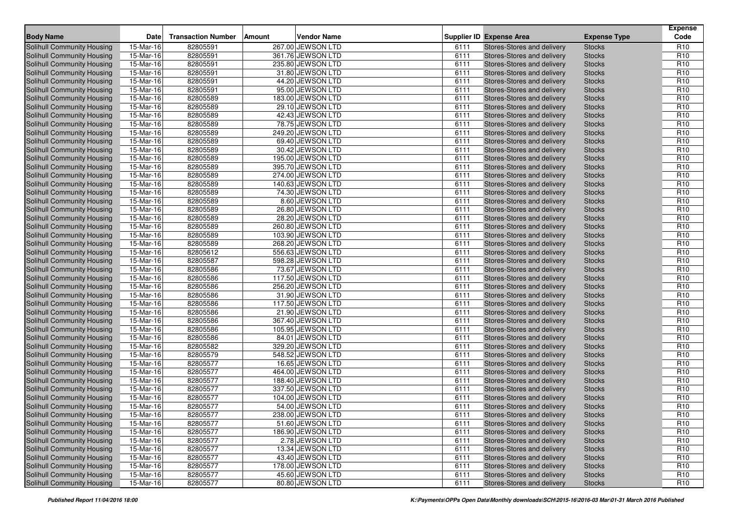| Body Name | Date | Transaction Number | Amount | Vendor Name | Supplier ID | Expense Area | Expense Type | Expense Code |
|---|---|---|---|---|---|---|---|---|
| Solihull Community Housing | 15-Mar-16 | 82805591 | 267.00 | JEWSON LTD | 6111 | Stores-Stores and delivery | Stocks | R10 |
| Solihull Community Housing | 15-Mar-16 | 82805591 | 361.76 | JEWSON LTD | 6111 | Stores-Stores and delivery | Stocks | R10 |
| Solihull Community Housing | 15-Mar-16 | 82805591 | 235.80 | JEWSON LTD | 6111 | Stores-Stores and delivery | Stocks | R10 |
| Solihull Community Housing | 15-Mar-16 | 82805591 | 31.80 | JEWSON LTD | 6111 | Stores-Stores and delivery | Stocks | R10 |
| Solihull Community Housing | 15-Mar-16 | 82805591 | 44.20 | JEWSON LTD | 6111 | Stores-Stores and delivery | Stocks | R10 |
| Solihull Community Housing | 15-Mar-16 | 82805591 | 95.00 | JEWSON LTD | 6111 | Stores-Stores and delivery | Stocks | R10 |
| Solihull Community Housing | 15-Mar-16 | 82805589 | 183.00 | JEWSON LTD | 6111 | Stores-Stores and delivery | Stocks | R10 |
| Solihull Community Housing | 15-Mar-16 | 82805589 | 29.10 | JEWSON LTD | 6111 | Stores-Stores and delivery | Stocks | R10 |
| Solihull Community Housing | 15-Mar-16 | 82805589 | 42.43 | JEWSON LTD | 6111 | Stores-Stores and delivery | Stocks | R10 |
| Solihull Community Housing | 15-Mar-16 | 82805589 | 78.75 | JEWSON LTD | 6111 | Stores-Stores and delivery | Stocks | R10 |
| Solihull Community Housing | 15-Mar-16 | 82805589 | 249.20 | JEWSON LTD | 6111 | Stores-Stores and delivery | Stocks | R10 |
| Solihull Community Housing | 15-Mar-16 | 82805589 | 69.40 | JEWSON LTD | 6111 | Stores-Stores and delivery | Stocks | R10 |
| Solihull Community Housing | 15-Mar-16 | 82805589 | 30.42 | JEWSON LTD | 6111 | Stores-Stores and delivery | Stocks | R10 |
| Solihull Community Housing | 15-Mar-16 | 82805589 | 195.00 | JEWSON LTD | 6111 | Stores-Stores and delivery | Stocks | R10 |
| Solihull Community Housing | 15-Mar-16 | 82805589 | 395.70 | JEWSON LTD | 6111 | Stores-Stores and delivery | Stocks | R10 |
| Solihull Community Housing | 15-Mar-16 | 82805589 | 274.00 | JEWSON LTD | 6111 | Stores-Stores and delivery | Stocks | R10 |
| Solihull Community Housing | 15-Mar-16 | 82805589 | 140.63 | JEWSON LTD | 6111 | Stores-Stores and delivery | Stocks | R10 |
| Solihull Community Housing | 15-Mar-16 | 82805589 | 74.30 | JEWSON LTD | 6111 | Stores-Stores and delivery | Stocks | R10 |
| Solihull Community Housing | 15-Mar-16 | 82805589 | 8.60 | JEWSON LTD | 6111 | Stores-Stores and delivery | Stocks | R10 |
| Solihull Community Housing | 15-Mar-16 | 82805589 | 26.80 | JEWSON LTD | 6111 | Stores-Stores and delivery | Stocks | R10 |
| Solihull Community Housing | 15-Mar-16 | 82805589 | 28.20 | JEWSON LTD | 6111 | Stores-Stores and delivery | Stocks | R10 |
| Solihull Community Housing | 15-Mar-16 | 82805589 | 260.80 | JEWSON LTD | 6111 | Stores-Stores and delivery | Stocks | R10 |
| Solihull Community Housing | 15-Mar-16 | 82805589 | 103.90 | JEWSON LTD | 6111 | Stores-Stores and delivery | Stocks | R10 |
| Solihull Community Housing | 15-Mar-16 | 82805589 | 268.20 | JEWSON LTD | 6111 | Stores-Stores and delivery | Stocks | R10 |
| Solihull Community Housing | 15-Mar-16 | 82805612 | 556.63 | JEWSON LTD | 6111 | Stores-Stores and delivery | Stocks | R10 |
| Solihull Community Housing | 15-Mar-16 | 82805587 | 598.28 | JEWSON LTD | 6111 | Stores-Stores and delivery | Stocks | R10 |
| Solihull Community Housing | 15-Mar-16 | 82805586 | 73.67 | JEWSON LTD | 6111 | Stores-Stores and delivery | Stocks | R10 |
| Solihull Community Housing | 15-Mar-16 | 82805586 | 117.50 | JEWSON LTD | 6111 | Stores-Stores and delivery | Stocks | R10 |
| Solihull Community Housing | 15-Mar-16 | 82805586 | 256.20 | JEWSON LTD | 6111 | Stores-Stores and delivery | Stocks | R10 |
| Solihull Community Housing | 15-Mar-16 | 82805586 | 31.90 | JEWSON LTD | 6111 | Stores-Stores and delivery | Stocks | R10 |
| Solihull Community Housing | 15-Mar-16 | 82805586 | 117.50 | JEWSON LTD | 6111 | Stores-Stores and delivery | Stocks | R10 |
| Solihull Community Housing | 15-Mar-16 | 82805586 | 21.90 | JEWSON LTD | 6111 | Stores-Stores and delivery | Stocks | R10 |
| Solihull Community Housing | 15-Mar-16 | 82805586 | 367.40 | JEWSON LTD | 6111 | Stores-Stores and delivery | Stocks | R10 |
| Solihull Community Housing | 15-Mar-16 | 82805586 | 105.95 | JEWSON LTD | 6111 | Stores-Stores and delivery | Stocks | R10 |
| Solihull Community Housing | 15-Mar-16 | 82805586 | 84.01 | JEWSON LTD | 6111 | Stores-Stores and delivery | Stocks | R10 |
| Solihull Community Housing | 15-Mar-16 | 82805582 | 329.20 | JEWSON LTD | 6111 | Stores-Stores and delivery | Stocks | R10 |
| Solihull Community Housing | 15-Mar-16 | 82805579 | 548.52 | JEWSON LTD | 6111 | Stores-Stores and delivery | Stocks | R10 |
| Solihull Community Housing | 15-Mar-16 | 82805577 | 16.65 | JEWSON LTD | 6111 | Stores-Stores and delivery | Stocks | R10 |
| Solihull Community Housing | 15-Mar-16 | 82805577 | 464.00 | JEWSON LTD | 6111 | Stores-Stores and delivery | Stocks | R10 |
| Solihull Community Housing | 15-Mar-16 | 82805577 | 188.40 | JEWSON LTD | 6111 | Stores-Stores and delivery | Stocks | R10 |
| Solihull Community Housing | 15-Mar-16 | 82805577 | 337.50 | JEWSON LTD | 6111 | Stores-Stores and delivery | Stocks | R10 |
| Solihull Community Housing | 15-Mar-16 | 82805577 | 104.00 | JEWSON LTD | 6111 | Stores-Stores and delivery | Stocks | R10 |
| Solihull Community Housing | 15-Mar-16 | 82805577 | 54.00 | JEWSON LTD | 6111 | Stores-Stores and delivery | Stocks | R10 |
| Solihull Community Housing | 15-Mar-16 | 82805577 | 238.00 | JEWSON LTD | 6111 | Stores-Stores and delivery | Stocks | R10 |
| Solihull Community Housing | 15-Mar-16 | 82805577 | 51.60 | JEWSON LTD | 6111 | Stores-Stores and delivery | Stocks | R10 |
| Solihull Community Housing | 15-Mar-16 | 82805577 | 186.90 | JEWSON LTD | 6111 | Stores-Stores and delivery | Stocks | R10 |
| Solihull Community Housing | 15-Mar-16 | 82805577 | 2.78 | JEWSON LTD | 6111 | Stores-Stores and delivery | Stocks | R10 |
| Solihull Community Housing | 15-Mar-16 | 82805577 | 13.34 | JEWSON LTD | 6111 | Stores-Stores and delivery | Stocks | R10 |
| Solihull Community Housing | 15-Mar-16 | 82805577 | 43.40 | JEWSON LTD | 6111 | Stores-Stores and delivery | Stocks | R10 |
| Solihull Community Housing | 15-Mar-16 | 82805577 | 178.00 | JEWSON LTD | 6111 | Stores-Stores and delivery | Stocks | R10 |
| Solihull Community Housing | 15-Mar-16 | 82805577 | 45.60 | JEWSON LTD | 6111 | Stores-Stores and delivery | Stocks | R10 |
| Solihull Community Housing | 15-Mar-16 | 82805577 | 80.80 | JEWSON LTD | 6111 | Stores-Stores and delivery | Stocks | R10 |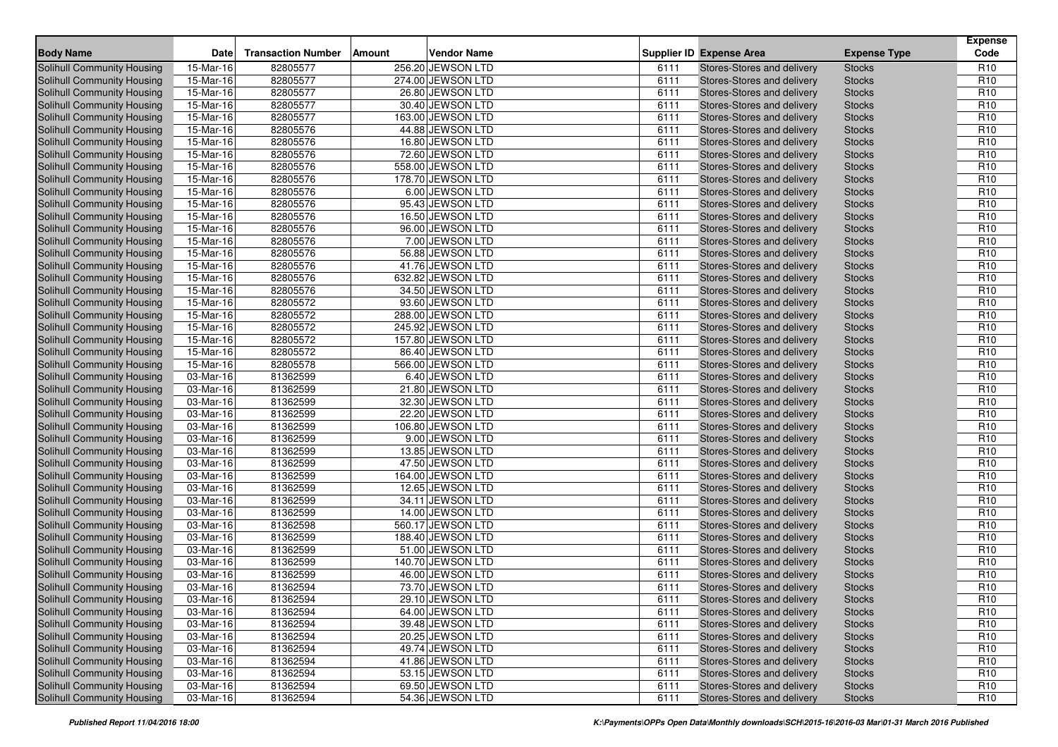| Body Name | Date | Transaction Number | Amount | Vendor Name | Supplier ID | Expense Area | Expense Type | Expense Code |
|---|---|---|---|---|---|---|---|---|
| Solihull Community Housing | 15-Mar-16 | 82805577 | 256.20 | JEWSON LTD | 6111 | Stores-Stores and delivery | Stocks | R10 |
| Solihull Community Housing | 15-Mar-16 | 82805577 | 274.00 | JEWSON LTD | 6111 | Stores-Stores and delivery | Stocks | R10 |
| Solihull Community Housing | 15-Mar-16 | 82805577 | 26.80 | JEWSON LTD | 6111 | Stores-Stores and delivery | Stocks | R10 |
| Solihull Community Housing | 15-Mar-16 | 82805577 | 30.40 | JEWSON LTD | 6111 | Stores-Stores and delivery | Stocks | R10 |
| Solihull Community Housing | 15-Mar-16 | 82805577 | 163.00 | JEWSON LTD | 6111 | Stores-Stores and delivery | Stocks | R10 |
| Solihull Community Housing | 15-Mar-16 | 82805576 | 44.88 | JEWSON LTD | 6111 | Stores-Stores and delivery | Stocks | R10 |
| Solihull Community Housing | 15-Mar-16 | 82805576 | 16.80 | JEWSON LTD | 6111 | Stores-Stores and delivery | Stocks | R10 |
| Solihull Community Housing | 15-Mar-16 | 82805576 | 72.60 | JEWSON LTD | 6111 | Stores-Stores and delivery | Stocks | R10 |
| Solihull Community Housing | 15-Mar-16 | 82805576 | 558.00 | JEWSON LTD | 6111 | Stores-Stores and delivery | Stocks | R10 |
| Solihull Community Housing | 15-Mar-16 | 82805576 | 178.70 | JEWSON LTD | 6111 | Stores-Stores and delivery | Stocks | R10 |
| Solihull Community Housing | 15-Mar-16 | 82805576 | 6.00 | JEWSON LTD | 6111 | Stores-Stores and delivery | Stocks | R10 |
| Solihull Community Housing | 15-Mar-16 | 82805576 | 95.43 | JEWSON LTD | 6111 | Stores-Stores and delivery | Stocks | R10 |
| Solihull Community Housing | 15-Mar-16 | 82805576 | 16.50 | JEWSON LTD | 6111 | Stores-Stores and delivery | Stocks | R10 |
| Solihull Community Housing | 15-Mar-16 | 82805576 | 96.00 | JEWSON LTD | 6111 | Stores-Stores and delivery | Stocks | R10 |
| Solihull Community Housing | 15-Mar-16 | 82805576 | 7.00 | JEWSON LTD | 6111 | Stores-Stores and delivery | Stocks | R10 |
| Solihull Community Housing | 15-Mar-16 | 82805576 | 56.88 | JEWSON LTD | 6111 | Stores-Stores and delivery | Stocks | R10 |
| Solihull Community Housing | 15-Mar-16 | 82805576 | 41.76 | JEWSON LTD | 6111 | Stores-Stores and delivery | Stocks | R10 |
| Solihull Community Housing | 15-Mar-16 | 82805576 | 632.82 | JEWSON LTD | 6111 | Stores-Stores and delivery | Stocks | R10 |
| Solihull Community Housing | 15-Mar-16 | 82805576 | 34.50 | JEWSON LTD | 6111 | Stores-Stores and delivery | Stocks | R10 |
| Solihull Community Housing | 15-Mar-16 | 82805572 | 93.60 | JEWSON LTD | 6111 | Stores-Stores and delivery | Stocks | R10 |
| Solihull Community Housing | 15-Mar-16 | 82805572 | 288.00 | JEWSON LTD | 6111 | Stores-Stores and delivery | Stocks | R10 |
| Solihull Community Housing | 15-Mar-16 | 82805572 | 245.92 | JEWSON LTD | 6111 | Stores-Stores and delivery | Stocks | R10 |
| Solihull Community Housing | 15-Mar-16 | 82805572 | 157.80 | JEWSON LTD | 6111 | Stores-Stores and delivery | Stocks | R10 |
| Solihull Community Housing | 15-Mar-16 | 82805572 | 86.40 | JEWSON LTD | 6111 | Stores-Stores and delivery | Stocks | R10 |
| Solihull Community Housing | 15-Mar-16 | 82805578 | 566.00 | JEWSON LTD | 6111 | Stores-Stores and delivery | Stocks | R10 |
| Solihull Community Housing | 03-Mar-16 | 81362599 | 6.40 | JEWSON LTD | 6111 | Stores-Stores and delivery | Stocks | R10 |
| Solihull Community Housing | 03-Mar-16 | 81362599 | 21.80 | JEWSON LTD | 6111 | Stores-Stores and delivery | Stocks | R10 |
| Solihull Community Housing | 03-Mar-16 | 81362599 | 32.30 | JEWSON LTD | 6111 | Stores-Stores and delivery | Stocks | R10 |
| Solihull Community Housing | 03-Mar-16 | 81362599 | 22.20 | JEWSON LTD | 6111 | Stores-Stores and delivery | Stocks | R10 |
| Solihull Community Housing | 03-Mar-16 | 81362599 | 106.80 | JEWSON LTD | 6111 | Stores-Stores and delivery | Stocks | R10 |
| Solihull Community Housing | 03-Mar-16 | 81362599 | 9.00 | JEWSON LTD | 6111 | Stores-Stores and delivery | Stocks | R10 |
| Solihull Community Housing | 03-Mar-16 | 81362599 | 13.85 | JEWSON LTD | 6111 | Stores-Stores and delivery | Stocks | R10 |
| Solihull Community Housing | 03-Mar-16 | 81362599 | 47.50 | JEWSON LTD | 6111 | Stores-Stores and delivery | Stocks | R10 |
| Solihull Community Housing | 03-Mar-16 | 81362599 | 164.00 | JEWSON LTD | 6111 | Stores-Stores and delivery | Stocks | R10 |
| Solihull Community Housing | 03-Mar-16 | 81362599 | 12.65 | JEWSON LTD | 6111 | Stores-Stores and delivery | Stocks | R10 |
| Solihull Community Housing | 03-Mar-16 | 81362599 | 34.11 | JEWSON LTD | 6111 | Stores-Stores and delivery | Stocks | R10 |
| Solihull Community Housing | 03-Mar-16 | 81362599 | 14.00 | JEWSON LTD | 6111 | Stores-Stores and delivery | Stocks | R10 |
| Solihull Community Housing | 03-Mar-16 | 81362598 | 560.17 | JEWSON LTD | 6111 | Stores-Stores and delivery | Stocks | R10 |
| Solihull Community Housing | 03-Mar-16 | 81362599 | 188.40 | JEWSON LTD | 6111 | Stores-Stores and delivery | Stocks | R10 |
| Solihull Community Housing | 03-Mar-16 | 81362599 | 51.00 | JEWSON LTD | 6111 | Stores-Stores and delivery | Stocks | R10 |
| Solihull Community Housing | 03-Mar-16 | 81362599 | 140.70 | JEWSON LTD | 6111 | Stores-Stores and delivery | Stocks | R10 |
| Solihull Community Housing | 03-Mar-16 | 81362599 | 46.00 | JEWSON LTD | 6111 | Stores-Stores and delivery | Stocks | R10 |
| Solihull Community Housing | 03-Mar-16 | 81362594 | 73.70 | JEWSON LTD | 6111 | Stores-Stores and delivery | Stocks | R10 |
| Solihull Community Housing | 03-Mar-16 | 81362594 | 29.10 | JEWSON LTD | 6111 | Stores-Stores and delivery | Stocks | R10 |
| Solihull Community Housing | 03-Mar-16 | 81362594 | 64.00 | JEWSON LTD | 6111 | Stores-Stores and delivery | Stocks | R10 |
| Solihull Community Housing | 03-Mar-16 | 81362594 | 39.48 | JEWSON LTD | 6111 | Stores-Stores and delivery | Stocks | R10 |
| Solihull Community Housing | 03-Mar-16 | 81362594 | 20.25 | JEWSON LTD | 6111 | Stores-Stores and delivery | Stocks | R10 |
| Solihull Community Housing | 03-Mar-16 | 81362594 | 49.74 | JEWSON LTD | 6111 | Stores-Stores and delivery | Stocks | R10 |
| Solihull Community Housing | 03-Mar-16 | 81362594 | 41.86 | JEWSON LTD | 6111 | Stores-Stores and delivery | Stocks | R10 |
| Solihull Community Housing | 03-Mar-16 | 81362594 | 53.15 | JEWSON LTD | 6111 | Stores-Stores and delivery | Stocks | R10 |
| Solihull Community Housing | 03-Mar-16 | 81362594 | 69.50 | JEWSON LTD | 6111 | Stores-Stores and delivery | Stocks | R10 |
| Solihull Community Housing | 03-Mar-16 | 81362594 | 54.36 | JEWSON LTD | 6111 | Stores-Stores and delivery | Stocks | R10 |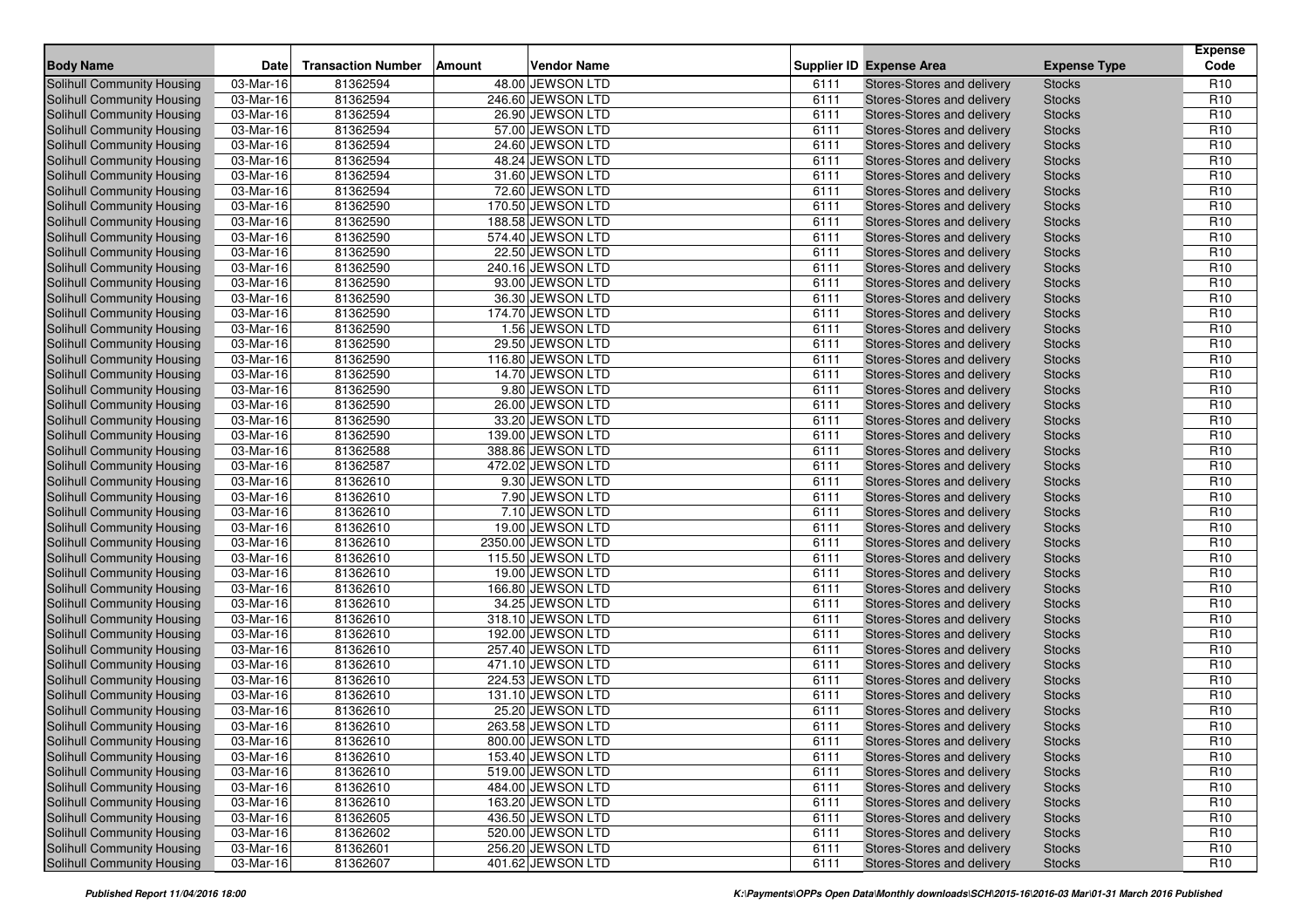| Body Name | Date | Transaction Number | Amount | Vendor Name | Supplier ID | Expense Area | Expense Type | Expense Code |
|---|---|---|---|---|---|---|---|---|
| Solihull Community Housing | 03-Mar-16 | 81362594 | 48.00 | JEWSON LTD | 6111 | Stores-Stores and delivery | Stocks | R10 |
| Solihull Community Housing | 03-Mar-16 | 81362594 | 246.60 | JEWSON LTD | 6111 | Stores-Stores and delivery | Stocks | R10 |
| Solihull Community Housing | 03-Mar-16 | 81362594 | 26.90 | JEWSON LTD | 6111 | Stores-Stores and delivery | Stocks | R10 |
| Solihull Community Housing | 03-Mar-16 | 81362594 | 57.00 | JEWSON LTD | 6111 | Stores-Stores and delivery | Stocks | R10 |
| Solihull Community Housing | 03-Mar-16 | 81362594 | 24.60 | JEWSON LTD | 6111 | Stores-Stores and delivery | Stocks | R10 |
| Solihull Community Housing | 03-Mar-16 | 81362594 | 48.24 | JEWSON LTD | 6111 | Stores-Stores and delivery | Stocks | R10 |
| Solihull Community Housing | 03-Mar-16 | 81362594 | 31.60 | JEWSON LTD | 6111 | Stores-Stores and delivery | Stocks | R10 |
| Solihull Community Housing | 03-Mar-16 | 81362594 | 72.60 | JEWSON LTD | 6111 | Stores-Stores and delivery | Stocks | R10 |
| Solihull Community Housing | 03-Mar-16 | 81362590 | 170.50 | JEWSON LTD | 6111 | Stores-Stores and delivery | Stocks | R10 |
| Solihull Community Housing | 03-Mar-16 | 81362590 | 188.58 | JEWSON LTD | 6111 | Stores-Stores and delivery | Stocks | R10 |
| Solihull Community Housing | 03-Mar-16 | 81362590 | 574.40 | JEWSON LTD | 6111 | Stores-Stores and delivery | Stocks | R10 |
| Solihull Community Housing | 03-Mar-16 | 81362590 | 22.50 | JEWSON LTD | 6111 | Stores-Stores and delivery | Stocks | R10 |
| Solihull Community Housing | 03-Mar-16 | 81362590 | 240.16 | JEWSON LTD | 6111 | Stores-Stores and delivery | Stocks | R10 |
| Solihull Community Housing | 03-Mar-16 | 81362590 | 93.00 | JEWSON LTD | 6111 | Stores-Stores and delivery | Stocks | R10 |
| Solihull Community Housing | 03-Mar-16 | 81362590 | 36.30 | JEWSON LTD | 6111 | Stores-Stores and delivery | Stocks | R10 |
| Solihull Community Housing | 03-Mar-16 | 81362590 | 174.70 | JEWSON LTD | 6111 | Stores-Stores and delivery | Stocks | R10 |
| Solihull Community Housing | 03-Mar-16 | 81362590 | 1.56 | JEWSON LTD | 6111 | Stores-Stores and delivery | Stocks | R10 |
| Solihull Community Housing | 03-Mar-16 | 81362590 | 29.50 | JEWSON LTD | 6111 | Stores-Stores and delivery | Stocks | R10 |
| Solihull Community Housing | 03-Mar-16 | 81362590 | 116.80 | JEWSON LTD | 6111 | Stores-Stores and delivery | Stocks | R10 |
| Solihull Community Housing | 03-Mar-16 | 81362590 | 14.70 | JEWSON LTD | 6111 | Stores-Stores and delivery | Stocks | R10 |
| Solihull Community Housing | 03-Mar-16 | 81362590 | 9.80 | JEWSON LTD | 6111 | Stores-Stores and delivery | Stocks | R10 |
| Solihull Community Housing | 03-Mar-16 | 81362590 | 26.00 | JEWSON LTD | 6111 | Stores-Stores and delivery | Stocks | R10 |
| Solihull Community Housing | 03-Mar-16 | 81362590 | 33.20 | JEWSON LTD | 6111 | Stores-Stores and delivery | Stocks | R10 |
| Solihull Community Housing | 03-Mar-16 | 81362590 | 139.00 | JEWSON LTD | 6111 | Stores-Stores and delivery | Stocks | R10 |
| Solihull Community Housing | 03-Mar-16 | 81362588 | 388.86 | JEWSON LTD | 6111 | Stores-Stores and delivery | Stocks | R10 |
| Solihull Community Housing | 03-Mar-16 | 81362587 | 472.02 | JEWSON LTD | 6111 | Stores-Stores and delivery | Stocks | R10 |
| Solihull Community Housing | 03-Mar-16 | 81362610 | 9.30 | JEWSON LTD | 6111 | Stores-Stores and delivery | Stocks | R10 |
| Solihull Community Housing | 03-Mar-16 | 81362610 | 7.90 | JEWSON LTD | 6111 | Stores-Stores and delivery | Stocks | R10 |
| Solihull Community Housing | 03-Mar-16 | 81362610 | 7.10 | JEWSON LTD | 6111 | Stores-Stores and delivery | Stocks | R10 |
| Solihull Community Housing | 03-Mar-16 | 81362610 | 19.00 | JEWSON LTD | 6111 | Stores-Stores and delivery | Stocks | R10 |
| Solihull Community Housing | 03-Mar-16 | 81362610 | 2350.00 | JEWSON LTD | 6111 | Stores-Stores and delivery | Stocks | R10 |
| Solihull Community Housing | 03-Mar-16 | 81362610 | 115.50 | JEWSON LTD | 6111 | Stores-Stores and delivery | Stocks | R10 |
| Solihull Community Housing | 03-Mar-16 | 81362610 | 19.00 | JEWSON LTD | 6111 | Stores-Stores and delivery | Stocks | R10 |
| Solihull Community Housing | 03-Mar-16 | 81362610 | 166.80 | JEWSON LTD | 6111 | Stores-Stores and delivery | Stocks | R10 |
| Solihull Community Housing | 03-Mar-16 | 81362610 | 34.25 | JEWSON LTD | 6111 | Stores-Stores and delivery | Stocks | R10 |
| Solihull Community Housing | 03-Mar-16 | 81362610 | 318.10 | JEWSON LTD | 6111 | Stores-Stores and delivery | Stocks | R10 |
| Solihull Community Housing | 03-Mar-16 | 81362610 | 192.00 | JEWSON LTD | 6111 | Stores-Stores and delivery | Stocks | R10 |
| Solihull Community Housing | 03-Mar-16 | 81362610 | 257.40 | JEWSON LTD | 6111 | Stores-Stores and delivery | Stocks | R10 |
| Solihull Community Housing | 03-Mar-16 | 81362610 | 471.10 | JEWSON LTD | 6111 | Stores-Stores and delivery | Stocks | R10 |
| Solihull Community Housing | 03-Mar-16 | 81362610 | 224.53 | JEWSON LTD | 6111 | Stores-Stores and delivery | Stocks | R10 |
| Solihull Community Housing | 03-Mar-16 | 81362610 | 131.10 | JEWSON LTD | 6111 | Stores-Stores and delivery | Stocks | R10 |
| Solihull Community Housing | 03-Mar-16 | 81362610 | 25.20 | JEWSON LTD | 6111 | Stores-Stores and delivery | Stocks | R10 |
| Solihull Community Housing | 03-Mar-16 | 81362610 | 263.58 | JEWSON LTD | 6111 | Stores-Stores and delivery | Stocks | R10 |
| Solihull Community Housing | 03-Mar-16 | 81362610 | 800.00 | JEWSON LTD | 6111 | Stores-Stores and delivery | Stocks | R10 |
| Solihull Community Housing | 03-Mar-16 | 81362610 | 153.40 | JEWSON LTD | 6111 | Stores-Stores and delivery | Stocks | R10 |
| Solihull Community Housing | 03-Mar-16 | 81362610 | 519.00 | JEWSON LTD | 6111 | Stores-Stores and delivery | Stocks | R10 |
| Solihull Community Housing | 03-Mar-16 | 81362610 | 484.00 | JEWSON LTD | 6111 | Stores-Stores and delivery | Stocks | R10 |
| Solihull Community Housing | 03-Mar-16 | 81362610 | 163.20 | JEWSON LTD | 6111 | Stores-Stores and delivery | Stocks | R10 |
| Solihull Community Housing | 03-Mar-16 | 81362605 | 436.50 | JEWSON LTD | 6111 | Stores-Stores and delivery | Stocks | R10 |
| Solihull Community Housing | 03-Mar-16 | 81362602 | 520.00 | JEWSON LTD | 6111 | Stores-Stores and delivery | Stocks | R10 |
| Solihull Community Housing | 03-Mar-16 | 81362601 | 256.20 | JEWSON LTD | 6111 | Stores-Stores and delivery | Stocks | R10 |
| Solihull Community Housing | 03-Mar-16 | 81362607 | 401.62 | JEWSON LTD | 6111 | Stores-Stores and delivery | Stocks | R10 |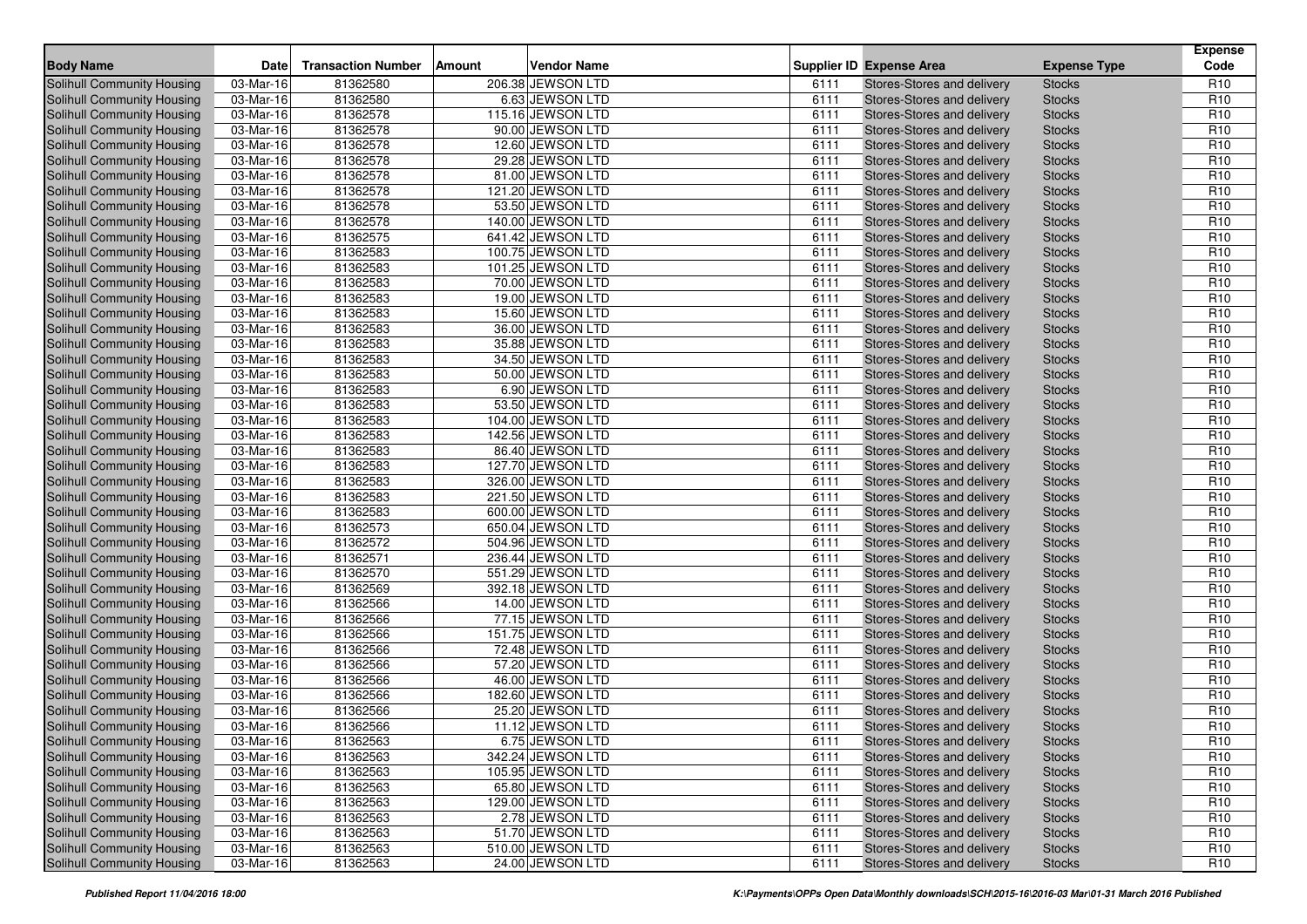| Body Name | Date | Transaction Number | Amount | Vendor Name | Supplier ID | Expense Area | Expense Type | Expense Code |
|---|---|---|---|---|---|---|---|---|
| Solihull Community Housing | 03-Mar-16 | 81362580 | 206.38 | JEWSON LTD | 6111 | Stores-Stores and delivery | Stocks | R10 |
| Solihull Community Housing | 03-Mar-16 | 81362580 | 6.63 | JEWSON LTD | 6111 | Stores-Stores and delivery | Stocks | R10 |
| Solihull Community Housing | 03-Mar-16 | 81362578 | 115.16 | JEWSON LTD | 6111 | Stores-Stores and delivery | Stocks | R10 |
| Solihull Community Housing | 03-Mar-16 | 81362578 | 90.00 | JEWSON LTD | 6111 | Stores-Stores and delivery | Stocks | R10 |
| Solihull Community Housing | 03-Mar-16 | 81362578 | 12.60 | JEWSON LTD | 6111 | Stores-Stores and delivery | Stocks | R10 |
| Solihull Community Housing | 03-Mar-16 | 81362578 | 29.28 | JEWSON LTD | 6111 | Stores-Stores and delivery | Stocks | R10 |
| Solihull Community Housing | 03-Mar-16 | 81362578 | 81.00 | JEWSON LTD | 6111 | Stores-Stores and delivery | Stocks | R10 |
| Solihull Community Housing | 03-Mar-16 | 81362578 | 121.20 | JEWSON LTD | 6111 | Stores-Stores and delivery | Stocks | R10 |
| Solihull Community Housing | 03-Mar-16 | 81362578 | 53.50 | JEWSON LTD | 6111 | Stores-Stores and delivery | Stocks | R10 |
| Solihull Community Housing | 03-Mar-16 | 81362578 | 140.00 | JEWSON LTD | 6111 | Stores-Stores and delivery | Stocks | R10 |
| Solihull Community Housing | 03-Mar-16 | 81362575 | 641.42 | JEWSON LTD | 6111 | Stores-Stores and delivery | Stocks | R10 |
| Solihull Community Housing | 03-Mar-16 | 81362583 | 100.75 | JEWSON LTD | 6111 | Stores-Stores and delivery | Stocks | R10 |
| Solihull Community Housing | 03-Mar-16 | 81362583 | 101.25 | JEWSON LTD | 6111 | Stores-Stores and delivery | Stocks | R10 |
| Solihull Community Housing | 03-Mar-16 | 81362583 | 70.00 | JEWSON LTD | 6111 | Stores-Stores and delivery | Stocks | R10 |
| Solihull Community Housing | 03-Mar-16 | 81362583 | 19.00 | JEWSON LTD | 6111 | Stores-Stores and delivery | Stocks | R10 |
| Solihull Community Housing | 03-Mar-16 | 81362583 | 15.60 | JEWSON LTD | 6111 | Stores-Stores and delivery | Stocks | R10 |
| Solihull Community Housing | 03-Mar-16 | 81362583 | 36.00 | JEWSON LTD | 6111 | Stores-Stores and delivery | Stocks | R10 |
| Solihull Community Housing | 03-Mar-16 | 81362583 | 35.88 | JEWSON LTD | 6111 | Stores-Stores and delivery | Stocks | R10 |
| Solihull Community Housing | 03-Mar-16 | 81362583 | 34.50 | JEWSON LTD | 6111 | Stores-Stores and delivery | Stocks | R10 |
| Solihull Community Housing | 03-Mar-16 | 81362583 | 50.00 | JEWSON LTD | 6111 | Stores-Stores and delivery | Stocks | R10 |
| Solihull Community Housing | 03-Mar-16 | 81362583 | 6.90 | JEWSON LTD | 6111 | Stores-Stores and delivery | Stocks | R10 |
| Solihull Community Housing | 03-Mar-16 | 81362583 | 53.50 | JEWSON LTD | 6111 | Stores-Stores and delivery | Stocks | R10 |
| Solihull Community Housing | 03-Mar-16 | 81362583 | 104.00 | JEWSON LTD | 6111 | Stores-Stores and delivery | Stocks | R10 |
| Solihull Community Housing | 03-Mar-16 | 81362583 | 142.56 | JEWSON LTD | 6111 | Stores-Stores and delivery | Stocks | R10 |
| Solihull Community Housing | 03-Mar-16 | 81362583 | 86.40 | JEWSON LTD | 6111 | Stores-Stores and delivery | Stocks | R10 |
| Solihull Community Housing | 03-Mar-16 | 81362583 | 127.70 | JEWSON LTD | 6111 | Stores-Stores and delivery | Stocks | R10 |
| Solihull Community Housing | 03-Mar-16 | 81362583 | 326.00 | JEWSON LTD | 6111 | Stores-Stores and delivery | Stocks | R10 |
| Solihull Community Housing | 03-Mar-16 | 81362583 | 221.50 | JEWSON LTD | 6111 | Stores-Stores and delivery | Stocks | R10 |
| Solihull Community Housing | 03-Mar-16 | 81362583 | 600.00 | JEWSON LTD | 6111 | Stores-Stores and delivery | Stocks | R10 |
| Solihull Community Housing | 03-Mar-16 | 81362573 | 650.04 | JEWSON LTD | 6111 | Stores-Stores and delivery | Stocks | R10 |
| Solihull Community Housing | 03-Mar-16 | 81362572 | 504.96 | JEWSON LTD | 6111 | Stores-Stores and delivery | Stocks | R10 |
| Solihull Community Housing | 03-Mar-16 | 81362571 | 236.44 | JEWSON LTD | 6111 | Stores-Stores and delivery | Stocks | R10 |
| Solihull Community Housing | 03-Mar-16 | 81362570 | 551.29 | JEWSON LTD | 6111 | Stores-Stores and delivery | Stocks | R10 |
| Solihull Community Housing | 03-Mar-16 | 81362569 | 392.18 | JEWSON LTD | 6111 | Stores-Stores and delivery | Stocks | R10 |
| Solihull Community Housing | 03-Mar-16 | 81362566 | 14.00 | JEWSON LTD | 6111 | Stores-Stores and delivery | Stocks | R10 |
| Solihull Community Housing | 03-Mar-16 | 81362566 | 77.15 | JEWSON LTD | 6111 | Stores-Stores and delivery | Stocks | R10 |
| Solihull Community Housing | 03-Mar-16 | 81362566 | 151.75 | JEWSON LTD | 6111 | Stores-Stores and delivery | Stocks | R10 |
| Solihull Community Housing | 03-Mar-16 | 81362566 | 72.48 | JEWSON LTD | 6111 | Stores-Stores and delivery | Stocks | R10 |
| Solihull Community Housing | 03-Mar-16 | 81362566 | 57.20 | JEWSON LTD | 6111 | Stores-Stores and delivery | Stocks | R10 |
| Solihull Community Housing | 03-Mar-16 | 81362566 | 46.00 | JEWSON LTD | 6111 | Stores-Stores and delivery | Stocks | R10 |
| Solihull Community Housing | 03-Mar-16 | 81362566 | 182.60 | JEWSON LTD | 6111 | Stores-Stores and delivery | Stocks | R10 |
| Solihull Community Housing | 03-Mar-16 | 81362566 | 25.20 | JEWSON LTD | 6111 | Stores-Stores and delivery | Stocks | R10 |
| Solihull Community Housing | 03-Mar-16 | 81362566 | 11.12 | JEWSON LTD | 6111 | Stores-Stores and delivery | Stocks | R10 |
| Solihull Community Housing | 03-Mar-16 | 81362563 | 6.75 | JEWSON LTD | 6111 | Stores-Stores and delivery | Stocks | R10 |
| Solihull Community Housing | 03-Mar-16 | 81362563 | 342.24 | JEWSON LTD | 6111 | Stores-Stores and delivery | Stocks | R10 |
| Solihull Community Housing | 03-Mar-16 | 81362563 | 105.95 | JEWSON LTD | 6111 | Stores-Stores and delivery | Stocks | R10 |
| Solihull Community Housing | 03-Mar-16 | 81362563 | 65.80 | JEWSON LTD | 6111 | Stores-Stores and delivery | Stocks | R10 |
| Solihull Community Housing | 03-Mar-16 | 81362563 | 129.00 | JEWSON LTD | 6111 | Stores-Stores and delivery | Stocks | R10 |
| Solihull Community Housing | 03-Mar-16 | 81362563 | 2.78 | JEWSON LTD | 6111 | Stores-Stores and delivery | Stocks | R10 |
| Solihull Community Housing | 03-Mar-16 | 81362563 | 51.70 | JEWSON LTD | 6111 | Stores-Stores and delivery | Stocks | R10 |
| Solihull Community Housing | 03-Mar-16 | 81362563 | 510.00 | JEWSON LTD | 6111 | Stores-Stores and delivery | Stocks | R10 |
| Solihull Community Housing | 03-Mar-16 | 81362563 | 24.00 | JEWSON LTD | 6111 | Stores-Stores and delivery | Stocks | R10 |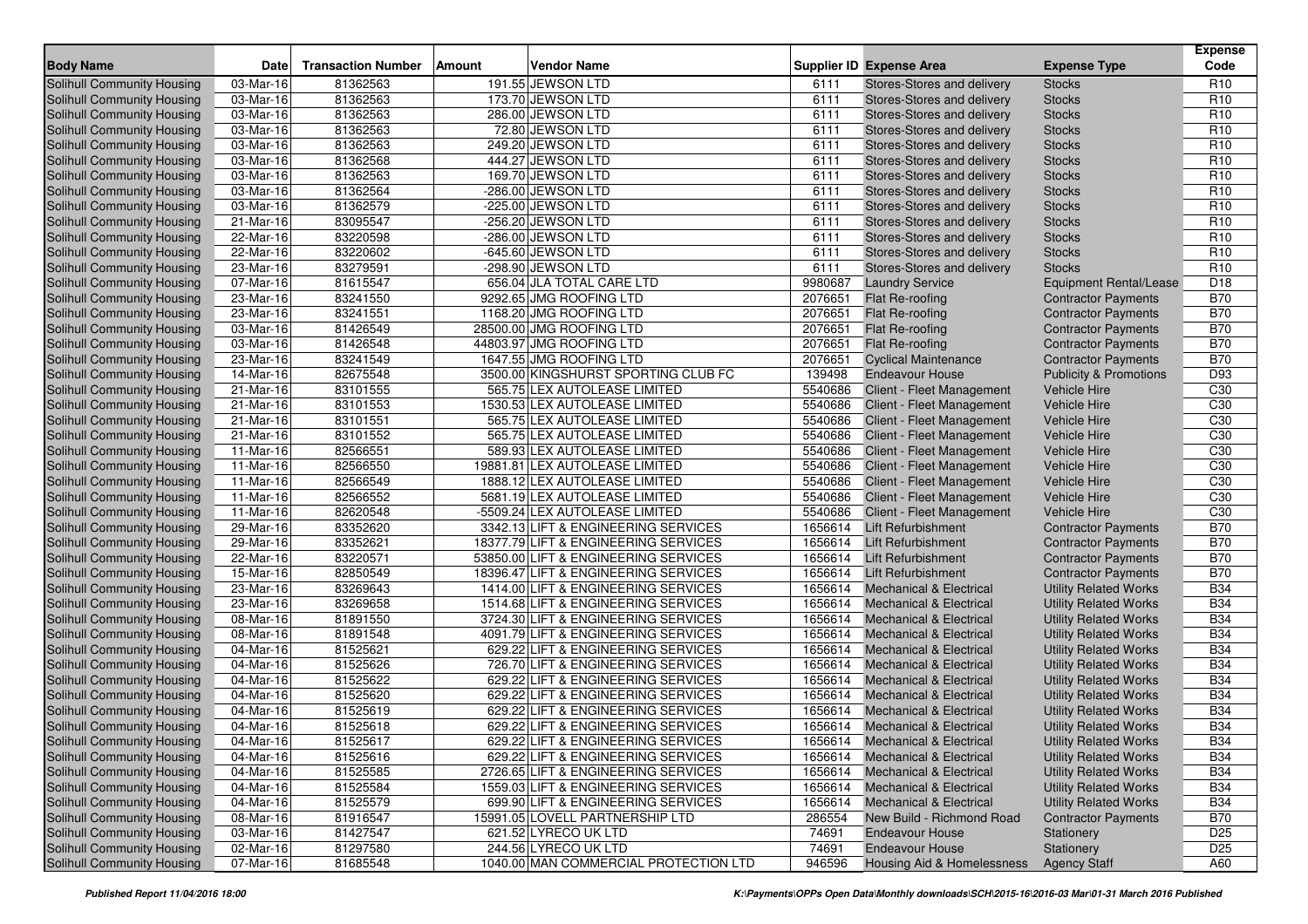| Body Name | Date | Transaction Number | Amount | Vendor Name | Supplier ID | Expense Area | Expense Type | Expense Code |
|---|---|---|---|---|---|---|---|---|
| Solihull Community Housing | 03-Mar-16 | 81362563 | 191.55 | JEWSON LTD | 6111 | Stores-Stores and delivery | Stocks | R10 |
| Solihull Community Housing | 03-Mar-16 | 81362563 | 173.70 | JEWSON LTD | 6111 | Stores-Stores and delivery | Stocks | R10 |
| Solihull Community Housing | 03-Mar-16 | 81362563 | 286.00 | JEWSON LTD | 6111 | Stores-Stores and delivery | Stocks | R10 |
| Solihull Community Housing | 03-Mar-16 | 81362563 | 72.80 | JEWSON LTD | 6111 | Stores-Stores and delivery | Stocks | R10 |
| Solihull Community Housing | 03-Mar-16 | 81362563 | 249.20 | JEWSON LTD | 6111 | Stores-Stores and delivery | Stocks | R10 |
| Solihull Community Housing | 03-Mar-16 | 81362568 | 444.27 | JEWSON LTD | 6111 | Stores-Stores and delivery | Stocks | R10 |
| Solihull Community Housing | 03-Mar-16 | 81362563 | 169.70 | JEWSON LTD | 6111 | Stores-Stores and delivery | Stocks | R10 |
| Solihull Community Housing | 03-Mar-16 | 81362564 | -286.00 | JEWSON LTD | 6111 | Stores-Stores and delivery | Stocks | R10 |
| Solihull Community Housing | 03-Mar-16 | 81362579 | -225.00 | JEWSON LTD | 6111 | Stores-Stores and delivery | Stocks | R10 |
| Solihull Community Housing | 21-Mar-16 | 83095547 | -256.20 | JEWSON LTD | 6111 | Stores-Stores and delivery | Stocks | R10 |
| Solihull Community Housing | 22-Mar-16 | 83220598 | -286.00 | JEWSON LTD | 6111 | Stores-Stores and delivery | Stocks | R10 |
| Solihull Community Housing | 22-Mar-16 | 83220602 | -645.60 | JEWSON LTD | 6111 | Stores-Stores and delivery | Stocks | R10 |
| Solihull Community Housing | 23-Mar-16 | 83279591 | -298.90 | JEWSON LTD | 6111 | Stores-Stores and delivery | Stocks | R10 |
| Solihull Community Housing | 07-Mar-16 | 81615547 | 656.04 | JLA TOTAL CARE LTD | 9980687 | Laundry Service | Equipment Rental/Lease | D18 |
| Solihull Community Housing | 23-Mar-16 | 83241550 | 9292.65 | JMG ROOFING LTD | 2076651 | Flat Re-roofing | Contractor Payments | B70 |
| Solihull Community Housing | 23-Mar-16 | 83241551 | 1168.20 | JMG ROOFING LTD | 2076651 | Flat Re-roofing | Contractor Payments | B70 |
| Solihull Community Housing | 03-Mar-16 | 81426549 | 28500.00 | JMG ROOFING LTD | 2076651 | Flat Re-roofing | Contractor Payments | B70 |
| Solihull Community Housing | 03-Mar-16 | 81426548 | 44803.97 | JMG ROOFING LTD | 2076651 | Flat Re-roofing | Contractor Payments | B70 |
| Solihull Community Housing | 23-Mar-16 | 83241549 | 1647.55 | JMG ROOFING LTD | 2076651 | Cyclical Maintenance | Contractor Payments | B70 |
| Solihull Community Housing | 14-Mar-16 | 82675548 | 3500.00 | KINGSHURST SPORTING CLUB FC | 139498 | Endeavour House | Publicity & Promotions | D93 |
| Solihull Community Housing | 21-Mar-16 | 83101555 | 565.75 | LEX AUTOLEASE LIMITED | 5540686 | Client - Fleet Management | Vehicle Hire | C30 |
| Solihull Community Housing | 21-Mar-16 | 83101553 | 1530.53 | LEX AUTOLEASE LIMITED | 5540686 | Client - Fleet Management | Vehicle Hire | C30 |
| Solihull Community Housing | 21-Mar-16 | 83101551 | 565.75 | LEX AUTOLEASE LIMITED | 5540686 | Client - Fleet Management | Vehicle Hire | C30 |
| Solihull Community Housing | 21-Mar-16 | 83101552 | 565.75 | LEX AUTOLEASE LIMITED | 5540686 | Client - Fleet Management | Vehicle Hire | C30 |
| Solihull Community Housing | 11-Mar-16 | 82566551 | 589.93 | LEX AUTOLEASE LIMITED | 5540686 | Client - Fleet Management | Vehicle Hire | C30 |
| Solihull Community Housing | 11-Mar-16 | 82566550 | 19881.81 | LEX AUTOLEASE LIMITED | 5540686 | Client - Fleet Management | Vehicle Hire | C30 |
| Solihull Community Housing | 11-Mar-16 | 82566549 | 1888.12 | LEX AUTOLEASE LIMITED | 5540686 | Client - Fleet Management | Vehicle Hire | C30 |
| Solihull Community Housing | 11-Mar-16 | 82566552 | 5681.19 | LEX AUTOLEASE LIMITED | 5540686 | Client - Fleet Management | Vehicle Hire | C30 |
| Solihull Community Housing | 11-Mar-16 | 82620548 | -5509.24 | LEX AUTOLEASE LIMITED | 5540686 | Client - Fleet Management | Vehicle Hire | C30 |
| Solihull Community Housing | 29-Mar-16 | 83352620 | 3342.13 | LIFT & ENGINEERING SERVICES | 1656614 | Lift Refurbishment | Contractor Payments | B70 |
| Solihull Community Housing | 29-Mar-16 | 83352621 | 18377.79 | LIFT & ENGINEERING SERVICES | 1656614 | Lift Refurbishment | Contractor Payments | B70 |
| Solihull Community Housing | 22-Mar-16 | 83220571 | 53850.00 | LIFT & ENGINEERING SERVICES | 1656614 | Lift Refurbishment | Contractor Payments | B70 |
| Solihull Community Housing | 15-Mar-16 | 82850549 | 18396.47 | LIFT & ENGINEERING SERVICES | 1656614 | Lift Refurbishment | Contractor Payments | B70 |
| Solihull Community Housing | 23-Mar-16 | 83269643 | 1414.00 | LIFT & ENGINEERING SERVICES | 1656614 | Mechanical & Electrical | Utility Related Works | B34 |
| Solihull Community Housing | 23-Mar-16 | 83269658 | 1514.68 | LIFT & ENGINEERING SERVICES | 1656614 | Mechanical & Electrical | Utility Related Works | B34 |
| Solihull Community Housing | 08-Mar-16 | 81891550 | 3724.30 | LIFT & ENGINEERING SERVICES | 1656614 | Mechanical & Electrical | Utility Related Works | B34 |
| Solihull Community Housing | 08-Mar-16 | 81891548 | 4091.79 | LIFT & ENGINEERING SERVICES | 1656614 | Mechanical & Electrical | Utility Related Works | B34 |
| Solihull Community Housing | 04-Mar-16 | 81525621 | 629.22 | LIFT & ENGINEERING SERVICES | 1656614 | Mechanical & Electrical | Utility Related Works | B34 |
| Solihull Community Housing | 04-Mar-16 | 81525626 | 726.70 | LIFT & ENGINEERING SERVICES | 1656614 | Mechanical & Electrical | Utility Related Works | B34 |
| Solihull Community Housing | 04-Mar-16 | 81525622 | 629.22 | LIFT & ENGINEERING SERVICES | 1656614 | Mechanical & Electrical | Utility Related Works | B34 |
| Solihull Community Housing | 04-Mar-16 | 81525620 | 629.22 | LIFT & ENGINEERING SERVICES | 1656614 | Mechanical & Electrical | Utility Related Works | B34 |
| Solihull Community Housing | 04-Mar-16 | 81525619 | 629.22 | LIFT & ENGINEERING SERVICES | 1656614 | Mechanical & Electrical | Utility Related Works | B34 |
| Solihull Community Housing | 04-Mar-16 | 81525618 | 629.22 | LIFT & ENGINEERING SERVICES | 1656614 | Mechanical & Electrical | Utility Related Works | B34 |
| Solihull Community Housing | 04-Mar-16 | 81525617 | 629.22 | LIFT & ENGINEERING SERVICES | 1656614 | Mechanical & Electrical | Utility Related Works | B34 |
| Solihull Community Housing | 04-Mar-16 | 81525616 | 629.22 | LIFT & ENGINEERING SERVICES | 1656614 | Mechanical & Electrical | Utility Related Works | B34 |
| Solihull Community Housing | 04-Mar-16 | 81525585 | 2726.65 | LIFT & ENGINEERING SERVICES | 1656614 | Mechanical & Electrical | Utility Related Works | B34 |
| Solihull Community Housing | 04-Mar-16 | 81525584 | 1559.03 | LIFT & ENGINEERING SERVICES | 1656614 | Mechanical & Electrical | Utility Related Works | B34 |
| Solihull Community Housing | 04-Mar-16 | 81525579 | 699.90 | LIFT & ENGINEERING SERVICES | 1656614 | Mechanical & Electrical | Utility Related Works | B34 |
| Solihull Community Housing | 08-Mar-16 | 81916547 | 15991.05 | LOVELL PARTNERSHIP LTD | 286554 | New Build - Richmond Road | Contractor Payments | B70 |
| Solihull Community Housing | 03-Mar-16 | 81427547 | 621.52 | LYRECO UK LTD | 74691 | Endeavour House | Stationery | D25 |
| Solihull Community Housing | 02-Mar-16 | 81297580 | 244.56 | LYRECO UK LTD | 74691 | Endeavour House | Stationery | D25 |
| Solihull Community Housing | 07-Mar-16 | 81685548 | 1040.00 | MAN COMMERCIAL PROTECTION LTD | 946596 | Housing Aid & Homelessness | Agency Staff | A60 |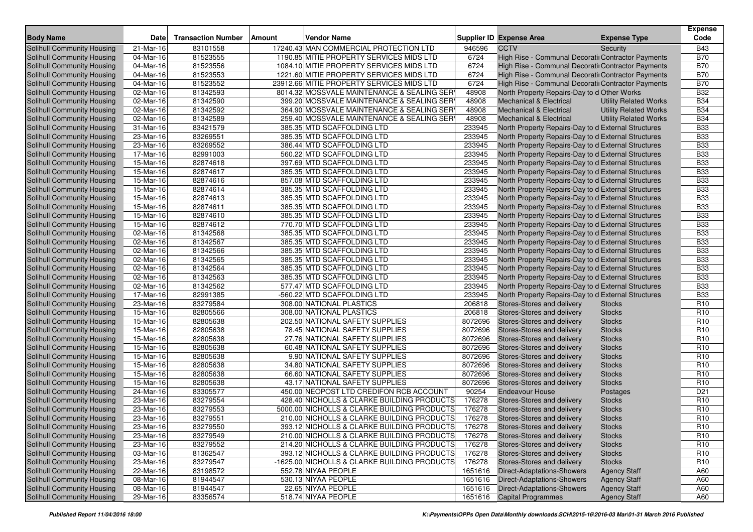| Body Name | Date | Transaction Number | Amount | Vendor Name | Supplier ID | Expense Area | Expense Type | Expense Code |
|---|---|---|---|---|---|---|---|---|
| Solihull Community Housing | 21-Mar-16 | 83101558 | 17240.43 | MAN COMMERCIAL PROTECTION LTD | 946596 | CCTV | Security | B43 |
| Solihull Community Housing | 04-Mar-16 | 81523555 | 1190.85 | MITIE PROPERTY SERVICES MIDS LTD | 6724 | High Rise - Communal Decorati | Contractor Payments | B70 |
| Solihull Community Housing | 04-Mar-16 | 81523556 | 1084.10 | MITIE PROPERTY SERVICES MIDS LTD | 6724 | High Rise - Communal Decorati | Contractor Payments | B70 |
| Solihull Community Housing | 04-Mar-16 | 81523553 | 1221.60 | MITIE PROPERTY SERVICES MIDS LTD | 6724 | High Rise - Communal Decorati | Contractor Payments | B70 |
| Solihull Community Housing | 04-Mar-16 | 81523552 | 23912.66 | MITIE PROPERTY SERVICES MIDS LTD | 6724 | High Rise - Communal Decorati | Contractor Payments | B70 |
| Solihull Community Housing | 02-Mar-16 | 81342593 | 8014.32 | MOSSVALE MAINTENANCE & SEALING SER | 48908 | North Property Repairs-Day to d | Other Works | B32 |
| Solihull Community Housing | 02-Mar-16 | 81342590 | 399.20 | MOSSVALE MAINTENANCE & SEALING SER | 48908 | Mechanical & Electrical | Utility Related Works | B34 |
| Solihull Community Housing | 02-Mar-16 | 81342592 | 364.90 | MOSSVALE MAINTENANCE & SEALING SER | 48908 | Mechanical & Electrical | Utility Related Works | B34 |
| Solihull Community Housing | 02-Mar-16 | 81342589 | 259.40 | MOSSVALE MAINTENANCE & SEALING SER | 48908 | Mechanical & Electrical | Utility Related Works | B34 |
| Solihull Community Housing | 31-Mar-16 | 83421579 | 385.35 | MTD SCAFFOLDING LTD | 233945 | North Property Repairs-Day to d | External Structures | B33 |
| Solihull Community Housing | 23-Mar-16 | 83269551 | 385.35 | MTD SCAFFOLDING LTD | 233945 | North Property Repairs-Day to d | External Structures | B33 |
| Solihull Community Housing | 23-Mar-16 | 83269552 | 386.44 | MTD SCAFFOLDING LTD | 233945 | North Property Repairs-Day to d | External Structures | B33 |
| Solihull Community Housing | 17-Mar-16 | 82991003 | 560.22 | MTD SCAFFOLDING LTD | 233945 | North Property Repairs-Day to d | External Structures | B33 |
| Solihull Community Housing | 15-Mar-16 | 82874618 | 397.69 | MTD SCAFFOLDING LTD | 233945 | North Property Repairs-Day to d | External Structures | B33 |
| Solihull Community Housing | 15-Mar-16 | 82874617 | 385.35 | MTD SCAFFOLDING LTD | 233945 | North Property Repairs-Day to d | External Structures | B33 |
| Solihull Community Housing | 15-Mar-16 | 82874616 | 857.08 | MTD SCAFFOLDING LTD | 233945 | North Property Repairs-Day to d | External Structures | B33 |
| Solihull Community Housing | 15-Mar-16 | 82874614 | 385.35 | MTD SCAFFOLDING LTD | 233945 | North Property Repairs-Day to d | External Structures | B33 |
| Solihull Community Housing | 15-Mar-16 | 82874613 | 385.35 | MTD SCAFFOLDING LTD | 233945 | North Property Repairs-Day to d | External Structures | B33 |
| Solihull Community Housing | 15-Mar-16 | 82874611 | 385.35 | MTD SCAFFOLDING LTD | 233945 | North Property Repairs-Day to d | External Structures | B33 |
| Solihull Community Housing | 15-Mar-16 | 82874610 | 385.35 | MTD SCAFFOLDING LTD | 233945 | North Property Repairs-Day to d | External Structures | B33 |
| Solihull Community Housing | 15-Mar-16 | 82874612 | 770.70 | MTD SCAFFOLDING LTD | 233945 | North Property Repairs-Day to d | External Structures | B33 |
| Solihull Community Housing | 02-Mar-16 | 81342568 | 385.35 | MTD SCAFFOLDING LTD | 233945 | North Property Repairs-Day to d | External Structures | B33 |
| Solihull Community Housing | 02-Mar-16 | 81342567 | 385.35 | MTD SCAFFOLDING LTD | 233945 | North Property Repairs-Day to d | External Structures | B33 |
| Solihull Community Housing | 02-Mar-16 | 81342566 | 385.35 | MTD SCAFFOLDING LTD | 233945 | North Property Repairs-Day to d | External Structures | B33 |
| Solihull Community Housing | 02-Mar-16 | 81342565 | 385.35 | MTD SCAFFOLDING LTD | 233945 | North Property Repairs-Day to d | External Structures | B33 |
| Solihull Community Housing | 02-Mar-16 | 81342564 | 385.35 | MTD SCAFFOLDING LTD | 233945 | North Property Repairs-Day to d | External Structures | B33 |
| Solihull Community Housing | 02-Mar-16 | 81342563 | 385.35 | MTD SCAFFOLDING LTD | 233945 | North Property Repairs-Day to d | External Structures | B33 |
| Solihull Community Housing | 02-Mar-16 | 81342562 | 577.47 | MTD SCAFFOLDING LTD | 233945 | North Property Repairs-Day to d | External Structures | B33 |
| Solihull Community Housing | 17-Mar-16 | 82991385 | -560.22 | MTD SCAFFOLDING LTD | 233945 | North Property Repairs-Day to d | External Structures | B33 |
| Solihull Community Housing | 23-Mar-16 | 83279584 | 308.00 | NATIONAL PLASTICS | 206818 | Stores-Stores and delivery | Stocks | R10 |
| Solihull Community Housing | 15-Mar-16 | 82805566 | 308.00 | NATIONAL PLASTICS | 206818 | Stores-Stores and delivery | Stocks | R10 |
| Solihull Community Housing | 15-Mar-16 | 82805638 | 202.50 | NATIONAL SAFETY SUPPLIES | 8072696 | Stores-Stores and delivery | Stocks | R10 |
| Solihull Community Housing | 15-Mar-16 | 82805638 | 78.45 | NATIONAL SAFETY SUPPLIES | 8072696 | Stores-Stores and delivery | Stocks | R10 |
| Solihull Community Housing | 15-Mar-16 | 82805638 | 27.76 | NATIONAL SAFETY SUPPLIES | 8072696 | Stores-Stores and delivery | Stocks | R10 |
| Solihull Community Housing | 15-Mar-16 | 82805638 | 60.48 | NATIONAL SAFETY SUPPLIES | 8072696 | Stores-Stores and delivery | Stocks | R10 |
| Solihull Community Housing | 15-Mar-16 | 82805638 | 9.90 | NATIONAL SAFETY SUPPLIES | 8072696 | Stores-Stores and delivery | Stocks | R10 |
| Solihull Community Housing | 15-Mar-16 | 82805638 | 34.80 | NATIONAL SAFETY SUPPLIES | 8072696 | Stores-Stores and delivery | Stocks | R10 |
| Solihull Community Housing | 15-Mar-16 | 82805638 | 66.60 | NATIONAL SAFETY SUPPLIES | 8072696 | Stores-Stores and delivery | Stocks | R10 |
| Solihull Community Housing | 15-Mar-16 | 82805638 | 43.17 | NATIONAL SAFETY SUPPLIES | 8072696 | Stores-Stores and delivery | Stocks | R10 |
| Solihull Community Housing | 24-Mar-16 | 83305577 | 450.00 | NEOPOST LTD CREDIFON RCB ACCOUNT | 90254 | Endeavour House | Postages | D21 |
| Solihull Community Housing | 23-Mar-16 | 83279554 | 428.40 | NICHOLLS & CLARKE BUILDING PRODUCTS | 176278 | Stores-Stores and delivery | Stocks | R10 |
| Solihull Community Housing | 23-Mar-16 | 83279553 | 5000.00 | NICHOLLS & CLARKE BUILDING PRODUCTS | 176278 | Stores-Stores and delivery | Stocks | R10 |
| Solihull Community Housing | 23-Mar-16 | 83279551 | 210.00 | NICHOLLS & CLARKE BUILDING PRODUCTS | 176278 | Stores-Stores and delivery | Stocks | R10 |
| Solihull Community Housing | 23-Mar-16 | 83279550 | 393.12 | NICHOLLS & CLARKE BUILDING PRODUCTS | 176278 | Stores-Stores and delivery | Stocks | R10 |
| Solihull Community Housing | 23-Mar-16 | 83279549 | 210.00 | NICHOLLS & CLARKE BUILDING PRODUCTS | 176278 | Stores-Stores and delivery | Stocks | R10 |
| Solihull Community Housing | 23-Mar-16 | 83279552 | 214.20 | NICHOLLS & CLARKE BUILDING PRODUCTS | 176278 | Stores-Stores and delivery | Stocks | R10 |
| Solihull Community Housing | 03-Mar-16 | 81362547 | 393.12 | NICHOLLS & CLARKE BUILDING PRODUCTS | 176278 | Stores-Stores and delivery | Stocks | R10 |
| Solihull Community Housing | 23-Mar-16 | 83279547 | -1625.00 | NICHOLLS & CLARKE BUILDING PRODUCTS | 176278 | Stores-Stores and delivery | Stocks | R10 |
| Solihull Community Housing | 22-Mar-16 | 83198572 | 552.78 | NIYAA PEOPLE | 1651616 | Direct-Adaptations-Showers | Agency Staff | A60 |
| Solihull Community Housing | 08-Mar-16 | 81944547 | 530.13 | NIYAA PEOPLE | 1651616 | Direct-Adaptations-Showers | Agency Staff | A60 |
| Solihull Community Housing | 08-Mar-16 | 81944547 | 22.65 | NIYAA PEOPLE | 1651616 | Direct-Adaptations-Showers | Agency Staff | A60 |
| Solihull Community Housing | 29-Mar-16 | 83356574 | 518.74 | NIYAA PEOPLE | 1651616 | Capital Programmes | Agency Staff | A60 |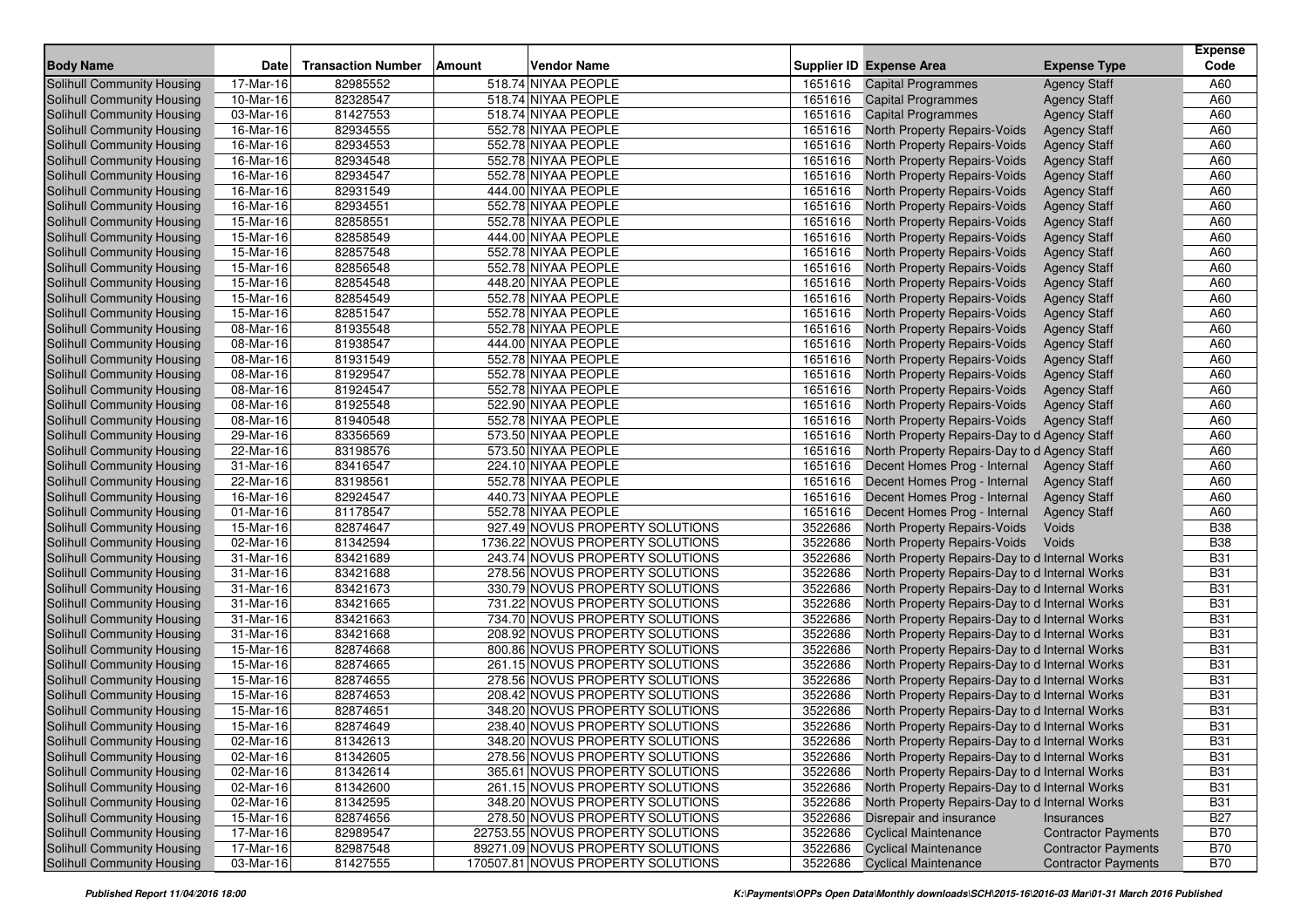| Body Name | Date | Transaction Number | Amount | Vendor Name | Supplier ID | Expense Area | Expense Type | Expense Code |
|---|---|---|---|---|---|---|---|---|
| Solihull Community Housing | 17-Mar-16 | 82985552 | 518.74 | NIYAA PEOPLE | 1651616 | Capital Programmes | Agency Staff | A60 |
| Solihull Community Housing | 10-Mar-16 | 82328547 | 518.74 | NIYAA PEOPLE | 1651616 | Capital Programmes | Agency Staff | A60 |
| Solihull Community Housing | 03-Mar-16 | 81427553 | 518.74 | NIYAA PEOPLE | 1651616 | Capital Programmes | Agency Staff | A60 |
| Solihull Community Housing | 16-Mar-16 | 82934555 | 552.78 | NIYAA PEOPLE | 1651616 | North Property Repairs-Voids | Agency Staff | A60 |
| Solihull Community Housing | 16-Mar-16 | 82934553 | 552.78 | NIYAA PEOPLE | 1651616 | North Property Repairs-Voids | Agency Staff | A60 |
| Solihull Community Housing | 16-Mar-16 | 82934548 | 552.78 | NIYAA PEOPLE | 1651616 | North Property Repairs-Voids | Agency Staff | A60 |
| Solihull Community Housing | 16-Mar-16 | 82934547 | 552.78 | NIYAA PEOPLE | 1651616 | North Property Repairs-Voids | Agency Staff | A60 |
| Solihull Community Housing | 16-Mar-16 | 82931549 | 444.00 | NIYAA PEOPLE | 1651616 | North Property Repairs-Voids | Agency Staff | A60 |
| Solihull Community Housing | 16-Mar-16 | 82934551 | 552.78 | NIYAA PEOPLE | 1651616 | North Property Repairs-Voids | Agency Staff | A60 |
| Solihull Community Housing | 15-Mar-16 | 82858551 | 552.78 | NIYAA PEOPLE | 1651616 | North Property Repairs-Voids | Agency Staff | A60 |
| Solihull Community Housing | 15-Mar-16 | 82858549 | 444.00 | NIYAA PEOPLE | 1651616 | North Property Repairs-Voids | Agency Staff | A60 |
| Solihull Community Housing | 15-Mar-16 | 82857548 | 552.78 | NIYAA PEOPLE | 1651616 | North Property Repairs-Voids | Agency Staff | A60 |
| Solihull Community Housing | 15-Mar-16 | 82856548 | 552.78 | NIYAA PEOPLE | 1651616 | North Property Repairs-Voids | Agency Staff | A60 |
| Solihull Community Housing | 15-Mar-16 | 82854548 | 448.20 | NIYAA PEOPLE | 1651616 | North Property Repairs-Voids | Agency Staff | A60 |
| Solihull Community Housing | 15-Mar-16 | 82854549 | 552.78 | NIYAA PEOPLE | 1651616 | North Property Repairs-Voids | Agency Staff | A60 |
| Solihull Community Housing | 15-Mar-16 | 82851547 | 552.78 | NIYAA PEOPLE | 1651616 | North Property Repairs-Voids | Agency Staff | A60 |
| Solihull Community Housing | 08-Mar-16 | 81935548 | 552.78 | NIYAA PEOPLE | 1651616 | North Property Repairs-Voids | Agency Staff | A60 |
| Solihull Community Housing | 08-Mar-16 | 81938547 | 444.00 | NIYAA PEOPLE | 1651616 | North Property Repairs-Voids | Agency Staff | A60 |
| Solihull Community Housing | 08-Mar-16 | 81931549 | 552.78 | NIYAA PEOPLE | 1651616 | North Property Repairs-Voids | Agency Staff | A60 |
| Solihull Community Housing | 08-Mar-16 | 81929547 | 552.78 | NIYAA PEOPLE | 1651616 | North Property Repairs-Voids | Agency Staff | A60 |
| Solihull Community Housing | 08-Mar-16 | 81924547 | 552.78 | NIYAA PEOPLE | 1651616 | North Property Repairs-Voids | Agency Staff | A60 |
| Solihull Community Housing | 08-Mar-16 | 81925548 | 522.90 | NIYAA PEOPLE | 1651616 | North Property Repairs-Voids | Agency Staff | A60 |
| Solihull Community Housing | 08-Mar-16 | 81940548 | 552.78 | NIYAA PEOPLE | 1651616 | North Property Repairs-Voids | Agency Staff | A60 |
| Solihull Community Housing | 29-Mar-16 | 83356569 | 573.50 | NIYAA PEOPLE | 1651616 | North Property Repairs-Day to d | Agency Staff | A60 |
| Solihull Community Housing | 22-Mar-16 | 83198576 | 573.50 | NIYAA PEOPLE | 1651616 | North Property Repairs-Day to d | Agency Staff | A60 |
| Solihull Community Housing | 31-Mar-16 | 83416547 | 224.10 | NIYAA PEOPLE | 1651616 | Decent Homes Prog - Internal | Agency Staff | A60 |
| Solihull Community Housing | 22-Mar-16 | 83198561 | 552.78 | NIYAA PEOPLE | 1651616 | Decent Homes Prog - Internal | Agency Staff | A60 |
| Solihull Community Housing | 16-Mar-16 | 82924547 | 440.73 | NIYAA PEOPLE | 1651616 | Decent Homes Prog - Internal | Agency Staff | A60 |
| Solihull Community Housing | 01-Mar-16 | 81178547 | 552.78 | NIYAA PEOPLE | 1651616 | Decent Homes Prog - Internal | Agency Staff | A60 |
| Solihull Community Housing | 15-Mar-16 | 82874647 | 927.49 | NOVUS PROPERTY SOLUTIONS | 3522686 | North Property Repairs-Voids | Voids | B38 |
| Solihull Community Housing | 02-Mar-16 | 81342594 | 1736.22 | NOVUS PROPERTY SOLUTIONS | 3522686 | North Property Repairs-Voids | Voids | B38 |
| Solihull Community Housing | 31-Mar-16 | 83421689 | 243.74 | NOVUS PROPERTY SOLUTIONS | 3522686 | North Property Repairs-Day to d | Internal Works | B31 |
| Solihull Community Housing | 31-Mar-16 | 83421688 | 278.56 | NOVUS PROPERTY SOLUTIONS | 3522686 | North Property Repairs-Day to d | Internal Works | B31 |
| Solihull Community Housing | 31-Mar-16 | 83421673 | 330.79 | NOVUS PROPERTY SOLUTIONS | 3522686 | North Property Repairs-Day to d | Internal Works | B31 |
| Solihull Community Housing | 31-Mar-16 | 83421665 | 731.22 | NOVUS PROPERTY SOLUTIONS | 3522686 | North Property Repairs-Day to d | Internal Works | B31 |
| Solihull Community Housing | 31-Mar-16 | 83421663 | 734.70 | NOVUS PROPERTY SOLUTIONS | 3522686 | North Property Repairs-Day to d | Internal Works | B31 |
| Solihull Community Housing | 31-Mar-16 | 83421668 | 208.92 | NOVUS PROPERTY SOLUTIONS | 3522686 | North Property Repairs-Day to d | Internal Works | B31 |
| Solihull Community Housing | 15-Mar-16 | 82874668 | 800.86 | NOVUS PROPERTY SOLUTIONS | 3522686 | North Property Repairs-Day to d | Internal Works | B31 |
| Solihull Community Housing | 15-Mar-16 | 82874665 | 261.15 | NOVUS PROPERTY SOLUTIONS | 3522686 | North Property Repairs-Day to d | Internal Works | B31 |
| Solihull Community Housing | 15-Mar-16 | 82874655 | 278.56 | NOVUS PROPERTY SOLUTIONS | 3522686 | North Property Repairs-Day to d | Internal Works | B31 |
| Solihull Community Housing | 15-Mar-16 | 82874653 | 208.42 | NOVUS PROPERTY SOLUTIONS | 3522686 | North Property Repairs-Day to d | Internal Works | B31 |
| Solihull Community Housing | 15-Mar-16 | 82874651 | 348.20 | NOVUS PROPERTY SOLUTIONS | 3522686 | North Property Repairs-Day to d | Internal Works | B31 |
| Solihull Community Housing | 15-Mar-16 | 82874649 | 238.40 | NOVUS PROPERTY SOLUTIONS | 3522686 | North Property Repairs-Day to d | Internal Works | B31 |
| Solihull Community Housing | 02-Mar-16 | 81342613 | 348.20 | NOVUS PROPERTY SOLUTIONS | 3522686 | North Property Repairs-Day to d | Internal Works | B31 |
| Solihull Community Housing | 02-Mar-16 | 81342605 | 278.56 | NOVUS PROPERTY SOLUTIONS | 3522686 | North Property Repairs-Day to d | Internal Works | B31 |
| Solihull Community Housing | 02-Mar-16 | 81342614 | 365.61 | NOVUS PROPERTY SOLUTIONS | 3522686 | North Property Repairs-Day to d | Internal Works | B31 |
| Solihull Community Housing | 02-Mar-16 | 81342600 | 261.15 | NOVUS PROPERTY SOLUTIONS | 3522686 | North Property Repairs-Day to d | Internal Works | B31 |
| Solihull Community Housing | 02-Mar-16 | 81342595 | 348.20 | NOVUS PROPERTY SOLUTIONS | 3522686 | North Property Repairs-Day to d | Internal Works | B31 |
| Solihull Community Housing | 15-Mar-16 | 82874656 | 278.50 | NOVUS PROPERTY SOLUTIONS | 3522686 | Disrepair and insurance | Insurances | B27 |
| Solihull Community Housing | 17-Mar-16 | 82989547 | 22753.55 | NOVUS PROPERTY SOLUTIONS | 3522686 | Cyclical Maintenance | Contractor Payments | B70 |
| Solihull Community Housing | 17-Mar-16 | 82987548 | 89271.09 | NOVUS PROPERTY SOLUTIONS | 3522686 | Cyclical Maintenance | Contractor Payments | B70 |
| Solihull Community Housing | 03-Mar-16 | 81427555 | 170507.81 | NOVUS PROPERTY SOLUTIONS | 3522686 | Cyclical Maintenance | Contractor Payments | B70 |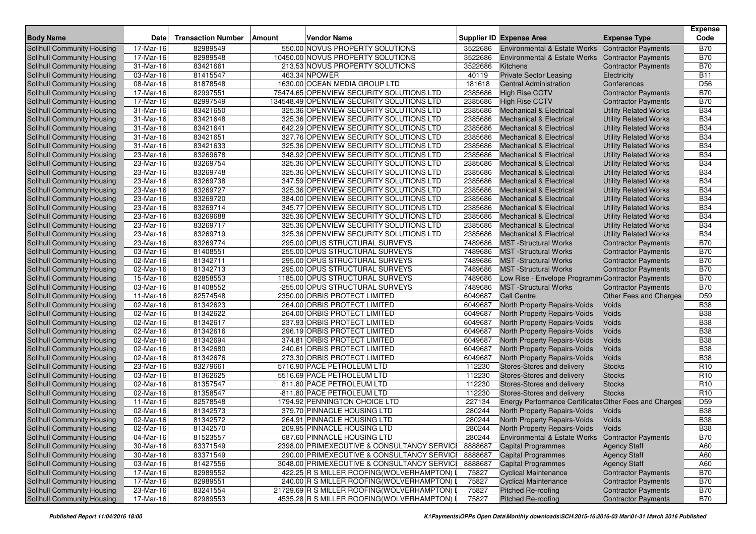| Body Name | Date | Transaction Number | Amount | Vendor Name | Supplier ID | Expense Area | Expense Type | Expense Code |
|---|---|---|---|---|---|---|---|---|
| Solihull Community Housing | 17-Mar-16 | 82989549 | 550.00 | NOVUS PROPERTY SOLUTIONS | 3522686 | Environmental & Estate Works | Contractor Payments | B70 |
| Solihull Community Housing | 17-Mar-16 | 82989548 | 10450.00 | NOVUS PROPERTY SOLUTIONS | 3522686 | Environmental & Estate Works | Contractor Payments | B70 |
| Solihull Community Housing | 31-Mar-16 | 83421661 | 213.53 | NOVUS PROPERTY SOLUTIONS | 3522686 | Kitchens | Contractor Payments | B70 |
| Solihull Community Housing | 03-Mar-16 | 81415547 | 463.34 | NPOWER | 40119 | Private Sector Leasing | Electricity | B11 |
| Solihull Community Housing | 08-Mar-16 | 81878548 | 1630.00 | OCEAN MEDIA GROUP LTD | 181618 | Central Administration | Conferences | D56 |
| Solihull Community Housing | 17-Mar-16 | 82997551 | 75474.65 | OPENVIEW SECURITY SOLUTIONS LTD | 2385686 | High Rise CCTV | Contractor Payments | B70 |
| Solihull Community Housing | 17-Mar-16 | 82997549 | 134548.49 | OPENVIEW SECURITY SOLUTIONS LTD | 2385686 | High Rise CCTV | Contractor Payments | B70 |
| Solihull Community Housing | 31-Mar-16 | 83421650 | 325.36 | OPENVIEW SECURITY SOLUTIONS LTD | 2385686 | Mechanical & Electrical | Utility Related Works | B34 |
| Solihull Community Housing | 31-Mar-16 | 83421648 | 325.36 | OPENVIEW SECURITY SOLUTIONS LTD | 2385686 | Mechanical & Electrical | Utility Related Works | B34 |
| Solihull Community Housing | 31-Mar-16 | 83421641 | 642.29 | OPENVIEW SECURITY SOLUTIONS LTD | 2385686 | Mechanical & Electrical | Utility Related Works | B34 |
| Solihull Community Housing | 31-Mar-16 | 83421651 | 327.76 | OPENVIEW SECURITY SOLUTIONS LTD | 2385686 | Mechanical & Electrical | Utility Related Works | B34 |
| Solihull Community Housing | 31-Mar-16 | 83421633 | 325.36 | OPENVIEW SECURITY SOLUTIONS LTD | 2385686 | Mechanical & Electrical | Utility Related Works | B34 |
| Solihull Community Housing | 23-Mar-16 | 83269678 | 348.92 | OPENVIEW SECURITY SOLUTIONS LTD | 2385686 | Mechanical & Electrical | Utility Related Works | B34 |
| Solihull Community Housing | 23-Mar-16 | 83269754 | 325.36 | OPENVIEW SECURITY SOLUTIONS LTD | 2385686 | Mechanical & Electrical | Utility Related Works | B34 |
| Solihull Community Housing | 23-Mar-16 | 83269748 | 325.36 | OPENVIEW SECURITY SOLUTIONS LTD | 2385686 | Mechanical & Electrical | Utility Related Works | B34 |
| Solihull Community Housing | 23-Mar-16 | 83269738 | 347.59 | OPENVIEW SECURITY SOLUTIONS LTD | 2385686 | Mechanical & Electrical | Utility Related Works | B34 |
| Solihull Community Housing | 23-Mar-16 | 83269727 | 325.36 | OPENVIEW SECURITY SOLUTIONS LTD | 2385686 | Mechanical & Electrical | Utility Related Works | B34 |
| Solihull Community Housing | 23-Mar-16 | 83269720 | 384.00 | OPENVIEW SECURITY SOLUTIONS LTD | 2385686 | Mechanical & Electrical | Utility Related Works | B34 |
| Solihull Community Housing | 23-Mar-16 | 83269714 | 345.77 | OPENVIEW SECURITY SOLUTIONS LTD | 2385686 | Mechanical & Electrical | Utility Related Works | B34 |
| Solihull Community Housing | 23-Mar-16 | 83269688 | 325.36 | OPENVIEW SECURITY SOLUTIONS LTD | 2385686 | Mechanical & Electrical | Utility Related Works | B34 |
| Solihull Community Housing | 23-Mar-16 | 83269717 | 325.36 | OPENVIEW SECURITY SOLUTIONS LTD | 2385686 | Mechanical & Electrical | Utility Related Works | B34 |
| Solihull Community Housing | 23-Mar-16 | 83269719 | 325.36 | OPENVIEW SECURITY SOLUTIONS LTD | 2385686 | Mechanical & Electrical | Utility Related Works | B34 |
| Solihull Community Housing | 23-Mar-16 | 83269774 | 295.00 | OPUS STRUCTURAL SURVEYS | 7489686 | MST -Structural Works | Contractor Payments | B70 |
| Solihull Community Housing | 03-Mar-16 | 81408551 | 255.00 | OPUS STRUCTURAL SURVEYS | 7489686 | MST -Structural Works | Contractor Payments | B70 |
| Solihull Community Housing | 02-Mar-16 | 81342711 | 295.00 | OPUS STRUCTURAL SURVEYS | 7489686 | MST -Structural Works | Contractor Payments | B70 |
| Solihull Community Housing | 02-Mar-16 | 81342713 | 295.00 | OPUS STRUCTURAL SURVEYS | 7489686 | MST -Structural Works | Contractor Payments | B70 |
| Solihull Community Housing | 15-Mar-16 | 82858553 | 1185.00 | OPUS STRUCTURAL SURVEYS | 7489686 | Low Rise - Envelope Programm | Contractor Payments | B70 |
| Solihull Community Housing | 03-Mar-16 | 81408552 | -255.00 | OPUS STRUCTURAL SURVEYS | 7489686 | MST -Structural Works | Contractor Payments | B70 |
| Solihull Community Housing | 11-Mar-16 | 82574548 | 2350.00 | ORBIS PROTECT LIMITED | 6049687 | Call Centre | Other Fees and Charges | D59 |
| Solihull Community Housing | 02-Mar-16 | 81342623 | 264.00 | ORBIS PROTECT LIMITED | 6049687 | North Property Repairs-Voids | Voids | B38 |
| Solihull Community Housing | 02-Mar-16 | 81342622 | 264.00 | ORBIS PROTECT LIMITED | 6049687 | North Property Repairs-Voids | Voids | B38 |
| Solihull Community Housing | 02-Mar-16 | 81342617 | 237.93 | ORBIS PROTECT LIMITED | 6049687 | North Property Repairs-Voids | Voids | B38 |
| Solihull Community Housing | 02-Mar-16 | 81342616 | 296.19 | ORBIS PROTECT LIMITED | 6049687 | North Property Repairs-Voids | Voids | B38 |
| Solihull Community Housing | 02-Mar-16 | 81342694 | 374.81 | ORBIS PROTECT LIMITED | 6049687 | North Property Repairs-Voids | Voids | B38 |
| Solihull Community Housing | 02-Mar-16 | 81342680 | 240.61 | ORBIS PROTECT LIMITED | 6049687 | North Property Repairs-Voids | Voids | B38 |
| Solihull Community Housing | 02-Mar-16 | 81342676 | 273.30 | ORBIS PROTECT LIMITED | 6049687 | North Property Repairs-Voids | Voids | B38 |
| Solihull Community Housing | 23-Mar-16 | 83279661 | 5716.90 | PACE PETROLEUM LTD | 112230 | Stores-Stores and delivery | Stocks | R10 |
| Solihull Community Housing | 03-Mar-16 | 81362625 | 5516.69 | PACE PETROLEUM LTD | 112230 | Stores-Stores and delivery | Stocks | R10 |
| Solihull Community Housing | 02-Mar-16 | 81357547 | 811.80 | PACE PETROLEUM LTD | 112230 | Stores-Stores and delivery | Stocks | R10 |
| Solihull Community Housing | 02-Mar-16 | 81358547 | -811.80 | PACE PETROLEUM LTD | 112230 | Stores-Stores and delivery | Stocks | R10 |
| Solihull Community Housing | 11-Mar-16 | 82578548 | 1794.92 | PENNINGTON CHOICE LTD | 227134 | Energy Performance Certificates | Other Fees and Charges | D59 |
| Solihull Community Housing | 02-Mar-16 | 81342573 | 379.70 | PINNACLE HOUSING LTD | 280244 | North Property Repairs-Voids | Voids | B38 |
| Solihull Community Housing | 02-Mar-16 | 81342572 | 264.91 | PINNACLE HOUSING LTD | 280244 | North Property Repairs-Voids | Voids | B38 |
| Solihull Community Housing | 02-Mar-16 | 81342570 | 209.95 | PINNACLE HOUSING LTD | 280244 | North Property Repairs-Voids | Voids | B38 |
| Solihull Community Housing | 04-Mar-16 | 81523557 | 687.60 | PINNACLE HOUSING LTD | 280244 | Environmental & Estate Works | Contractor Payments | B70 |
| Solihull Community Housing | 30-Mar-16 | 83371549 | 2398.00 | PRIMEXECUTIVE & CONSULTANCY SERVICI | 8888687 | Capital Programmes | Agency Staff | A60 |
| Solihull Community Housing | 30-Mar-16 | 83371549 | 290.00 | PRIMEXECUTIVE & CONSULTANCY SERVICI | 8888687 | Capital Programmes | Agency Staff | A60 |
| Solihull Community Housing | 03-Mar-16 | 81427556 | 3048.00 | PRIMEXECUTIVE & CONSULTANCY SERVICI | 8888687 | Capital Programmes | Agency Staff | A60 |
| Solihull Community Housing | 17-Mar-16 | 82989552 | 422.25 | R S MILLER ROOFING(WOLVERHAMPTON) L | 75827 | Cyclical Maintenance | Contractor Payments | B70 |
| Solihull Community Housing | 17-Mar-16 | 82989551 | 240.00 | R S MILLER ROOFING(WOLVERHAMPTON) L | 75827 | Cyclical Maintenance | Contractor Payments | B70 |
| Solihull Community Housing | 23-Mar-16 | 83241554 | 21729.69 | R S MILLER ROOFING(WOLVERHAMPTON) L | 75827 | Pitched Re-roofing | Contractor Payments | B70 |
| Solihull Community Housing | 17-Mar-16 | 82989553 | 4535.28 | R S MILLER ROOFING(WOLVERHAMPTON) L | 75827 | Pitched Re-roofing | Contractor Payments | B70 |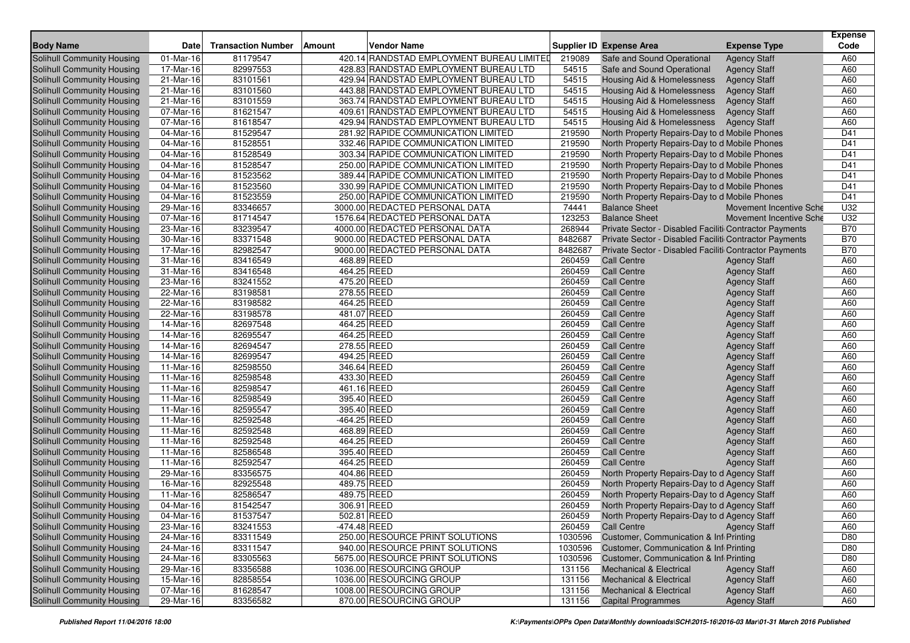| Body Name | Date | Transaction Number | Amount | Vendor Name | Supplier ID | Expense Area | Expense Type | Expense Code |
|---|---|---|---|---|---|---|---|---|
| Solihull Community Housing | 01-Mar-16 | 81179547 | 420.14 | RANDSTAD EMPLOYMENT BUREAU LIMITED | 219089 | Safe and Sound Operational | Agency Staff | A60 |
| Solihull Community Housing | 17-Mar-16 | 82997553 | 428.83 | RANDSTAD EMPLOYMENT BUREAU LTD | 54515 | Safe and Sound Operational | Agency Staff | A60 |
| Solihull Community Housing | 21-Mar-16 | 83101561 | 429.94 | RANDSTAD EMPLOYMENT BUREAU LTD | 54515 | Housing Aid & Homelessness | Agency Staff | A60 |
| Solihull Community Housing | 21-Mar-16 | 83101560 | 443.88 | RANDSTAD EMPLOYMENT BUREAU LTD | 54515 | Housing Aid & Homelessness | Agency Staff | A60 |
| Solihull Community Housing | 21-Mar-16 | 83101559 | 363.74 | RANDSTAD EMPLOYMENT BUREAU LTD | 54515 | Housing Aid & Homelessness | Agency Staff | A60 |
| Solihull Community Housing | 07-Mar-16 | 81621547 | 409.61 | RANDSTAD EMPLOYMENT BUREAU LTD | 54515 | Housing Aid & Homelessness | Agency Staff | A60 |
| Solihull Community Housing | 07-Mar-16 | 81618547 | 429.94 | RANDSTAD EMPLOYMENT BUREAU LTD | 54515 | Housing Aid & Homelessness | Agency Staff | A60 |
| Solihull Community Housing | 04-Mar-16 | 81529547 | 281.92 | RAPIDE COMMUNICATION LIMITED | 219590 | North Property Repairs-Day to d | Mobile Phones | D41 |
| Solihull Community Housing | 04-Mar-16 | 81528551 | 332.46 | RAPIDE COMMUNICATION LIMITED | 219590 | North Property Repairs-Day to d | Mobile Phones | D41 |
| Solihull Community Housing | 04-Mar-16 | 81528549 | 303.34 | RAPIDE COMMUNICATION LIMITED | 219590 | North Property Repairs-Day to d | Mobile Phones | D41 |
| Solihull Community Housing | 04-Mar-16 | 81528547 | 250.00 | RAPIDE COMMUNICATION LIMITED | 219590 | North Property Repairs-Day to d | Mobile Phones | D41 |
| Solihull Community Housing | 04-Mar-16 | 81523562 | 389.44 | RAPIDE COMMUNICATION LIMITED | 219590 | North Property Repairs-Day to d | Mobile Phones | D41 |
| Solihull Community Housing | 04-Mar-16 | 81523560 | 330.99 | RAPIDE COMMUNICATION LIMITED | 219590 | North Property Repairs-Day to d | Mobile Phones | D41 |
| Solihull Community Housing | 04-Mar-16 | 81523559 | 250.00 | RAPIDE COMMUNICATION LIMITED | 219590 | North Property Repairs-Day to d | Mobile Phones | D41 |
| Solihull Community Housing | 29-Mar-16 | 83346657 | 3000.00 | REDACTED PERSONAL DATA | 74441 | Balance Sheet | Movement Incentive Sche | U32 |
| Solihull Community Housing | 07-Mar-16 | 81714547 | 1576.64 | REDACTED PERSONAL DATA | 123253 | Balance Sheet | Movement Incentive Sche | U32 |
| Solihull Community Housing | 23-Mar-16 | 83239547 | 4000.00 | REDACTED PERSONAL DATA | 268944 | Private Sector - Disabled Faciliti | Contractor Payments | B70 |
| Solihull Community Housing | 30-Mar-16 | 83371548 | 9000.00 | REDACTED PERSONAL DATA | 8482687 | Private Sector - Disabled Faciliti | Contractor Payments | B70 |
| Solihull Community Housing | 17-Mar-16 | 82982547 | 9000.00 | REDACTED PERSONAL DATA | 8482687 | Private Sector - Disabled Faciliti | Contractor Payments | B70 |
| Solihull Community Housing | 31-Mar-16 | 83416549 | 468.89 | REED | 260459 | Call Centre | Agency Staff | A60 |
| Solihull Community Housing | 31-Mar-16 | 83416548 | 464.25 | REED | 260459 | Call Centre | Agency Staff | A60 |
| Solihull Community Housing | 23-Mar-16 | 83241552 | 475.20 | REED | 260459 | Call Centre | Agency Staff | A60 |
| Solihull Community Housing | 22-Mar-16 | 83198581 | 278.55 | REED | 260459 | Call Centre | Agency Staff | A60 |
| Solihull Community Housing | 22-Mar-16 | 83198582 | 464.25 | REED | 260459 | Call Centre | Agency Staff | A60 |
| Solihull Community Housing | 22-Mar-16 | 83198578 | 481.07 | REED | 260459 | Call Centre | Agency Staff | A60 |
| Solihull Community Housing | 14-Mar-16 | 82697548 | 464.25 | REED | 260459 | Call Centre | Agency Staff | A60 |
| Solihull Community Housing | 14-Mar-16 | 82695547 | 464.25 | REED | 260459 | Call Centre | Agency Staff | A60 |
| Solihull Community Housing | 14-Mar-16 | 82694547 | 278.55 | REED | 260459 | Call Centre | Agency Staff | A60 |
| Solihull Community Housing | 14-Mar-16 | 82699547 | 494.25 | REED | 260459 | Call Centre | Agency Staff | A60 |
| Solihull Community Housing | 11-Mar-16 | 82598550 | 346.64 | REED | 260459 | Call Centre | Agency Staff | A60 |
| Solihull Community Housing | 11-Mar-16 | 82598548 | 433.30 | REED | 260459 | Call Centre | Agency Staff | A60 |
| Solihull Community Housing | 11-Mar-16 | 82598547 | 461.16 | REED | 260459 | Call Centre | Agency Staff | A60 |
| Solihull Community Housing | 11-Mar-16 | 82598549 | 395.40 | REED | 260459 | Call Centre | Agency Staff | A60 |
| Solihull Community Housing | 11-Mar-16 | 82595547 | 395.40 | REED | 260459 | Call Centre | Agency Staff | A60 |
| Solihull Community Housing | 11-Mar-16 | 82592548 | -464.25 | REED | 260459 | Call Centre | Agency Staff | A60 |
| Solihull Community Housing | 11-Mar-16 | 82592548 | 468.89 | REED | 260459 | Call Centre | Agency Staff | A60 |
| Solihull Community Housing | 11-Mar-16 | 82592548 | 464.25 | REED | 260459 | Call Centre | Agency Staff | A60 |
| Solihull Community Housing | 11-Mar-16 | 82586548 | 395.40 | REED | 260459 | Call Centre | Agency Staff | A60 |
| Solihull Community Housing | 11-Mar-16 | 82592547 | 464.25 | REED | 260459 | Call Centre | Agency Staff | A60 |
| Solihull Community Housing | 29-Mar-16 | 83356575 | 404.86 | REED | 260459 | North Property Repairs-Day to d | Agency Staff | A60 |
| Solihull Community Housing | 16-Mar-16 | 82925548 | 489.75 | REED | 260459 | North Property Repairs-Day to d | Agency Staff | A60 |
| Solihull Community Housing | 11-Mar-16 | 82586547 | 489.75 | REED | 260459 | North Property Repairs-Day to d | Agency Staff | A60 |
| Solihull Community Housing | 04-Mar-16 | 81542547 | 306.91 | REED | 260459 | North Property Repairs-Day to d | Agency Staff | A60 |
| Solihull Community Housing | 04-Mar-16 | 81537547 | 502.81 | REED | 260459 | North Property Repairs-Day to d | Agency Staff | A60 |
| Solihull Community Housing | 23-Mar-16 | 83241553 | -474.48 | REED | 260459 | Call Centre | Agency Staff | A60 |
| Solihull Community Housing | 24-Mar-16 | 83311549 | 250.00 | RESOURCE PRINT SOLUTIONS | 1030596 | Customer, Communication & Inf | Printing | D80 |
| Solihull Community Housing | 24-Mar-16 | 83311547 | 940.00 | RESOURCE PRINT SOLUTIONS | 1030596 | Customer, Communication & Inf | Printing | D80 |
| Solihull Community Housing | 24-Mar-16 | 83305563 | 5675.00 | RESOURCE PRINT SOLUTIONS | 1030596 | Customer, Communication & Inf | Printing | D80 |
| Solihull Community Housing | 29-Mar-16 | 83356588 | 1036.00 | RESOURCING GROUP | 131156 | Mechanical & Electrical | Agency Staff | A60 |
| Solihull Community Housing | 15-Mar-16 | 82858554 | 1036.00 | RESOURCING GROUP | 131156 | Mechanical & Electrical | Agency Staff | A60 |
| Solihull Community Housing | 07-Mar-16 | 81628547 | 1008.00 | RESOURCING GROUP | 131156 | Mechanical & Electrical | Agency Staff | A60 |
| Solihull Community Housing | 29-Mar-16 | 83356582 | 870.00 | RESOURCING GROUP | 131156 | Capital Programmes | Agency Staff | A60 |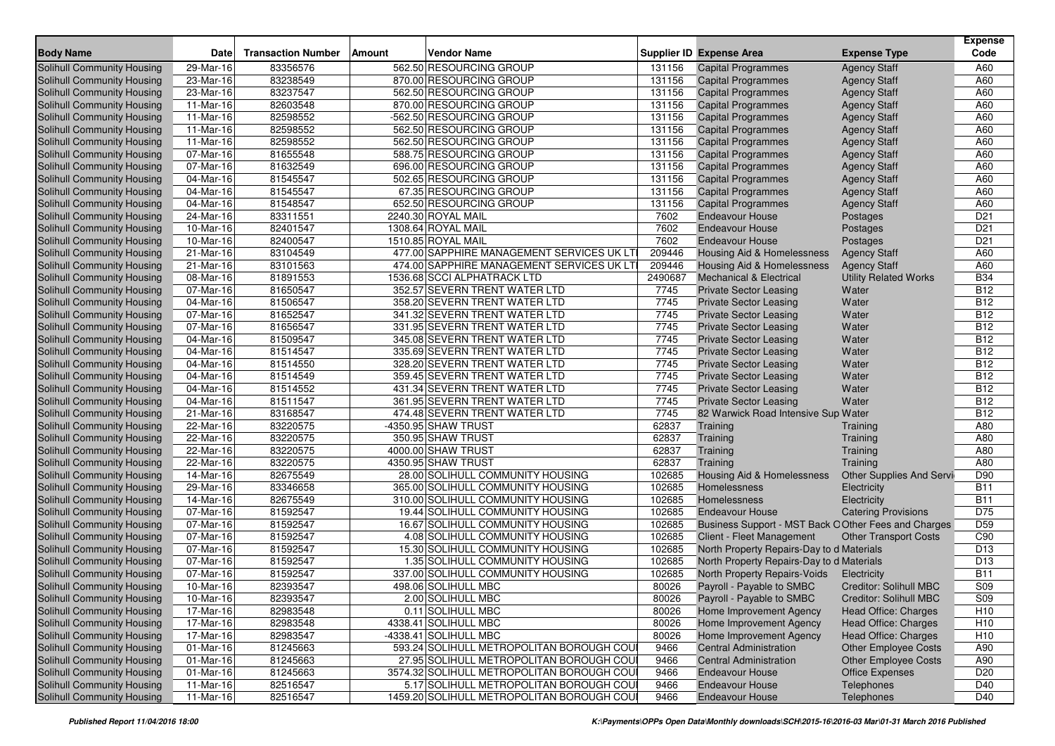| Body Name | Date | Transaction Number | Amount | Vendor Name | Supplier ID | Expense Area | Expense Type | Expense Code |
|---|---|---|---|---|---|---|---|---|
| Solihull Community Housing | 29-Mar-16 | 83356576 | 562.50 | RESOURCING GROUP | 131156 | Capital Programmes | Agency Staff | A60 |
| Solihull Community Housing | 23-Mar-16 | 83238549 | 870.00 | RESOURCING GROUP | 131156 | Capital Programmes | Agency Staff | A60 |
| Solihull Community Housing | 23-Mar-16 | 83237547 | 562.50 | RESOURCING GROUP | 131156 | Capital Programmes | Agency Staff | A60 |
| Solihull Community Housing | 11-Mar-16 | 82603548 | 870.00 | RESOURCING GROUP | 131156 | Capital Programmes | Agency Staff | A60 |
| Solihull Community Housing | 11-Mar-16 | 82598552 | -562.50 | RESOURCING GROUP | 131156 | Capital Programmes | Agency Staff | A60 |
| Solihull Community Housing | 11-Mar-16 | 82598552 | 562.50 | RESOURCING GROUP | 131156 | Capital Programmes | Agency Staff | A60 |
| Solihull Community Housing | 11-Mar-16 | 82598552 | 562.50 | RESOURCING GROUP | 131156 | Capital Programmes | Agency Staff | A60 |
| Solihull Community Housing | 07-Mar-16 | 81655548 | 588.75 | RESOURCING GROUP | 131156 | Capital Programmes | Agency Staff | A60 |
| Solihull Community Housing | 07-Mar-16 | 81632549 | 696.00 | RESOURCING GROUP | 131156 | Capital Programmes | Agency Staff | A60 |
| Solihull Community Housing | 04-Mar-16 | 81545547 | 502.65 | RESOURCING GROUP | 131156 | Capital Programmes | Agency Staff | A60 |
| Solihull Community Housing | 04-Mar-16 | 81545547 | 67.35 | RESOURCING GROUP | 131156 | Capital Programmes | Agency Staff | A60 |
| Solihull Community Housing | 04-Mar-16 | 81548547 | 652.50 | RESOURCING GROUP | 131156 | Capital Programmes | Agency Staff | A60 |
| Solihull Community Housing | 24-Mar-16 | 83311551 | 2240.30 | ROYAL MAIL | 7602 | Endeavour House | Postages | D21 |
| Solihull Community Housing | 10-Mar-16 | 82401547 | 1308.64 | ROYAL MAIL | 7602 | Endeavour House | Postages | D21 |
| Solihull Community Housing | 10-Mar-16 | 82400547 | 1510.85 | ROYAL MAIL | 7602 | Endeavour House | Postages | D21 |
| Solihull Community Housing | 21-Mar-16 | 83104549 | 477.00 | SAPPHIRE MANAGEMENT SERVICES UK LTI | 209446 | Housing Aid & Homelessness | Agency Staff | A60 |
| Solihull Community Housing | 21-Mar-16 | 83101563 | 474.00 | SAPPHIRE MANAGEMENT SERVICES UK LTI | 209446 | Housing Aid & Homelessness | Agency Staff | A60 |
| Solihull Community Housing | 08-Mar-16 | 81891553 | 1536.68 | SCCI ALPHATRACK LTD | 2490687 | Mechanical & Electrical | Utility Related Works | B34 |
| Solihull Community Housing | 07-Mar-16 | 81650547 | 352.57 | SEVERN TRENT WATER LTD | 7745 | Private Sector Leasing | Water | B12 |
| Solihull Community Housing | 04-Mar-16 | 81506547 | 358.20 | SEVERN TRENT WATER LTD | 7745 | Private Sector Leasing | Water | B12 |
| Solihull Community Housing | 07-Mar-16 | 81652547 | 341.32 | SEVERN TRENT WATER LTD | 7745 | Private Sector Leasing | Water | B12 |
| Solihull Community Housing | 07-Mar-16 | 81656547 | 331.95 | SEVERN TRENT WATER LTD | 7745 | Private Sector Leasing | Water | B12 |
| Solihull Community Housing | 04-Mar-16 | 81509547 | 345.08 | SEVERN TRENT WATER LTD | 7745 | Private Sector Leasing | Water | B12 |
| Solihull Community Housing | 04-Mar-16 | 81514547 | 335.69 | SEVERN TRENT WATER LTD | 7745 | Private Sector Leasing | Water | B12 |
| Solihull Community Housing | 04-Mar-16 | 81514550 | 328.20 | SEVERN TRENT WATER LTD | 7745 | Private Sector Leasing | Water | B12 |
| Solihull Community Housing | 04-Mar-16 | 81514549 | 359.45 | SEVERN TRENT WATER LTD | 7745 | Private Sector Leasing | Water | B12 |
| Solihull Community Housing | 04-Mar-16 | 81514552 | 431.34 | SEVERN TRENT WATER LTD | 7745 | Private Sector Leasing | Water | B12 |
| Solihull Community Housing | 04-Mar-16 | 81511547 | 361.95 | SEVERN TRENT WATER LTD | 7745 | Private Sector Leasing | Water | B12 |
| Solihull Community Housing | 21-Mar-16 | 83168547 | 474.48 | SEVERN TRENT WATER LTD | 7745 | 82 Warwick Road Intensive Sup | Water | B12 |
| Solihull Community Housing | 22-Mar-16 | 83220575 | -4350.95 | SHAW TRUST | 62837 | Training | Training | A80 |
| Solihull Community Housing | 22-Mar-16 | 83220575 | 350.95 | SHAW TRUST | 62837 | Training | Training | A80 |
| Solihull Community Housing | 22-Mar-16 | 83220575 | 4000.00 | SHAW TRUST | 62837 | Training | Training | A80 |
| Solihull Community Housing | 22-Mar-16 | 83220575 | 4350.95 | SHAW TRUST | 62837 | Training | Training | A80 |
| Solihull Community Housing | 14-Mar-16 | 82675549 | 28.00 | SOLIHULL COMMUNITY HOUSING | 102685 | Housing Aid & Homelessness | Other Supplies And Servi | D90 |
| Solihull Community Housing | 29-Mar-16 | 83346658 | 365.00 | SOLIHULL COMMUNITY HOUSING | 102685 | Homelessness | Electricity | B11 |
| Solihull Community Housing | 14-Mar-16 | 82675549 | 310.00 | SOLIHULL COMMUNITY HOUSING | 102685 | Homelessness | Electricity | B11 |
| Solihull Community Housing | 07-Mar-16 | 81592547 | 19.44 | SOLIHULL COMMUNITY HOUSING | 102685 | Endeavour House | Catering Provisions | D75 |
| Solihull Community Housing | 07-Mar-16 | 81592547 | 16.67 | SOLIHULL COMMUNITY HOUSING | 102685 | Business Support - MST Back O | Other Fees and Charges | D59 |
| Solihull Community Housing | 07-Mar-16 | 81592547 | 4.08 | SOLIHULL COMMUNITY HOUSING | 102685 | Client - Fleet Management | Other Transport Costs | C90 |
| Solihull Community Housing | 07-Mar-16 | 81592547 | 15.30 | SOLIHULL COMMUNITY HOUSING | 102685 | North Property Repairs-Day to d | Materials | D13 |
| Solihull Community Housing | 07-Mar-16 | 81592547 | 1.35 | SOLIHULL COMMUNITY HOUSING | 102685 | North Property Repairs-Day to d | Materials | D13 |
| Solihull Community Housing | 07-Mar-16 | 81592547 | 337.00 | SOLIHULL COMMUNITY HOUSING | 102685 | North Property Repairs-Voids | Electricity | B11 |
| Solihull Community Housing | 10-Mar-16 | 82393547 | 498.06 | SOLIHULL MBC | 80026 | Payroll - Payable to SMBC | Creditor: Solihull MBC | S09 |
| Solihull Community Housing | 10-Mar-16 | 82393547 | 2.00 | SOLIHULL MBC | 80026 | Payroll - Payable to SMBC | Creditor: Solihull MBC | S09 |
| Solihull Community Housing | 17-Mar-16 | 82983548 | 0.11 | SOLIHULL MBC | 80026 | Home Improvement Agency | Head Office: Charges | H10 |
| Solihull Community Housing | 17-Mar-16 | 82983548 | 4338.41 | SOLIHULL MBC | 80026 | Home Improvement Agency | Head Office: Charges | H10 |
| Solihull Community Housing | 17-Mar-16 | 82983547 | -4338.41 | SOLIHULL MBC | 80026 | Home Improvement Agency | Head Office: Charges | H10 |
| Solihull Community Housing | 01-Mar-16 | 81245663 | 593.24 | SOLIHULL METROPOLITAN BOROUGH COUI | 9466 | Central Administration | Other Employee Costs | A90 |
| Solihull Community Housing | 01-Mar-16 | 81245663 | 27.95 | SOLIHULL METROPOLITAN BOROUGH COUI | 9466 | Central Administration | Other Employee Costs | A90 |
| Solihull Community Housing | 01-Mar-16 | 81245663 | 3574.32 | SOLIHULL METROPOLITAN BOROUGH COUI | 9466 | Endeavour House | Office Expenses | D20 |
| Solihull Community Housing | 11-Mar-16 | 82516547 | 5.17 | SOLIHULL METROPOLITAN BOROUGH COUI | 9466 | Endeavour House | Telephones | D40 |
| Solihull Community Housing | 11-Mar-16 | 82516547 | 1459.20 | SOLIHULL METROPOLITAN BOROUGH COUI | 9466 | Endeavour House | Telephones | D40 |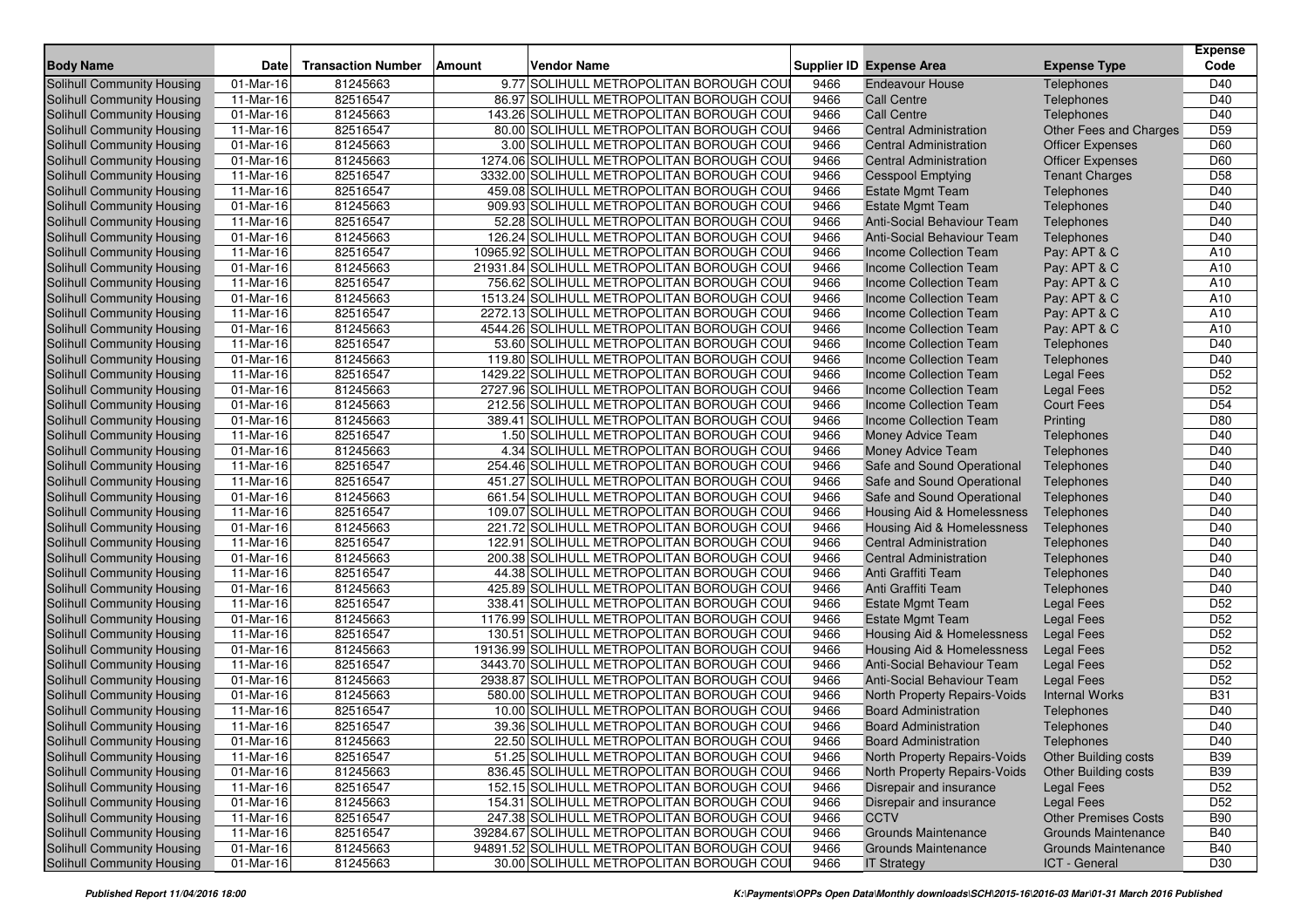| Body Name | Date | Transaction Number | Amount | Vendor Name | Supplier ID | Expense Area | Expense Type | Expense Code |
|---|---|---|---|---|---|---|---|---|
| Solihull Community Housing | 01-Mar-16 | 81245663 | 9.77 | SOLIHULL METROPOLITAN BOROUGH COU | 9466 | Endeavour House | Telephones | D40 |
| Solihull Community Housing | 11-Mar-16 | 82516547 | 86.97 | SOLIHULL METROPOLITAN BOROUGH COU | 9466 | Call Centre | Telephones | D40 |
| Solihull Community Housing | 01-Mar-16 | 81245663 | 143.26 | SOLIHULL METROPOLITAN BOROUGH COU | 9466 | Call Centre | Telephones | D40 |
| Solihull Community Housing | 11-Mar-16 | 82516547 | 80.00 | SOLIHULL METROPOLITAN BOROUGH COU | 9466 | Central Administration | Other Fees and Charges | D59 |
| Solihull Community Housing | 01-Mar-16 | 81245663 | 3.00 | SOLIHULL METROPOLITAN BOROUGH COU | 9466 | Central Administration | Officer Expenses | D60 |
| Solihull Community Housing | 01-Mar-16 | 81245663 | 1274.06 | SOLIHULL METROPOLITAN BOROUGH COU | 9466 | Central Administration | Officer Expenses | D60 |
| Solihull Community Housing | 11-Mar-16 | 82516547 | 3332.00 | SOLIHULL METROPOLITAN BOROUGH COU | 9466 | Cesspool Emptying | Tenant Charges | D58 |
| Solihull Community Housing | 11-Mar-16 | 82516547 | 459.08 | SOLIHULL METROPOLITAN BOROUGH COU | 9466 | Estate Mgmt Team | Telephones | D40 |
| Solihull Community Housing | 01-Mar-16 | 81245663 | 909.93 | SOLIHULL METROPOLITAN BOROUGH COU | 9466 | Estate Mgmt Team | Telephones | D40 |
| Solihull Community Housing | 11-Mar-16 | 82516547 | 52.28 | SOLIHULL METROPOLITAN BOROUGH COU | 9466 | Anti-Social Behaviour Team | Telephones | D40 |
| Solihull Community Housing | 01-Mar-16 | 81245663 | 126.24 | SOLIHULL METROPOLITAN BOROUGH COU | 9466 | Anti-Social Behaviour Team | Telephones | D40 |
| Solihull Community Housing | 11-Mar-16 | 82516547 | 10965.92 | SOLIHULL METROPOLITAN BOROUGH COU | 9466 | Income Collection Team | Pay: APT & C | A10 |
| Solihull Community Housing | 01-Mar-16 | 81245663 | 21931.84 | SOLIHULL METROPOLITAN BOROUGH COU | 9466 | Income Collection Team | Pay: APT & C | A10 |
| Solihull Community Housing | 11-Mar-16 | 82516547 | 756.62 | SOLIHULL METROPOLITAN BOROUGH COU | 9466 | Income Collection Team | Pay: APT & C | A10 |
| Solihull Community Housing | 01-Mar-16 | 81245663 | 1513.24 | SOLIHULL METROPOLITAN BOROUGH COU | 9466 | Income Collection Team | Pay: APT & C | A10 |
| Solihull Community Housing | 11-Mar-16 | 82516547 | 2272.13 | SOLIHULL METROPOLITAN BOROUGH COU | 9466 | Income Collection Team | Pay: APT & C | A10 |
| Solihull Community Housing | 01-Mar-16 | 81245663 | 4544.26 | SOLIHULL METROPOLITAN BOROUGH COU | 9466 | Income Collection Team | Pay: APT & C | A10 |
| Solihull Community Housing | 11-Mar-16 | 82516547 | 53.60 | SOLIHULL METROPOLITAN BOROUGH COU | 9466 | Income Collection Team | Telephones | D40 |
| Solihull Community Housing | 01-Mar-16 | 81245663 | 119.80 | SOLIHULL METROPOLITAN BOROUGH COU | 9466 | Income Collection Team | Telephones | D40 |
| Solihull Community Housing | 11-Mar-16 | 82516547 | 1429.22 | SOLIHULL METROPOLITAN BOROUGH COU | 9466 | Income Collection Team | Legal Fees | D52 |
| Solihull Community Housing | 01-Mar-16 | 81245663 | 2727.96 | SOLIHULL METROPOLITAN BOROUGH COU | 9466 | Income Collection Team | Legal Fees | D52 |
| Solihull Community Housing | 01-Mar-16 | 81245663 | 212.56 | SOLIHULL METROPOLITAN BOROUGH COU | 9466 | Income Collection Team | Court Fees | D54 |
| Solihull Community Housing | 01-Mar-16 | 81245663 | 389.41 | SOLIHULL METROPOLITAN BOROUGH COU | 9466 | Income Collection Team | Printing | D80 |
| Solihull Community Housing | 11-Mar-16 | 82516547 | 1.50 | SOLIHULL METROPOLITAN BOROUGH COU | 9466 | Money Advice Team | Telephones | D40 |
| Solihull Community Housing | 01-Mar-16 | 81245663 | 4.34 | SOLIHULL METROPOLITAN BOROUGH COU | 9466 | Money Advice Team | Telephones | D40 |
| Solihull Community Housing | 11-Mar-16 | 82516547 | 254.46 | SOLIHULL METROPOLITAN BOROUGH COU | 9466 | Safe and Sound Operational | Telephones | D40 |
| Solihull Community Housing | 11-Mar-16 | 82516547 | 451.27 | SOLIHULL METROPOLITAN BOROUGH COU | 9466 | Safe and Sound Operational | Telephones | D40 |
| Solihull Community Housing | 01-Mar-16 | 81245663 | 661.54 | SOLIHULL METROPOLITAN BOROUGH COU | 9466 | Safe and Sound Operational | Telephones | D40 |
| Solihull Community Housing | 11-Mar-16 | 82516547 | 109.07 | SOLIHULL METROPOLITAN BOROUGH COU | 9466 | Housing Aid & Homelessness | Telephones | D40 |
| Solihull Community Housing | 01-Mar-16 | 81245663 | 221.72 | SOLIHULL METROPOLITAN BOROUGH COU | 9466 | Housing Aid & Homelessness | Telephones | D40 |
| Solihull Community Housing | 11-Mar-16 | 82516547 | 122.91 | SOLIHULL METROPOLITAN BOROUGH COU | 9466 | Central Administration | Telephones | D40 |
| Solihull Community Housing | 01-Mar-16 | 81245663 | 200.38 | SOLIHULL METROPOLITAN BOROUGH COU | 9466 | Central Administration | Telephones | D40 |
| Solihull Community Housing | 11-Mar-16 | 82516547 | 44.38 | SOLIHULL METROPOLITAN BOROUGH COU | 9466 | Anti Graffiti Team | Telephones | D40 |
| Solihull Community Housing | 01-Mar-16 | 81245663 | 425.89 | SOLIHULL METROPOLITAN BOROUGH COU | 9466 | Anti Graffiti Team | Telephones | D40 |
| Solihull Community Housing | 11-Mar-16 | 82516547 | 338.41 | SOLIHULL METROPOLITAN BOROUGH COU | 9466 | Estate Mgmt Team | Legal Fees | D52 |
| Solihull Community Housing | 01-Mar-16 | 81245663 | 1176.99 | SOLIHULL METROPOLITAN BOROUGH COU | 9466 | Estate Mgmt Team | Legal Fees | D52 |
| Solihull Community Housing | 11-Mar-16 | 82516547 | 130.51 | SOLIHULL METROPOLITAN BOROUGH COU | 9466 | Housing Aid & Homelessness | Legal Fees | D52 |
| Solihull Community Housing | 01-Mar-16 | 81245663 | 19136.99 | SOLIHULL METROPOLITAN BOROUGH COU | 9466 | Housing Aid & Homelessness | Legal Fees | D52 |
| Solihull Community Housing | 11-Mar-16 | 82516547 | 3443.70 | SOLIHULL METROPOLITAN BOROUGH COU | 9466 | Anti-Social Behaviour Team | Legal Fees | D52 |
| Solihull Community Housing | 01-Mar-16 | 81245663 | 2938.87 | SOLIHULL METROPOLITAN BOROUGH COU | 9466 | Anti-Social Behaviour Team | Legal Fees | D52 |
| Solihull Community Housing | 01-Mar-16 | 81245663 | 580.00 | SOLIHULL METROPOLITAN BOROUGH COU | 9466 | North Property Repairs-Voids | Internal Works | B31 |
| Solihull Community Housing | 11-Mar-16 | 82516547 | 10.00 | SOLIHULL METROPOLITAN BOROUGH COU | 9466 | Board Administration | Telephones | D40 |
| Solihull Community Housing | 11-Mar-16 | 82516547 | 39.36 | SOLIHULL METROPOLITAN BOROUGH COU | 9466 | Board Administration | Telephones | D40 |
| Solihull Community Housing | 01-Mar-16 | 81245663 | 22.50 | SOLIHULL METROPOLITAN BOROUGH COU | 9466 | Board Administration | Telephones | D40 |
| Solihull Community Housing | 11-Mar-16 | 82516547 | 51.25 | SOLIHULL METROPOLITAN BOROUGH COU | 9466 | North Property Repairs-Voids | Other Building costs | B39 |
| Solihull Community Housing | 01-Mar-16 | 81245663 | 836.45 | SOLIHULL METROPOLITAN BOROUGH COU | 9466 | North Property Repairs-Voids | Other Building costs | B39 |
| Solihull Community Housing | 11-Mar-16 | 82516547 | 152.15 | SOLIHULL METROPOLITAN BOROUGH COU | 9466 | Disrepair and insurance | Legal Fees | D52 |
| Solihull Community Housing | 01-Mar-16 | 81245663 | 154.31 | SOLIHULL METROPOLITAN BOROUGH COU | 9466 | Disrepair and insurance | Legal Fees | D52 |
| Solihull Community Housing | 11-Mar-16 | 82516547 | 247.38 | SOLIHULL METROPOLITAN BOROUGH COU | 9466 | CCTV | Other Premises Costs | B90 |
| Solihull Community Housing | 11-Mar-16 | 82516547 | 39284.67 | SOLIHULL METROPOLITAN BOROUGH COU | 9466 | Grounds Maintenance | Grounds Maintenance | B40 |
| Solihull Community Housing | 01-Mar-16 | 81245663 | 94891.52 | SOLIHULL METROPOLITAN BOROUGH COU | 9466 | Grounds Maintenance | Grounds Maintenance | B40 |
| Solihull Community Housing | 01-Mar-16 | 81245663 | 30.00 | SOLIHULL METROPOLITAN BOROUGH COU | 9466 | IT Strategy | ICT - General | D30 |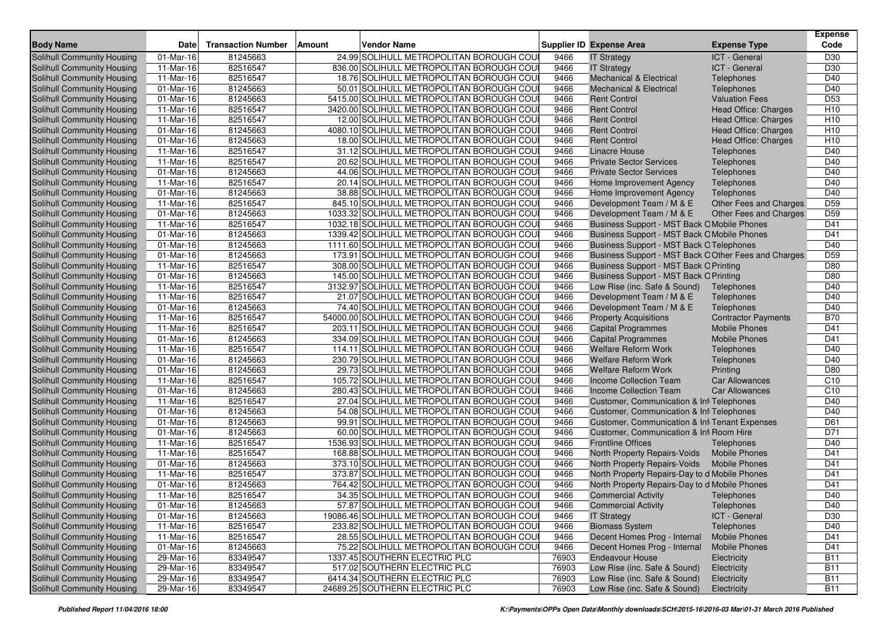| Body Name | Date | Transaction Number | Amount | Vendor Name | Supplier ID | Expense Area | Expense Type | Expense Code |
|---|---|---|---|---|---|---|---|---|
| Solihull Community Housing | 01-Mar-16 | 81245663 | 24.99 | SOLIHULL METROPOLITAN BOROUGH COU | 9466 | IT Strategy | ICT - General | D30 |
| Solihull Community Housing | 11-Mar-16 | 82516547 | 836.00 | SOLIHULL METROPOLITAN BOROUGH COU | 9466 | IT Strategy | ICT - General | D30 |
| Solihull Community Housing | 11-Mar-16 | 82516547 | 18.76 | SOLIHULL METROPOLITAN BOROUGH COU | 9466 | Mechanical & Electrical | Telephones | D40 |
| Solihull Community Housing | 01-Mar-16 | 81245663 | 50.01 | SOLIHULL METROPOLITAN BOROUGH COU | 9466 | Mechanical & Electrical | Telephones | D40 |
| Solihull Community Housing | 01-Mar-16 | 81245663 | 5415.00 | SOLIHULL METROPOLITAN BOROUGH COU | 9466 | Rent Control | Valuation Fees | D53 |
| Solihull Community Housing | 11-Mar-16 | 82516547 | 3420.00 | SOLIHULL METROPOLITAN BOROUGH COU | 9466 | Rent Control | Head Office: Charges | H10 |
| Solihull Community Housing | 11-Mar-16 | 82516547 | 12.00 | SOLIHULL METROPOLITAN BOROUGH COU | 9466 | Rent Control | Head Office: Charges | H10 |
| Solihull Community Housing | 01-Mar-16 | 81245663 | 4080.10 | SOLIHULL METROPOLITAN BOROUGH COU | 9466 | Rent Control | Head Office: Charges | H10 |
| Solihull Community Housing | 01-Mar-16 | 81245663 | 18.00 | SOLIHULL METROPOLITAN BOROUGH COU | 9466 | Rent Control | Head Office: Charges | H10 |
| Solihull Community Housing | 11-Mar-16 | 82516547 | 31.12 | SOLIHULL METROPOLITAN BOROUGH COU | 9466 | Linacre House | Telephones | D40 |
| Solihull Community Housing | 11-Mar-16 | 82516547 | 20.62 | SOLIHULL METROPOLITAN BOROUGH COU | 9466 | Private Sector Services | Telephones | D40 |
| Solihull Community Housing | 01-Mar-16 | 81245663 | 44.06 | SOLIHULL METROPOLITAN BOROUGH COU | 9466 | Private Sector Services | Telephones | D40 |
| Solihull Community Housing | 11-Mar-16 | 82516547 | 20.14 | SOLIHULL METROPOLITAN BOROUGH COU | 9466 | Home Improvement Agency | Telephones | D40 |
| Solihull Community Housing | 01-Mar-16 | 81245663 | 38.88 | SOLIHULL METROPOLITAN BOROUGH COU | 9466 | Home Improvement Agency | Telephones | D40 |
| Solihull Community Housing | 11-Mar-16 | 82516547 | 845.10 | SOLIHULL METROPOLITAN BOROUGH COU | 9466 | Development Team / M & E | Other Fees and Charges | D59 |
| Solihull Community Housing | 01-Mar-16 | 81245663 | 1033.32 | SOLIHULL METROPOLITAN BOROUGH COU | 9466 | Development Team / M & E | Other Fees and Charges | D59 |
| Solihull Community Housing | 11-Mar-16 | 82516547 | 1032.18 | SOLIHULL METROPOLITAN BOROUGH COU | 9466 | Business Support - MST Back O | Mobile Phones | D41 |
| Solihull Community Housing | 01-Mar-16 | 81245663 | 1339.42 | SOLIHULL METROPOLITAN BOROUGH COU | 9466 | Business Support - MST Back O | Mobile Phones | D41 |
| Solihull Community Housing | 01-Mar-16 | 81245663 | 1111.60 | SOLIHULL METROPOLITAN BOROUGH COU | 9466 | Business Support - MST Back O | Telephones | D40 |
| Solihull Community Housing | 01-Mar-16 | 81245663 | 173.91 | SOLIHULL METROPOLITAN BOROUGH COU | 9466 | Business Support - MST Back O | Other Fees and Charges | D59 |
| Solihull Community Housing | 11-Mar-16 | 82516547 | 308.00 | SOLIHULL METROPOLITAN BOROUGH COU | 9466 | Business Support - MST Back O | Printing | D80 |
| Solihull Community Housing | 01-Mar-16 | 81245663 | 145.00 | SOLIHULL METROPOLITAN BOROUGH COU | 9466 | Business Support - MST Back O | Printing | D80 |
| Solihull Community Housing | 11-Mar-16 | 82516547 | 3132.97 | SOLIHULL METROPOLITAN BOROUGH COU | 9466 | Low Rise (inc. Safe & Sound) | Telephones | D40 |
| Solihull Community Housing | 11-Mar-16 | 82516547 | 21.07 | SOLIHULL METROPOLITAN BOROUGH COU | 9466 | Development Team / M & E | Telephones | D40 |
| Solihull Community Housing | 01-Mar-16 | 81245663 | 74.40 | SOLIHULL METROPOLITAN BOROUGH COU | 9466 | Development Team / M & E | Telephones | D40 |
| Solihull Community Housing | 11-Mar-16 | 82516547 | 54000.00 | SOLIHULL METROPOLITAN BOROUGH COU | 9466 | Property Acquisitions | Contractor Payments | B70 |
| Solihull Community Housing | 11-Mar-16 | 82516547 | 203.11 | SOLIHULL METROPOLITAN BOROUGH COU | 9466 | Capital Programmes | Mobile Phones | D41 |
| Solihull Community Housing | 01-Mar-16 | 81245663 | 334.09 | SOLIHULL METROPOLITAN BOROUGH COU | 9466 | Capital Programmes | Mobile Phones | D41 |
| Solihull Community Housing | 11-Mar-16 | 82516547 | 114.11 | SOLIHULL METROPOLITAN BOROUGH COU | 9466 | Welfare Reform Work | Telephones | D40 |
| Solihull Community Housing | 01-Mar-16 | 81245663 | 230.79 | SOLIHULL METROPOLITAN BOROUGH COU | 9466 | Welfare Reform Work | Telephones | D40 |
| Solihull Community Housing | 01-Mar-16 | 81245663 | 29.73 | SOLIHULL METROPOLITAN BOROUGH COU | 9466 | Welfare Reform Work | Printing | D80 |
| Solihull Community Housing | 11-Mar-16 | 82516547 | 105.72 | SOLIHULL METROPOLITAN BOROUGH COU | 9466 | Income Collection Team | Car Allowances | C10 |
| Solihull Community Housing | 01-Mar-16 | 81245663 | 280.43 | SOLIHULL METROPOLITAN BOROUGH COU | 9466 | Income Collection Team | Car Allowances | C10 |
| Solihull Community Housing | 11-Mar-16 | 82516547 | 27.04 | SOLIHULL METROPOLITAN BOROUGH COU | 9466 | Customer, Communication & Inf | Telephones | D40 |
| Solihull Community Housing | 01-Mar-16 | 81245663 | 54.08 | SOLIHULL METROPOLITAN BOROUGH COU | 9466 | Customer, Communication & Inf | Telephones | D40 |
| Solihull Community Housing | 01-Mar-16 | 81245663 | 99.91 | SOLIHULL METROPOLITAN BOROUGH COU | 9466 | Customer, Communication & Inf | Tenant Expenses | D61 |
| Solihull Community Housing | 01-Mar-16 | 81245663 | 60.00 | SOLIHULL METROPOLITAN BOROUGH COU | 9466 | Customer, Communication & Inf | Room Hire | D71 |
| Solihull Community Housing | 11-Mar-16 | 82516547 | 1536.93 | SOLIHULL METROPOLITAN BOROUGH COU | 9466 | Frontline Offices | Telephones | D40 |
| Solihull Community Housing | 11-Mar-16 | 82516547 | 168.88 | SOLIHULL METROPOLITAN BOROUGH COU | 9466 | North Property Repairs-Voids | Mobile Phones | D41 |
| Solihull Community Housing | 01-Mar-16 | 81245663 | 373.10 | SOLIHULL METROPOLITAN BOROUGH COU | 9466 | North Property Repairs-Voids | Mobile Phones | D41 |
| Solihull Community Housing | 11-Mar-16 | 82516547 | 373.87 | SOLIHULL METROPOLITAN BOROUGH COU | 9466 | North Property Repairs-Day to d | Mobile Phones | D41 |
| Solihull Community Housing | 01-Mar-16 | 81245663 | 764.42 | SOLIHULL METROPOLITAN BOROUGH COU | 9466 | North Property Repairs-Day to d | Mobile Phones | D41 |
| Solihull Community Housing | 11-Mar-16 | 82516547 | 34.35 | SOLIHULL METROPOLITAN BOROUGH COU | 9466 | Commercial Activity | Telephones | D40 |
| Solihull Community Housing | 01-Mar-16 | 81245663 | 57.87 | SOLIHULL METROPOLITAN BOROUGH COU | 9466 | Commercial Activity | Telephones | D40 |
| Solihull Community Housing | 01-Mar-16 | 81245663 | 19086.46 | SOLIHULL METROPOLITAN BOROUGH COU | 9466 | IT Strategy | ICT - General | D30 |
| Solihull Community Housing | 11-Mar-16 | 82516547 | 233.82 | SOLIHULL METROPOLITAN BOROUGH COU | 9466 | Biomass System | Telephones | D40 |
| Solihull Community Housing | 11-Mar-16 | 82516547 | 28.55 | SOLIHULL METROPOLITAN BOROUGH COU | 9466 | Decent Homes Prog - Internal | Mobile Phones | D41 |
| Solihull Community Housing | 01-Mar-16 | 81245663 | 75.22 | SOLIHULL METROPOLITAN BOROUGH COU | 9466 | Decent Homes Prog - Internal | Mobile Phones | D41 |
| Solihull Community Housing | 29-Mar-16 | 83349547 | 1337.45 | SOUTHERN ELECTRIC PLC | 76903 | Endeavour House | Electricity | B11 |
| Solihull Community Housing | 29-Mar-16 | 83349547 | 517.02 | SOUTHERN ELECTRIC PLC | 76903 | Low Rise (inc. Safe & Sound) | Electricity | B11 |
| Solihull Community Housing | 29-Mar-16 | 83349547 | 6414.34 | SOUTHERN ELECTRIC PLC | 76903 | Low Rise (inc. Safe & Sound) | Electricity | B11 |
| Solihull Community Housing | 29-Mar-16 | 83349547 | 24689.25 | SOUTHERN ELECTRIC PLC | 76903 | Low Rise (inc. Safe & Sound) | Electricity | B11 |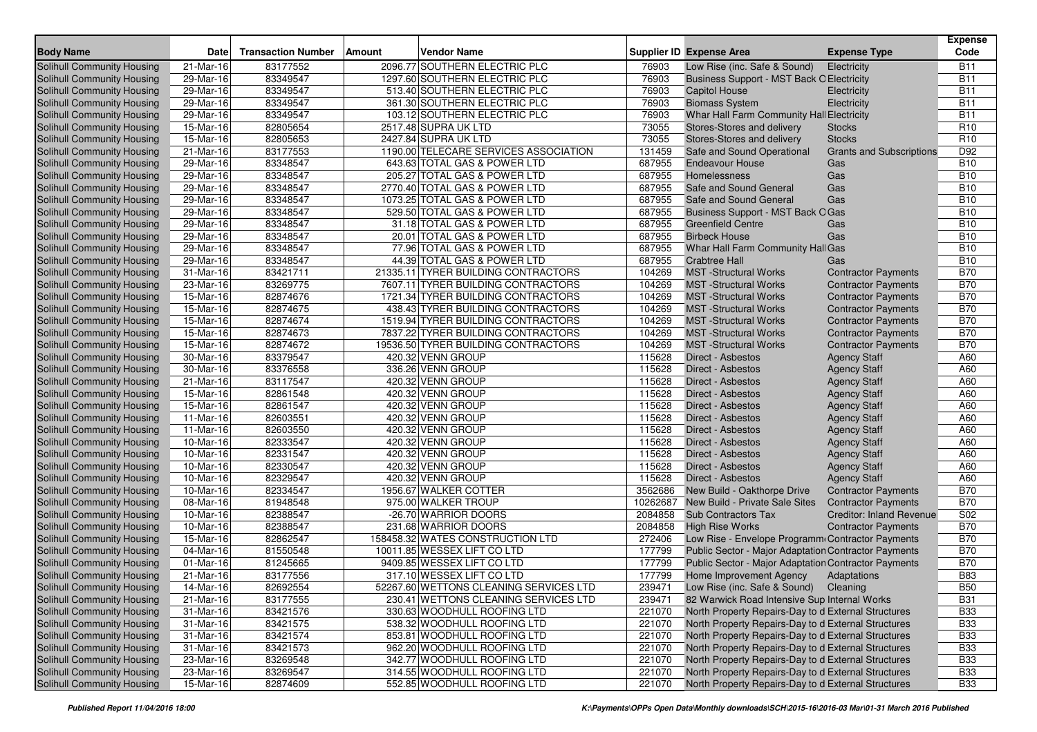| Body Name | Date | Transaction Number | Amount | Vendor Name | Supplier ID | Expense Area | Expense Type | Expense Code |
|---|---|---|---|---|---|---|---|---|
| Solihull Community Housing | 21-Mar-16 | 83177552 | 2096.77 | SOUTHERN ELECTRIC PLC | 76903 | Low Rise (inc. Safe & Sound) | Electricity | B11 |
| Solihull Community Housing | 29-Mar-16 | 83349547 | 1297.60 | SOUTHERN ELECTRIC PLC | 76903 | Business Support - MST Back O | Electricity | B11 |
| Solihull Community Housing | 29-Mar-16 | 83349547 | 513.40 | SOUTHERN ELECTRIC PLC | 76903 | Capitol House | Electricity | B11 |
| Solihull Community Housing | 29-Mar-16 | 83349547 | 361.30 | SOUTHERN ELECTRIC PLC | 76903 | Biomass System | Electricity | B11 |
| Solihull Community Housing | 29-Mar-16 | 83349547 | 103.12 | SOUTHERN ELECTRIC PLC | 76903 | Whar Hall Farm Community Hall | Electricity | B11 |
| Solihull Community Housing | 15-Mar-16 | 82805654 | 2517.48 | SUPRA UK LTD | 73055 | Stores-Stores and delivery | Stocks | R10 |
| Solihull Community Housing | 15-Mar-16 | 82805653 | 2427.84 | SUPRA UK LTD | 73055 | Stores-Stores and delivery | Stocks | R10 |
| Solihull Community Housing | 21-Mar-16 | 83177553 | 1190.00 | TELECARE SERVICES ASSOCIATION | 131459 | Safe and Sound Operational | Grants and Subscriptions | D92 |
| Solihull Community Housing | 29-Mar-16 | 83348547 | 643.63 | TOTAL GAS & POWER LTD | 687955 | Endeavour House | Gas | B10 |
| Solihull Community Housing | 29-Mar-16 | 83348547 | 205.27 | TOTAL GAS & POWER LTD | 687955 | Homelessness | Gas | B10 |
| Solihull Community Housing | 29-Mar-16 | 83348547 | 2770.40 | TOTAL GAS & POWER LTD | 687955 | Safe and Sound General | Gas | B10 |
| Solihull Community Housing | 29-Mar-16 | 83348547 | 1073.25 | TOTAL GAS & POWER LTD | 687955 | Safe and Sound General | Gas | B10 |
| Solihull Community Housing | 29-Mar-16 | 83348547 | 529.50 | TOTAL GAS & POWER LTD | 687955 | Business Support - MST Back O | Gas | B10 |
| Solihull Community Housing | 29-Mar-16 | 83348547 | 31.18 | TOTAL GAS & POWER LTD | 687955 | Greenfield Centre | Gas | B10 |
| Solihull Community Housing | 29-Mar-16 | 83348547 | 20.01 | TOTAL GAS & POWER LTD | 687955 | Birbeck House | Gas | B10 |
| Solihull Community Housing | 29-Mar-16 | 83348547 | 77.96 | TOTAL GAS & POWER LTD | 687955 | Whar Hall Farm Community Hall | Gas | B10 |
| Solihull Community Housing | 29-Mar-16 | 83348547 | 44.39 | TOTAL GAS & POWER LTD | 687955 | Crabtree Hall | Gas | B10 |
| Solihull Community Housing | 31-Mar-16 | 83421711 | 21335.11 | TYRER BUILDING CONTRACTORS | 104269 | MST -Structural Works | Contractor Payments | B70 |
| Solihull Community Housing | 23-Mar-16 | 83269775 | 7607.11 | TYRER BUILDING CONTRACTORS | 104269 | MST -Structural Works | Contractor Payments | B70 |
| Solihull Community Housing | 15-Mar-16 | 82874676 | 1721.34 | TYRER BUILDING CONTRACTORS | 104269 | MST -Structural Works | Contractor Payments | B70 |
| Solihull Community Housing | 15-Mar-16 | 82874675 | 438.43 | TYRER BUILDING CONTRACTORS | 104269 | MST -Structural Works | Contractor Payments | B70 |
| Solihull Community Housing | 15-Mar-16 | 82874674 | 1519.94 | TYRER BUILDING CONTRACTORS | 104269 | MST -Structural Works | Contractor Payments | B70 |
| Solihull Community Housing | 15-Mar-16 | 82874673 | 7837.22 | TYRER BUILDING CONTRACTORS | 104269 | MST -Structural Works | Contractor Payments | B70 |
| Solihull Community Housing | 15-Mar-16 | 82874672 | 19536.50 | TYRER BUILDING CONTRACTORS | 104269 | MST -Structural Works | Contractor Payments | B70 |
| Solihull Community Housing | 30-Mar-16 | 83379547 | 420.32 | VENN GROUP | 115628 | Direct - Asbestos | Agency Staff | A60 |
| Solihull Community Housing | 30-Mar-16 | 83376558 | 336.26 | VENN GROUP | 115628 | Direct - Asbestos | Agency Staff | A60 |
| Solihull Community Housing | 21-Mar-16 | 83117547 | 420.32 | VENN GROUP | 115628 | Direct - Asbestos | Agency Staff | A60 |
| Solihull Community Housing | 15-Mar-16 | 82861548 | 420.32 | VENN GROUP | 115628 | Direct - Asbestos | Agency Staff | A60 |
| Solihull Community Housing | 15-Mar-16 | 82861547 | 420.32 | VENN GROUP | 115628 | Direct - Asbestos | Agency Staff | A60 |
| Solihull Community Housing | 11-Mar-16 | 82603551 | 420.32 | VENN GROUP | 115628 | Direct - Asbestos | Agency Staff | A60 |
| Solihull Community Housing | 11-Mar-16 | 82603550 | 420.32 | VENN GROUP | 115628 | Direct - Asbestos | Agency Staff | A60 |
| Solihull Community Housing | 10-Mar-16 | 82333547 | 420.32 | VENN GROUP | 115628 | Direct - Asbestos | Agency Staff | A60 |
| Solihull Community Housing | 10-Mar-16 | 82331547 | 420.32 | VENN GROUP | 115628 | Direct - Asbestos | Agency Staff | A60 |
| Solihull Community Housing | 10-Mar-16 | 82330547 | 420.32 | VENN GROUP | 115628 | Direct - Asbestos | Agency Staff | A60 |
| Solihull Community Housing | 10-Mar-16 | 82329547 | 420.32 | VENN GROUP | 115628 | Direct - Asbestos | Agency Staff | A60 |
| Solihull Community Housing | 10-Mar-16 | 82334547 | 1956.67 | WALKER COTTER | 3562686 | New Build - Oakthorpe Drive | Contractor Payments | B70 |
| Solihull Community Housing | 08-Mar-16 | 81948548 | 975.00 | WALKER TROUP | 10262687 | New Build - Private Sale Sites | Contractor Payments | B70 |
| Solihull Community Housing | 10-Mar-16 | 82388547 | -26.70 | WARRIOR DOORS | 2084858 | Sub Contractors Tax | Creditor: Inland Revenue | S02 |
| Solihull Community Housing | 10-Mar-16 | 82388547 | 231.68 | WARRIOR DOORS | 2084858 | High Rise Works | Contractor Payments | B70 |
| Solihull Community Housing | 15-Mar-16 | 82862547 | 158458.32 | WATES CONSTRUCTION LTD | 272406 | Low Rise - Envelope Programm | Contractor Payments | B70 |
| Solihull Community Housing | 04-Mar-16 | 81550548 | 10011.85 | WESSEX LIFT CO LTD | 177799 | Public Sector - Major Adaptation | Contractor Payments | B70 |
| Solihull Community Housing | 01-Mar-16 | 81245665 | 9409.85 | WESSEX LIFT CO LTD | 177799 | Public Sector - Major Adaptation | Contractor Payments | B70 |
| Solihull Community Housing | 21-Mar-16 | 83177556 | 317.10 | WESSEX LIFT CO LTD | 177799 | Home Improvement Agency | Adaptations | B83 |
| Solihull Community Housing | 14-Mar-16 | 82692554 | 52267.60 | WETTONS CLEANING SERVICES LTD | 239471 | Low Rise (inc. Safe & Sound) | Cleaning | B50 |
| Solihull Community Housing | 21-Mar-16 | 83177555 | 230.41 | WETTONS CLEANING SERVICES LTD | 239471 | 82 Warwick Road Intensive Sup | Internal Works | B31 |
| Solihull Community Housing | 31-Mar-16 | 83421576 | 330.63 | WOODHULL ROOFING LTD | 221070 | North Property Repairs-Day to d | External Structures | B33 |
| Solihull Community Housing | 31-Mar-16 | 83421575 | 538.32 | WOODHULL ROOFING LTD | 221070 | North Property Repairs-Day to d | External Structures | B33 |
| Solihull Community Housing | 31-Mar-16 | 83421574 | 853.81 | WOODHULL ROOFING LTD | 221070 | North Property Repairs-Day to d | External Structures | B33 |
| Solihull Community Housing | 31-Mar-16 | 83421573 | 962.20 | WOODHULL ROOFING LTD | 221070 | North Property Repairs-Day to d | External Structures | B33 |
| Solihull Community Housing | 23-Mar-16 | 83269548 | 342.77 | WOODHULL ROOFING LTD | 221070 | North Property Repairs-Day to d | External Structures | B33 |
| Solihull Community Housing | 23-Mar-16 | 83269547 | 314.55 | WOODHULL ROOFING LTD | 221070 | North Property Repairs-Day to d | External Structures | B33 |
| Solihull Community Housing | 15-Mar-16 | 82874609 | 552.85 | WOODHULL ROOFING LTD | 221070 | North Property Repairs-Day to d | External Structures | B33 |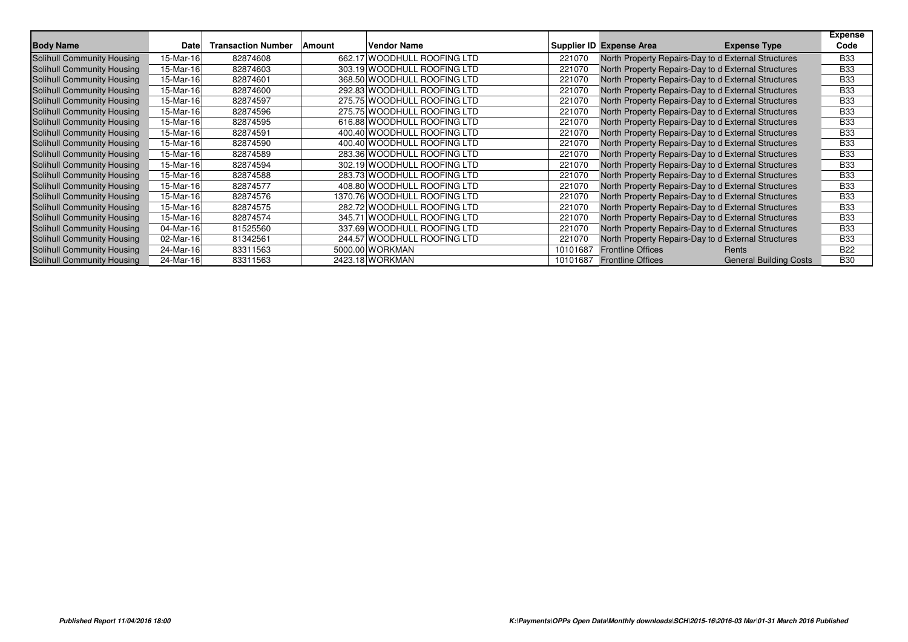| Body Name | Date | Transaction Number | Amount | Vendor Name | Supplier ID | Expense Area | Expense Type | Expense Code |
|---|---|---|---|---|---|---|---|---|
| Solihull Community Housing | 15-Mar-16 | 82874608 | 662.17 | WOODHULL ROOFING LTD | 221070 | North Property Repairs-Day to d | External Structures | B33 |
| Solihull Community Housing | 15-Mar-16 | 82874603 | 303.19 | WOODHULL ROOFING LTD | 221070 | North Property Repairs-Day to d | External Structures | B33 |
| Solihull Community Housing | 15-Mar-16 | 82874601 | 368.50 | WOODHULL ROOFING LTD | 221070 | North Property Repairs-Day to d | External Structures | B33 |
| Solihull Community Housing | 15-Mar-16 | 82874600 | 292.83 | WOODHULL ROOFING LTD | 221070 | North Property Repairs-Day to d | External Structures | B33 |
| Solihull Community Housing | 15-Mar-16 | 82874597 | 275.75 | WOODHULL ROOFING LTD | 221070 | North Property Repairs-Day to d | External Structures | B33 |
| Solihull Community Housing | 15-Mar-16 | 82874596 | 275.75 | WOODHULL ROOFING LTD | 221070 | North Property Repairs-Day to d | External Structures | B33 |
| Solihull Community Housing | 15-Mar-16 | 82874595 | 616.88 | WOODHULL ROOFING LTD | 221070 | North Property Repairs-Day to d | External Structures | B33 |
| Solihull Community Housing | 15-Mar-16 | 82874591 | 400.40 | WOODHULL ROOFING LTD | 221070 | North Property Repairs-Day to d | External Structures | B33 |
| Solihull Community Housing | 15-Mar-16 | 82874590 | 400.40 | WOODHULL ROOFING LTD | 221070 | North Property Repairs-Day to d | External Structures | B33 |
| Solihull Community Housing | 15-Mar-16 | 82874589 | 283.36 | WOODHULL ROOFING LTD | 221070 | North Property Repairs-Day to d | External Structures | B33 |
| Solihull Community Housing | 15-Mar-16 | 82874594 | 302.19 | WOODHULL ROOFING LTD | 221070 | North Property Repairs-Day to d | External Structures | B33 |
| Solihull Community Housing | 15-Mar-16 | 82874588 | 283.73 | WOODHULL ROOFING LTD | 221070 | North Property Repairs-Day to d | External Structures | B33 |
| Solihull Community Housing | 15-Mar-16 | 82874577 | 408.80 | WOODHULL ROOFING LTD | 221070 | North Property Repairs-Day to d | External Structures | B33 |
| Solihull Community Housing | 15-Mar-16 | 82874576 | 1370.76 | WOODHULL ROOFING LTD | 221070 | North Property Repairs-Day to d | External Structures | B33 |
| Solihull Community Housing | 15-Mar-16 | 82874575 | 282.72 | WOODHULL ROOFING LTD | 221070 | North Property Repairs-Day to d | External Structures | B33 |
| Solihull Community Housing | 15-Mar-16 | 82874574 | 345.71 | WOODHULL ROOFING LTD | 221070 | North Property Repairs-Day to d | External Structures | B33 |
| Solihull Community Housing | 04-Mar-16 | 81525560 | 337.69 | WOODHULL ROOFING LTD | 221070 | North Property Repairs-Day to d | External Structures | B33 |
| Solihull Community Housing | 02-Mar-16 | 81342561 | 244.57 | WOODHULL ROOFING LTD | 221070 | North Property Repairs-Day to d | External Structures | B33 |
| Solihull Community Housing | 24-Mar-16 | 83311563 | 5000.00 | WORKMAN | 10101687 | Frontline Offices | Rents | B22 |
| Solihull Community Housing | 24-Mar-16 | 83311563 | 2423.18 | WORKMAN | 10101687 | Frontline Offices | General Building Costs | B30 |

*Published Report 11/04/2016 18:00*

*K:\Payments\OPPs Open Data\Monthly downloads\SCH\2015-16\2016-03 Mar\01-31 March 2016 Published*